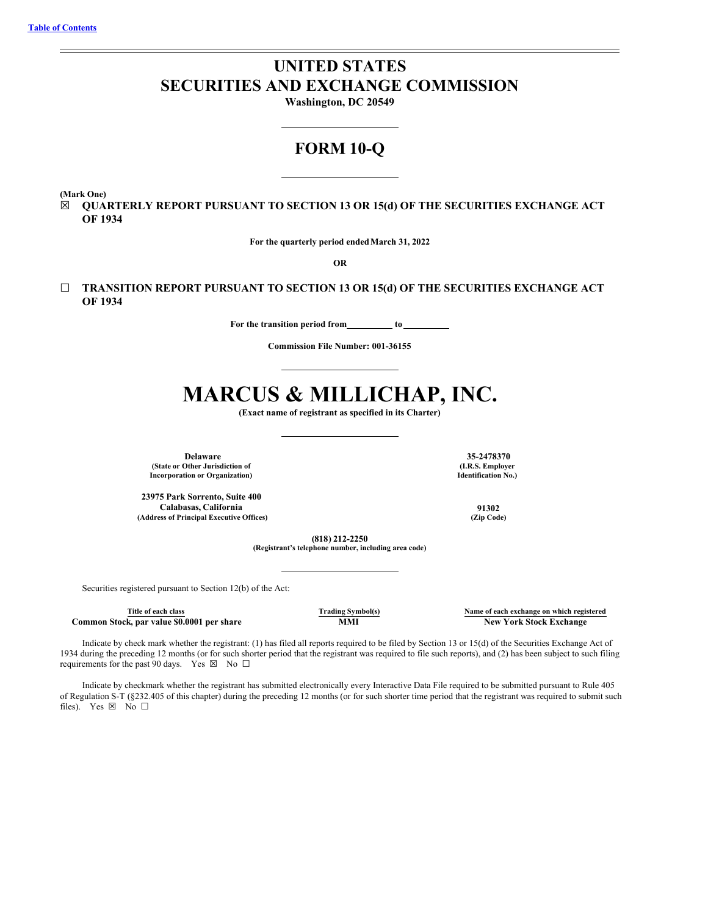[Table of Contents](#)

# UNITED STATES
# SECURITIES AND EXCHANGE COMMISSION

**Washington, DC 20549**

## FORM 10-Q

**(Mark One)**

☒ **QUARTERLY REPORT PURSUANT TO SECTION 13 OR 15(d) OF THE SECURITIES EXCHANGE ACT OF 1934**

**For the quarterly period ended March 31, 2022**

**OR**

☐ **TRANSITION REPORT PURSUANT TO SECTION 13 OR 15(d) OF THE SECURITIES EXCHANGE ACT OF 1934**

**For the transition period from \_\_\_\_\_\_\_\_\_\_ to \_\_\_\_\_\_\_\_\_\_**

**Commission File Number: 001-36155**

# MARCUS & MILLICHAP, INC.

**(Exact name of registrant as specified in its Charter)**

| | |
|---|---|
| **Delaware**<br>**(State or Other Jurisdiction of Incorporation or Organization)** | **35-2478370**<br>**(I.R.S. Employer Identification No.)** |
| **23975 Park Sorrento, Suite 400**<br>**Calabasas, California**<br>**(Address of Principal Executive Offices)** | **91302**<br>**(Zip Code)** |

**(818) 212-2250**
**(Registrant's telephone number, including area code)**

Securities registered pursuant to Section 12(b) of the Act:

| Title of each class | Trading Symbol(s) | Name of each exchange on which registered |
|---|---|---|
| **Common Stock, par value $0.0001 per share** | **MMI** | **New York Stock Exchange** |

Indicate by check mark whether the registrant: (1) has filed all reports required to be filed by Section 13 or 15(d) of the Securities Exchange Act of 1934 during the preceding 12 months (or for such shorter period that the registrant was required to file such reports), and (2) has been subject to such filing requirements for the past 90 days. Yes ☒ No ☐

Indicate by checkmark whether the registrant has submitted electronically every Interactive Data File required to be submitted pursuant to Rule 405 of Regulation S-T (§232.405 of this chapter) during the preceding 12 months (or for such shorter time period that the registrant was required to submit such files). Yes ☒ No ☐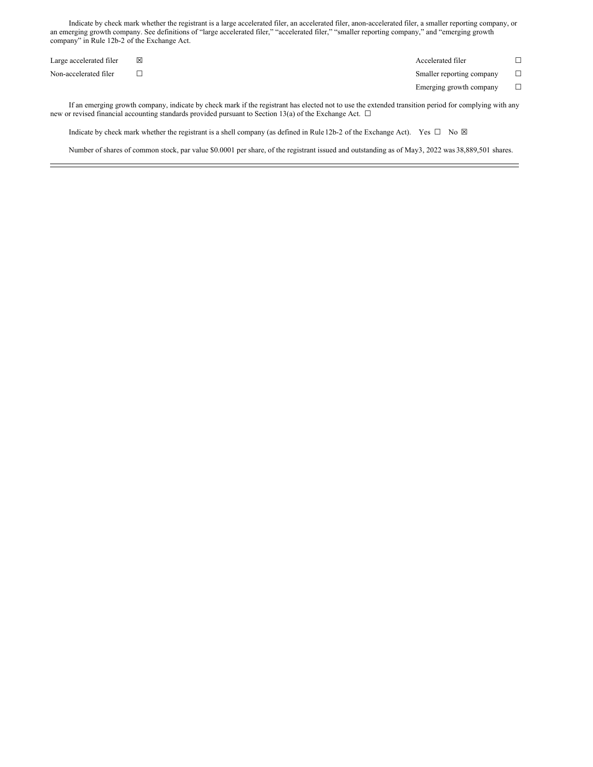Indicate by check mark whether the registrant is a large accelerated filer, an accelerated filer, anon-accelerated filer, a smaller reporting company, or an emerging growth company. See definitions of "large accelerated filer," "accelerated filer," "smaller reporting company," and "emerging growth company" in Rule 12b-2 of the Exchange Act.

| | | | |
|---|---|---|---|
| Large accelerated filer | ☒ | Accelerated filer | ☐ |
| Non-accelerated filer | ☐ | Smaller reporting company | ☐ |
| | | Emerging growth company | ☐ |

If an emerging growth company, indicate by check mark if the registrant has elected not to use the extended transition period for complying with any new or revised financial accounting standards provided pursuant to Section 13(a) of the Exchange Act. ☐

Indicate by check mark whether the registrant is a shell company (as defined in Rule 12b-2 of the Exchange Act). Yes ☐ No ☒

Number of shares of common stock, par value $0.0001 per share, of the registrant issued and outstanding as of May3, 2022 was 38,889,501 shares.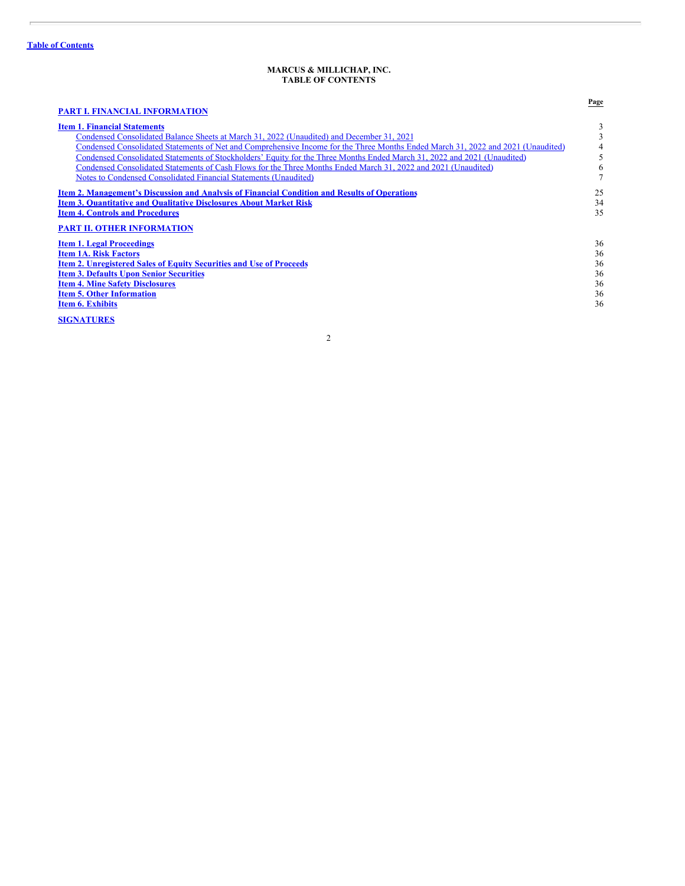Table of Contents

# MARCUS & MILLICHAP, INC.
## TABLE OF CONTENTS

| | Page |
|---|---|
| **PART I. FINANCIAL INFORMATION** | |
| **Item 1. Financial Statements** | 3 |
| Condensed Consolidated Balance Sheets at March 31, 2022 (Unaudited) and December 31, 2021 | 3 |
| Condensed Consolidated Statements of Net and Comprehensive Income for the Three Months Ended March 31, 2022 and 2021 (Unaudited) | 4 |
| Condensed Consolidated Statements of Stockholders' Equity for the Three Months Ended March 31, 2022 and 2021 (Unaudited) | 5 |
| Condensed Consolidated Statements of Cash Flows for the Three Months Ended March 31, 2022 and 2021 (Unaudited) | 6 |
| Notes to Condensed Consolidated Financial Statements (Unaudited) | 7 |
| **Item 2. Management's Discussion and Analysis of Financial Condition and Results of Operations** | 25 |
| **Item 3. Quantitative and Qualitative Disclosures About Market Risk** | 34 |
| **Item 4. Controls and Procedures** | 35 |
| **PART II. OTHER INFORMATION** | |
| **Item 1. Legal Proceedings** | 36 |
| **Item 1A. Risk Factors** | 36 |
| **Item 2. Unregistered Sales of Equity Securities and Use of Proceeds** | 36 |
| **Item 3. Defaults Upon Senior Securities** | 36 |
| **Item 4. Mine Safety Disclosures** | 36 |
| **Item 5. Other Information** | 36 |
| **Item 6. Exhibits** | 36 |
| **SIGNATURES** | |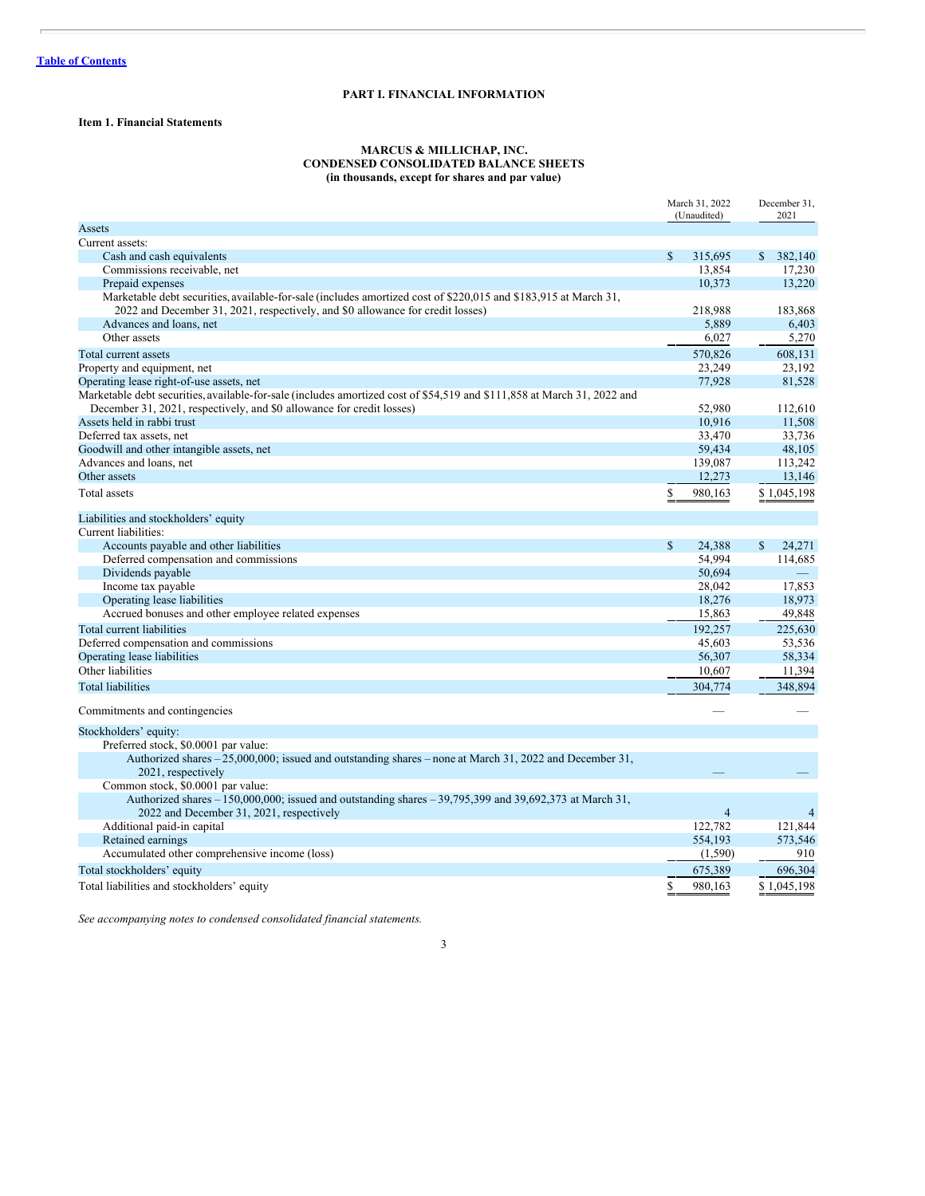[Table of Contents](#)

# PART I. FINANCIAL INFORMATION

## Item 1. Financial Statements

### MARCUS & MILLICHAP, INC.
### CONDENSED CONSOLIDATED BALANCE SHEETS
### (in thousands, except for shares and par value)

| | March 31, 2022 (Unaudited) | December 31, 2021 |
|---|---|---|
| **Assets** | | |
| Current assets: | | |
| Cash and cash equivalents | $ 315,695 | $ 382,140 |
| Commissions receivable, net | 13,854 | 17,230 |
| Prepaid expenses | 10,373 | 13,220 |
| Marketable debt securities, available-for-sale (includes amortized cost of $220,015 and $183,915 at March 31, 2022 and December 31, 2021, respectively, and $0 allowance for credit losses) | 218,988 | 183,868 |
| Advances and loans, net | 5,889 | 6,403 |
| Other assets | 6,027 | 5,270 |
| Total current assets | 570,826 | 608,131 |
| Property and equipment, net | 23,249 | 23,192 |
| Operating lease right-of-use assets, net | 77,928 | 81,528 |
| Marketable debt securities, available-for-sale (includes amortized cost of $54,519 and $111,858 at March 31, 2022 and December 31, 2021, respectively, and $0 allowance for credit losses) | 52,980 | 112,610 |
| Assets held in rabbi trust | 10,916 | 11,508 |
| Deferred tax assets, net | 33,470 | 33,736 |
| Goodwill and other intangible assets, net | 59,434 | 48,105 |
| Advances and loans, net | 139,087 | 113,242 |
| Other assets | 12,273 | 13,146 |
| Total assets | $ 980,163 | $ 1,045,198 |
| **Liabilities and stockholders' equity** | | |
| Current liabilities: | | |
| Accounts payable and other liabilities | $ 24,388 | $ 24,271 |
| Deferred compensation and commissions | 54,994 | 114,685 |
| Dividends payable | 50,694 | — |
| Income tax payable | 28,042 | 17,853 |
| Operating lease liabilities | 18,276 | 18,973 |
| Accrued bonuses and other employee related expenses | 15,863 | 49,848 |
| Total current liabilities | 192,257 | 225,630 |
| Deferred compensation and commissions | 45,603 | 53,536 |
| Operating lease liabilities | 56,307 | 58,334 |
| Other liabilities | 10,607 | 11,394 |
| Total liabilities | 304,774 | 348,894 |
| Commitments and contingencies | — | — |
| Stockholders' equity: | | |
| Preferred stock, $0.0001 par value: | | |
| Authorized shares – 25,000,000; issued and outstanding shares – none at March 31, 2022 and December 31, 2021, respectively | — | — |
| Common stock, $0.0001 par value: | | |
| Authorized shares – 150,000,000; issued and outstanding shares – 39,795,399 and 39,692,373 at March 31, 2022 and December 31, 2021, respectively | 4 | 4 |
| Additional paid-in capital | 122,782 | 121,844 |
| Retained earnings | 554,193 | 573,546 |
| Accumulated other comprehensive income (loss) | (1,590) | 910 |
| Total stockholders' equity | 675,389 | 696,304 |
| Total liabilities and stockholders' equity | $ 980,163 | $ 1,045,198 |

*See accompanying notes to condensed consolidated financial statements.*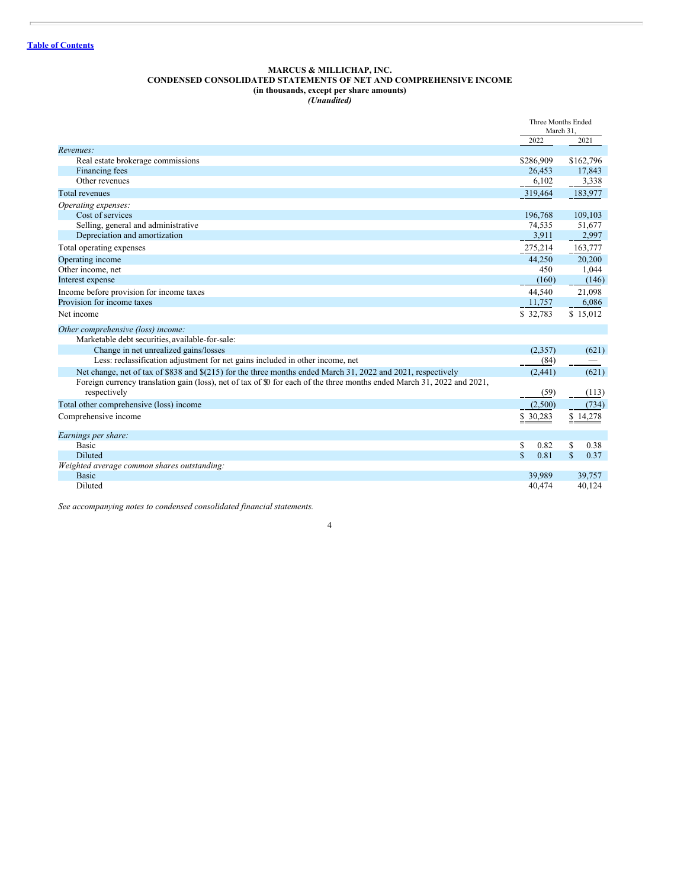[Table of Contents](#)

**MARCUS & MILLICHAP, INC.**
**CONDENSED CONSOLIDATED STATEMENTS OF NET AND COMPREHENSIVE INCOME**
**(in thousands, except per share amounts)**
***(Unaudited)***

| | Three Months Ended March 31, | |
|---|---|---|
| | 2022 | 2021 |
| *Revenues:* | | |
| Real estate brokerage commissions | $286,909 | $162,796 |
| Financing fees | 26,453 | 17,843 |
| Other revenues | 6,102 | 3,338 |
| Total revenues | 319,464 | 183,977 |
| *Operating expenses:* | | |
| Cost of services | 196,768 | 109,103 |
| Selling, general and administrative | 74,535 | 51,677 |
| Depreciation and amortization | 3,911 | 2,997 |
| Total operating expenses | 275,214 | 163,777 |
| Operating income | 44,250 | 20,200 |
| Other income, net | 450 | 1,044 |
| Interest expense | (160) | (146) |
| Income before provision for income taxes | 44,540 | 21,098 |
| Provision for income taxes | 11,757 | 6,086 |
| Net income | $ 32,783 | $ 15,012 |
| *Other comprehensive (loss) income:* | | |
| Marketable debt securities, available-for-sale: | | |
| Change in net unrealized gains/losses | (2,357) | (621) |
| Less: reclassification adjustment for net gains included in other income, net | (84) | — |
| Net change, net of tax of $838 and $(215) for the three months ended March 31, 2022 and 2021, respectively | (2,441) | (621) |
| Foreign currency translation gain (loss), net of tax of $0 for each of the three months ended March 31, 2022 and 2021, respectively | (59) | (113) |
| Total other comprehensive (loss) income | (2,500) | (734) |
| Comprehensive income | $ 30,283 | $ 14,278 |
| *Earnings per share:* | | |
| Basic | $ 0.82 | $ 0.38 |
| Diluted | $ 0.81 | $ 0.37 |
| *Weighted average common shares outstanding:* | | |
| Basic | 39,989 | 39,757 |
| Diluted | 40,474 | 40,124 |

*See accompanying notes to condensed consolidated financial statements.*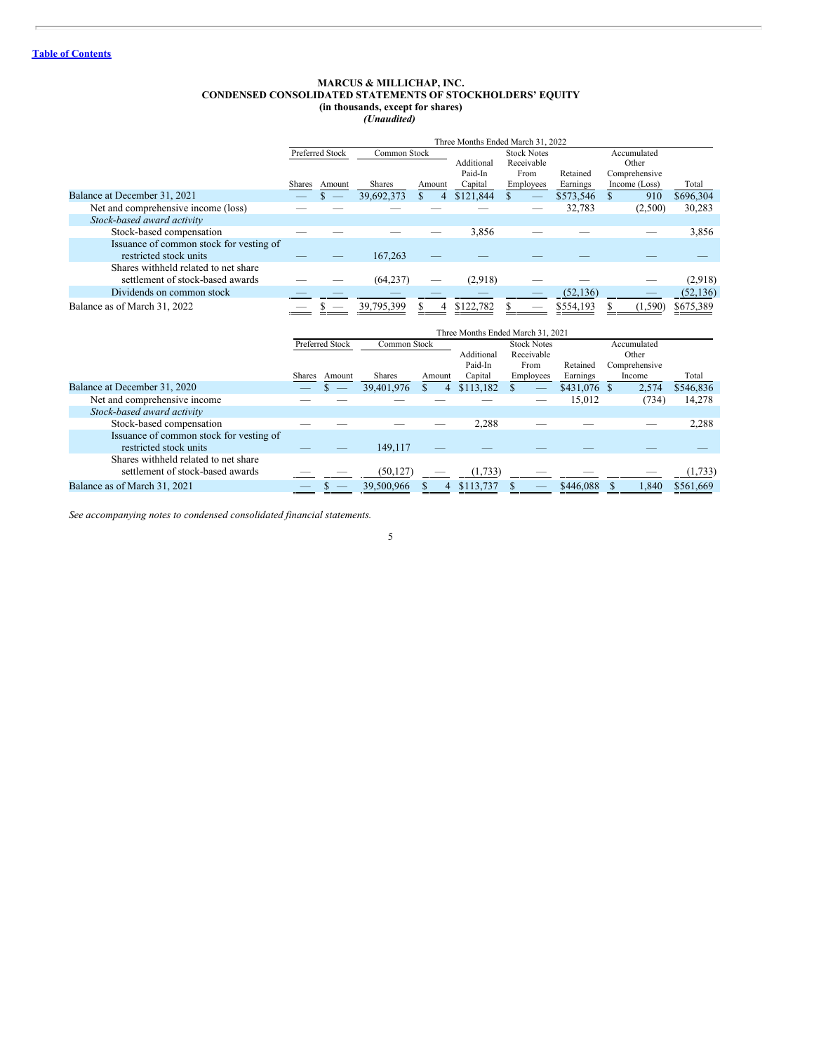[Table of Contents](#)

**MARCUS & MILLICHAP, INC.**
**CONDENSED CONSOLIDATED STATEMENTS OF STOCKHOLDERS' EQUITY**
**(in thousands, except for shares)**
***(Unaudited)***

| | Three Months Ended March 31, 2022 | | | | | | | | |
|---|---|---|---|---|---|---|---|---|---|
| | Preferred Stock | | Common Stock | | Additional Paid-In Capital | Stock Notes Receivable From Employees | Retained Earnings | Accumulated Other Comprehensive Income (Loss) | Total |
| | Shares | Amount | Shares | Amount | | | | | |
| Balance at December 31, 2021 | — | $ — | 39,692,373 | $ 4 | $121,844 | $ — | $573,546 | $ 910 | $696,304 |
| Net and comprehensive income (loss) | — | — | — | — | — | — | 32,783 | (2,500) | 30,283 |
| *Stock-based award activity* | | | | | | | | | |
| Stock-based compensation | — | — | — | — | 3,856 | — | — | — | 3,856 |
| Issuance of common stock for vesting of restricted stock units | — | — | 167,263 | — | — | — | — | — | — |
| Shares withheld related to net share settlement of stock-based awards | — | — | (64,237) | — | (2,918) | — | — | — | (2,918) |
| Dividends on common stock | — | — | — | — | — | — | (52,136) | — | (52,136) |
| Balance as of March 31, 2022 | — | $ — | 39,795,399 | $ 4 | $122,782 | $ — | $554,193 | $ (1,590) | $675,389 |

| | Three Months Ended March 31, 2021 | | | | | | | | |
|---|---|---|---|---|---|---|---|---|---|
| | Preferred Stock | | Common Stock | | Additional Paid-In Capital | Stock Notes Receivable From Employees | Retained Earnings | Accumulated Other Comprehensive Income | Total |
| | Shares | Amount | Shares | Amount | | | | | |
| Balance at December 31, 2020 | — | $ — | 39,401,976 | $ 4 | $113,182 | $ — | $431,076 | $ 2,574 | $546,836 |
| Net and comprehensive income | — | — | — | — | — | — | 15,012 | (734) | 14,278 |
| *Stock-based award activity* | | | | | | | | | |
| Stock-based compensation | — | — | — | — | 2,288 | — | — | — | 2,288 |
| Issuance of common stock for vesting of restricted stock units | — | — | 149,117 | — | — | — | — | — | — |
| Shares withheld related to net share settlement of stock-based awards | — | — | (50,127) | — | (1,733) | — | — | — | (1,733) |
| Balance as of March 31, 2021 | — | $ — | 39,500,966 | $ 4 | $113,737 | $ — | $446,088 | $ 1,840 | $561,669 |

*See accompanying notes to condensed consolidated financial statements.*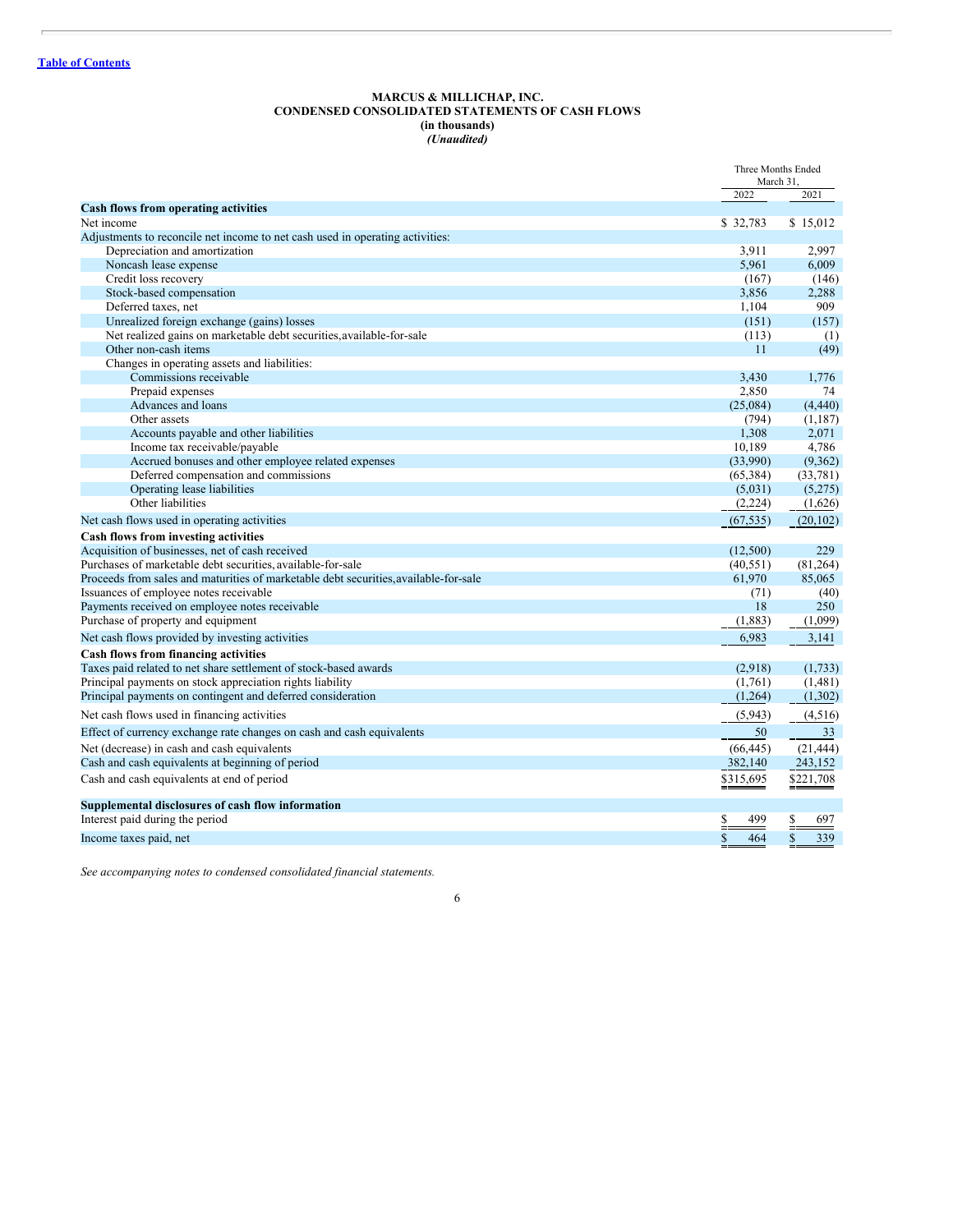[Table of Contents](#)

**MARCUS & MILLICHAP, INC.**
**CONDENSED CONSOLIDATED STATEMENTS OF CASH FLOWS**
**(in thousands)**
***(Unaudited)***

| | Three Months Ended March 31, | |
|---|---|---|
| | 2022 | 2021 |
| **Cash flows from operating activities** | | |
| Net income | $ 32,783 | $ 15,012 |
| Adjustments to reconcile net income to net cash used in operating activities: | | |
| Depreciation and amortization | 3,911 | 2,997 |
| Noncash lease expense | 5,961 | 6,009 |
| Credit loss recovery | (167) | (146) |
| Stock-based compensation | 3,856 | 2,288 |
| Deferred taxes, net | 1,104 | 909 |
| Unrealized foreign exchange (gains) losses | (151) | (157) |
| Net realized gains on marketable debt securities, available-for-sale | (113) | (1) |
| Other non-cash items | 11 | (49) |
| Changes in operating assets and liabilities: | | |
| Commissions receivable | 3,430 | 1,776 |
| Prepaid expenses | 2,850 | 74 |
| Advances and loans | (25,084) | (4,440) |
| Other assets | (794) | (1,187) |
| Accounts payable and other liabilities | 1,308 | 2,071 |
| Income tax receivable/payable | 10,189 | 4,786 |
| Accrued bonuses and other employee related expenses | (33,990) | (9,362) |
| Deferred compensation and commissions | (65,384) | (33,781) |
| Operating lease liabilities | (5,031) | (5,275) |
| Other liabilities | (2,224) | (1,626) |
| Net cash flows used in operating activities | (67,535) | (20,102) |
| **Cash flows from investing activities** | | |
| Acquisition of businesses, net of cash received | (12,500) | 229 |
| Purchases of marketable debt securities, available-for-sale | (40,551) | (81,264) |
| Proceeds from sales and maturities of marketable debt securities, available-for-sale | 61,970 | 85,065 |
| Issuances of employee notes receivable | (71) | (40) |
| Payments received on employee notes receivable | 18 | 250 |
| Purchase of property and equipment | (1,883) | (1,099) |
| Net cash flows provided by investing activities | 6,983 | 3,141 |
| **Cash flows from financing activities** | | |
| Taxes paid related to net share settlement of stock-based awards | (2,918) | (1,733) |
| Principal payments on stock appreciation rights liability | (1,761) | (1,481) |
| Principal payments on contingent and deferred consideration | (1,264) | (1,302) |
| Net cash flows used in financing activities | (5,943) | (4,516) |
| Effect of currency exchange rate changes on cash and cash equivalents | 50 | 33 |
| Net (decrease) in cash and cash equivalents | (66,445) | (21,444) |
| Cash and cash equivalents at beginning of period | 382,140 | 243,152 |
| Cash and cash equivalents at end of period | $315,695 | $221,708 |
| **Supplemental disclosures of cash flow information** | | |
| Interest paid during the period | $ 499 | $ 697 |
| Income taxes paid, net | $ 464 | $ 339 |

*See accompanying notes to condensed consolidated financial statements.*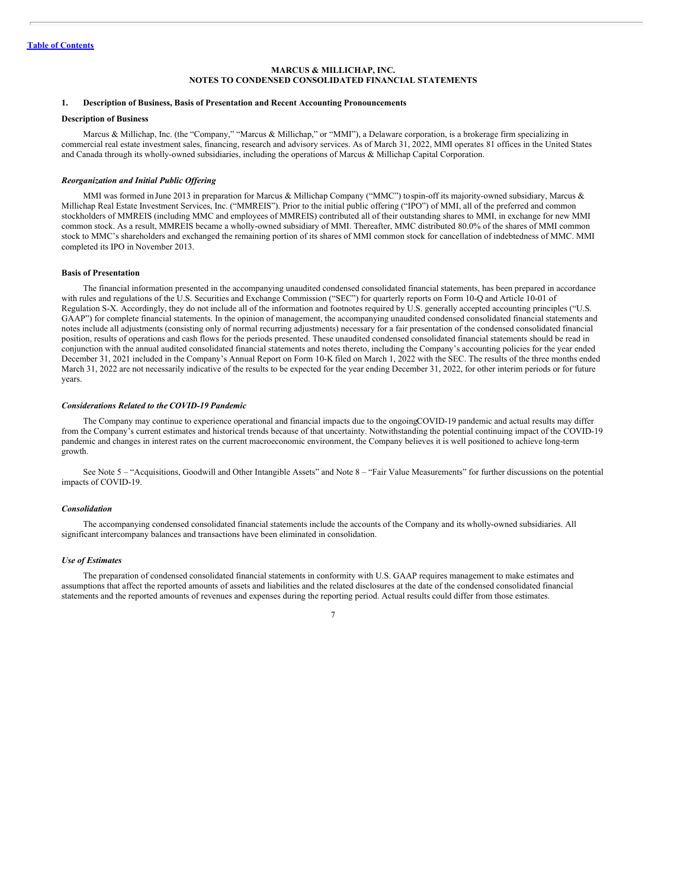[Table of Contents](#)

**MARCUS & MILLICHAP, INC.**
**NOTES TO CONDENSED CONSOLIDATED FINANCIAL STATEMENTS**

## 1. Description of Business, Basis of Presentation and Recent Accounting Pronouncements

### Description of Business

Marcus & Millichap, Inc. (the "Company," "Marcus & Millichap," or "MMI"), a Delaware corporation, is a brokerage firm specializing in commercial real estate investment sales, financing, research and advisory services. As of March 31, 2022, MMI operates 81 offices in the United States and Canada through its wholly-owned subsidiaries, including the operations of Marcus & Millichap Capital Corporation.

#### *Reorganization and Initial Public Offering*

MMI was formed in June 2013 in preparation for Marcus & Millichap Company ("MMC") to spin-off its majority-owned subsidiary, Marcus & Millichap Real Estate Investment Services, Inc. ("MMREIS"). Prior to the initial public offering ("IPO") of MMI, all of the preferred and common stockholders of MMREIS (including MMC and employees of MMREIS) contributed all of their outstanding shares to MMI, in exchange for new MMI common stock. As a result, MMREIS became a wholly-owned subsidiary of MMI. Thereafter, MMC distributed 80.0% of the shares of MMI common stock to MMC's shareholders and exchanged the remaining portion of its shares of MMI common stock for cancellation of indebtedness of MMC. MMI completed its IPO in November 2013.

### Basis of Presentation

The financial information presented in the accompanying unaudited condensed consolidated financial statements, has been prepared in accordance with rules and regulations of the U.S. Securities and Exchange Commission ("SEC") for quarterly reports on Form 10-Q and Article 10-01 of Regulation S-X. Accordingly, they do not include all of the information and footnotes required by U.S. generally accepted accounting principles ("U.S. GAAP") for complete financial statements. In the opinion of management, the accompanying unaudited condensed consolidated financial statements and notes include all adjustments (consisting only of normal recurring adjustments) necessary for a fair presentation of the condensed consolidated financial position, results of operations and cash flows for the periods presented. These unaudited condensed consolidated financial statements should be read in conjunction with the annual audited consolidated financial statements and notes thereto, including the Company's accounting policies for the year ended December 31, 2021 included in the Company's Annual Report on Form 10-K filed on March 1, 2022 with the SEC. The results of the three months ended March 31, 2022 are not necessarily indicative of the results to be expected for the year ending December 31, 2022, for other interim periods or for future years.

#### *Considerations Related to the COVID-19 Pandemic*

The Company may continue to experience operational and financial impacts due to the ongoing COVID-19 pandemic and actual results may differ from the Company's current estimates and historical trends because of that uncertainty. Notwithstanding the potential continuing impact of the COVID-19 pandemic and changes in interest rates on the current macroeconomic environment, the Company believes it is well positioned to achieve long-term growth.

See Note 5 – "Acquisitions, Goodwill and Other Intangible Assets" and Note 8 – "Fair Value Measurements" for further discussions on the potential impacts of COVID-19.

#### *Consolidation*

The accompanying condensed consolidated financial statements include the accounts of the Company and its wholly-owned subsidiaries. All significant intercompany balances and transactions have been eliminated in consolidation.

#### *Use of Estimates*

The preparation of condensed consolidated financial statements in conformity with U.S. GAAP requires management to make estimates and assumptions that affect the reported amounts of assets and liabilities and the related disclosures at the date of the condensed consolidated financial statements and the reported amounts of revenues and expenses during the reporting period. Actual results could differ from those estimates.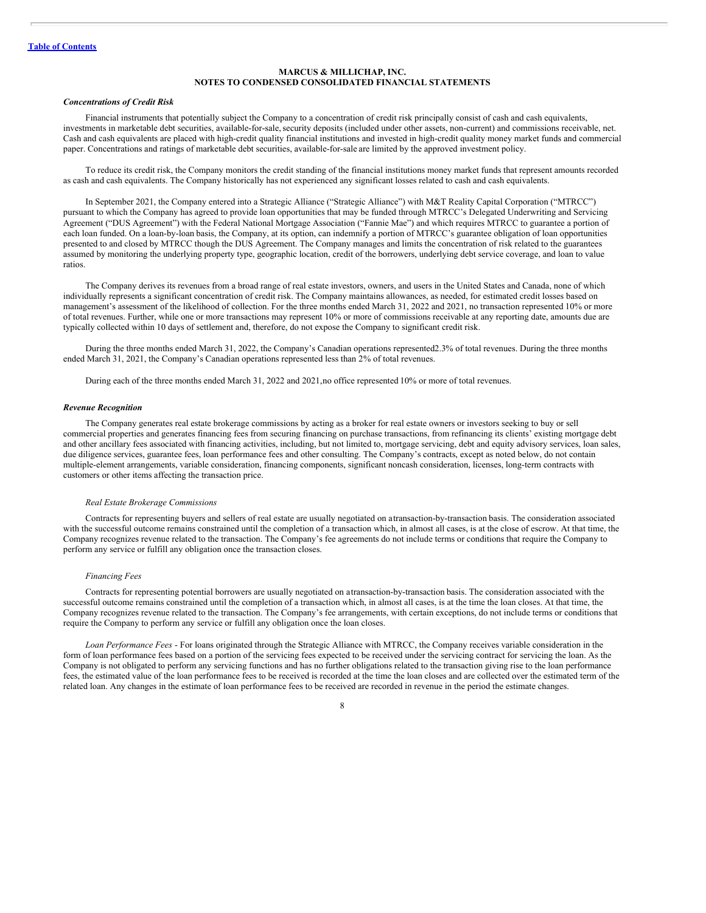**MARCUS & MILLICHAP, INC.**
**NOTES TO CONDENSED CONSOLIDATED FINANCIAL STATEMENTS**

***Concentrations of Credit Risk***

Financial instruments that potentially subject the Company to a concentration of credit risk principally consist of cash and cash equivalents, investments in marketable debt securities, available-for-sale, security deposits (included under other assets, non-current) and commissions receivable, net. Cash and cash equivalents are placed with high-credit quality financial institutions and invested in high-credit quality money market funds and commercial paper. Concentrations and ratings of marketable debt securities, available-for-sale are limited by the approved investment policy.

To reduce its credit risk, the Company monitors the credit standing of the financial institutions money market funds that represent amounts recorded as cash and cash equivalents. The Company historically has not experienced any significant losses related to cash and cash equivalents.

In September 2021, the Company entered into a Strategic Alliance ("Strategic Alliance") with M&T Reality Capital Corporation ("MTRCC") pursuant to which the Company has agreed to provide loan opportunities that may be funded through MTRCC's Delegated Underwriting and Servicing Agreement ("DUS Agreement") with the Federal National Mortgage Association ("Fannie Mae") and which requires MTRCC to guarantee a portion of each loan funded. On a loan-by-loan basis, the Company, at its option, can indemnify a portion of MTRCC's guarantee obligation of loan opportunities presented to and closed by MTRCC though the DUS Agreement. The Company manages and limits the concentration of risk related to the guarantees assumed by monitoring the underlying property type, geographic location, credit of the borrowers, underlying debt service coverage, and loan to value ratios.

The Company derives its revenues from a broad range of real estate investors, owners, and users in the United States and Canada, none of which individually represents a significant concentration of credit risk. The Company maintains allowances, as needed, for estimated credit losses based on management's assessment of the likelihood of collection. For the three months ended March 31, 2022 and 2021, no transaction represented 10% or more of total revenues. Further, while one or more transactions may represent 10% or more of commissions receivable at any reporting date, amounts due are typically collected within 10 days of settlement and, therefore, do not expose the Company to significant credit risk.

During the three months ended March 31, 2022, the Company's Canadian operations represented2.3% of total revenues. During the three months ended March 31, 2021, the Company's Canadian operations represented less than 2% of total revenues.

During each of the three months ended March 31, 2022 and 2021,no office represented 10% or more of total revenues.

***Revenue Recognition***

The Company generates real estate brokerage commissions by acting as a broker for real estate owners or investors seeking to buy or sell commercial properties and generates financing fees from securing financing on purchase transactions, from refinancing its clients' existing mortgage debt and other ancillary fees associated with financing activities, including, but not limited to, mortgage servicing, debt and equity advisory services, loan sales, due diligence services, guarantee fees, loan performance fees and other consulting. The Company's contracts, except as noted below, do not contain multiple-element arrangements, variable consideration, financing components, significant noncash consideration, licenses, long-term contracts with customers or other items affecting the transaction price.

*Real Estate Brokerage Commissions*

Contracts for representing buyers and sellers of real estate are usually negotiated on atransaction-by-transaction basis. The consideration associated with the successful outcome remains constrained until the completion of a transaction which, in almost all cases, is at the close of escrow. At that time, the Company recognizes revenue related to the transaction. The Company's fee agreements do not include terms or conditions that require the Company to perform any service or fulfill any obligation once the transaction closes.

*Financing Fees*

Contracts for representing potential borrowers are usually negotiated on atransaction-by-transaction basis. The consideration associated with the successful outcome remains constrained until the completion of a transaction which, in almost all cases, is at the time the loan closes. At that time, the Company recognizes revenue related to the transaction. The Company's fee arrangements, with certain exceptions, do not include terms or conditions that require the Company to perform any service or fulfill any obligation once the loan closes.

*Loan Performance Fees* - For loans originated through the Strategic Alliance with MTRCC, the Company receives variable consideration in the form of loan performance fees based on a portion of the servicing fees expected to be received under the servicing contract for servicing the loan. As the Company is not obligated to perform any servicing functions and has no further obligations related to the transaction giving rise to the loan performance fees, the estimated value of the loan performance fees to be received is recorded at the time the loan closes and are collected over the estimated term of the related loan. Any changes in the estimate of loan performance fees to be received are recorded in revenue in the period the estimate changes.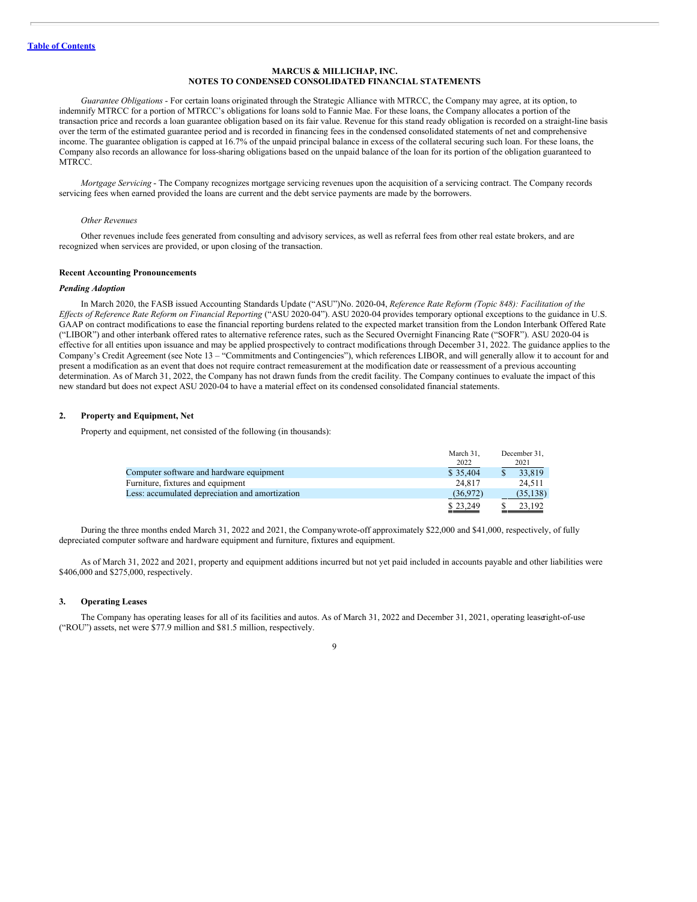**MARCUS & MILLICHAP, INC.**
**NOTES TO CONDENSED CONSOLIDATED FINANCIAL STATEMENTS**

*Guarantee Obligations* - For certain loans originated through the Strategic Alliance with MTRCC, the Company may agree, at its option, to indemnify MTRCC for a portion of MTRCC's obligations for loans sold to Fannie Mae. For these loans, the Company allocates a portion of the transaction price and records a loan guarantee obligation based on its fair value. Revenue for this stand ready obligation is recorded on a straight-line basis over the term of the estimated guarantee period and is recorded in financing fees in the condensed consolidated statements of net and comprehensive income. The guarantee obligation is capped at 16.7% of the unpaid principal balance in excess of the collateral securing such loan. For these loans, the Company also records an allowance for loss-sharing obligations based on the unpaid balance of the loan for its portion of the obligation guaranteed to MTRCC.

*Mortgage Servicing* - The Company recognizes mortgage servicing revenues upon the acquisition of a servicing contract. The Company records servicing fees when earned provided the loans are current and the debt service payments are made by the borrowers.

*Other Revenues*

Other revenues include fees generated from consulting and advisory services, as well as referral fees from other real estate brokers, and are recognized when services are provided, or upon closing of the transaction.

**Recent Accounting Pronouncements**

***Pending Adoption***

In March 2020, the FASB issued Accounting Standards Update ("ASU")No. 2020-04, *Reference Rate Reform (Topic 848): Facilitation of the Effects of Reference Rate Reform on Financial Reporting* ("ASU 2020-04"). ASU 2020-04 provides temporary optional exceptions to the guidance in U.S. GAAP on contract modifications to ease the financial reporting burdens related to the expected market transition from the London Interbank Offered Rate ("LIBOR") and other interbank offered rates to alternative reference rates, such as the Secured Overnight Financing Rate ("SOFR"). ASU 2020-04 is effective for all entities upon issuance and may be applied prospectively to contract modifications through December 31, 2022. The guidance applies to the Company's Credit Agreement (see Note 13 – "Commitments and Contingencies"), which references LIBOR, and will generally allow it to account for and present a modification as an event that does not require contract remeasurement at the modification date or reassessment of a previous accounting determination. As of March 31, 2022, the Company has not drawn funds from the credit facility. The Company continues to evaluate the impact of this new standard but does not expect ASU 2020-04 to have a material effect on its condensed consolidated financial statements.

## 2. Property and Equipment, Net

Property and equipment, net consisted of the following (in thousands):

| | March 31, 2022 | December 31, 2021 |
|---|---|---|
| Computer software and hardware equipment | $ 35,404 | $ 33,819 |
| Furniture, fixtures and equipment | 24,817 | 24,511 |
| Less: accumulated depreciation and amortization | (36,972) | (35,138) |
| | $ 23,249 | $ 23,192 |

During the three months ended March 31, 2022 and 2021, the Companywrote-off approximately $22,000 and $41,000, respectively, of fully depreciated computer software and hardware equipment and furniture, fixtures and equipment.

As of March 31, 2022 and 2021, property and equipment additions incurred but not yet paid included in accounts payable and other liabilities were $406,000 and $275,000, respectively.

## 3. Operating Leases

The Company has operating leases for all of its facilities and autos. As of March 31, 2022 and December 31, 2021, operating leaseright-of-use ("ROU") assets, net were $77.9 million and $81.5 million, respectively.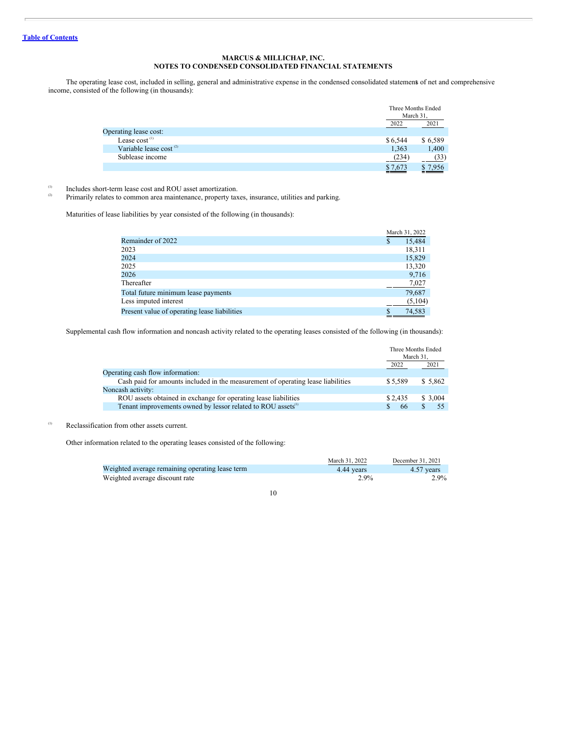**Table of Contents**

**MARCUS & MILLICHAP, INC.**
**NOTES TO CONDENSED CONSOLIDATED FINANCIAL STATEMENTS**

The operating lease cost, included in selling, general and administrative expense in the condensed consolidated statements of net and comprehensive income, consisted of the following (in thousands):

| | Three Months Ended March 31, | |
|---|---|---|
| | 2022 | 2021 |
| Operating lease cost: | | |
| Lease cost [(1)] | $ 6,544 | $ 6,589 |
| Variable lease cost [(2)] | 1,363 | 1,400 |
| Sublease income | (234) | (33) |
| | $ 7,673 | $ 7,956 |

(1) Includes short-term lease cost and ROU asset amortization.
(2) Primarily relates to common area maintenance, property taxes, insurance, utilities and parking.

Maturities of lease liabilities by year consisted of the following (in thousands):

| | March 31, 2022 |
|---|---|
| Remainder of 2022 | $ 15,484 |
| 2023 | 18,311 |
| 2024 | 15,829 |
| 2025 | 13,320 |
| 2026 | 9,716 |
| Thereafter | 7,027 |
| Total future minimum lease payments | 79,687 |
| Less imputed interest | (5,104) |
| Present value of operating lease liabilities | $ 74,583 |

Supplemental cash flow information and noncash activity related to the operating leases consisted of the following (in thousands):

| | Three Months Ended March 31, | |
|---|---|---|
| | 2022 | 2021 |
| Operating cash flow information: | | |
| Cash paid for amounts included in the measurement of operating lease liabilities | $ 5,589 | $ 5,862 |
| Noncash activity: | | |
| ROU assets obtained in exchange for operating lease liabilities | $ 2,435 | $ 3,004 |
| Tenant improvements owned by lessor related to ROU assets[(1)] | $ 66 | $ 55 |

(1) Reclassification from other assets current.

Other information related to the operating leases consisted of the following:

| | March 31, 2022 | December 31, 2021 |
|---|---|---|
| Weighted average remaining operating lease term | 4.44 years | 4.57 years |
| Weighted average discount rate | 2.9% | 2.9% |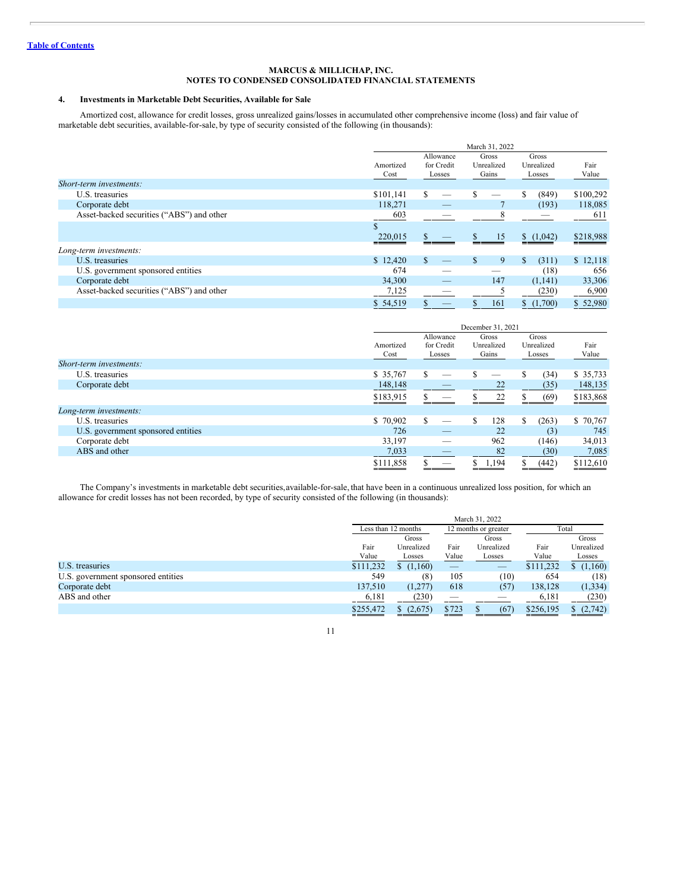MARCUS & MILLICHAP, INC.
NOTES TO CONDENSED CONSOLIDATED FINANCIAL STATEMENTS

### 4. Investments in Marketable Debt Securities, Available for Sale

Amortized cost, allowance for credit losses, gross unrealized gains/losses in accumulated other comprehensive income (loss) and fair value of marketable debt securities, available-for-sale, by type of security consisted of the following (in thousands):

| | March 31, 2022 | | | | |
|---|---|---|---|---|---|
| | Amortized Cost | Allowance for Credit Losses | Gross Unrealized Gains | Gross Unrealized Losses | Fair Value |
| *Short-term investments:* | | | | | |
| U.S. treasuries | $101,141 | $ — | $ — | $ (849) | $100,292 |
| Corporate debt | 118,271 | — | 7 | (193) | 118,085 |
| Asset-backed securities ("ABS") and other | 603 | — | 8 | — | 611 |
| | $ 220,015 | $ — | $ 15 | $ (1,042) | $218,988 |
| *Long-term investments:* | | | | | |
| U.S. treasuries | $ 12,420 | $ — | $ 9 | $ (311) | $ 12,118 |
| U.S. government sponsored entities | 674 | — | — | (18) | 656 |
| Corporate debt | 34,300 | — | 147 | (1,141) | 33,306 |
| Asset-backed securities ("ABS") and other | 7,125 | — | 5 | (230) | 6,900 |
| | $ 54,519 | $ — | $ 161 | $ (1,700) | $ 52,980 |

| | December 31, 2021 | | | | |
|---|---|---|---|---|---|
| | Amortized Cost | Allowance for Credit Losses | Gross Unrealized Gains | Gross Unrealized Losses | Fair Value |
| *Short-term investments:* | | | | | |
| U.S. treasuries | $ 35,767 | $ — | $ — | $ (34) | $ 35,733 |
| Corporate debt | 148,148 | — | 22 | (35) | 148,135 |
| | $183,915 | $ — | $ 22 | $ (69) | $183,868 |
| *Long-term investments:* | | | | | |
| U.S. treasuries | $ 70,902 | $ — | $ 128 | $ (263) | $ 70,767 |
| U.S. government sponsored entities | 726 | — | 22 | (3) | 745 |
| Corporate debt | 33,197 | — | 962 | (146) | 34,013 |
| ABS and other | 7,033 | — | 82 | (30) | 7,085 |
| | $111,858 | $ — | $ 1,194 | $ (442) | $112,610 |

The Company's investments in marketable debt securities, available-for-sale, that have been in a continuous unrealized loss position, for which an allowance for credit losses has not been recorded, by type of security consisted of the following (in thousands):

| | March 31, 2022 | | | | | |
|---|---|---|---|---|---|---|
| | Less than 12 months | | 12 months or greater | | Total | |
| | Fair Value | Gross Unrealized Losses | Fair Value | Gross Unrealized Losses | Fair Value | Gross Unrealized Losses |
| U.S. treasuries | $111,232 | $ (1,160) | — | — | $111,232 | $ (1,160) |
| U.S. government sponsored entities | 549 | (8) | 105 | (10) | 654 | (18) |
| Corporate debt | 137,510 | (1,277) | 618 | (57) | 138,128 | (1,334) |
| ABS and other | 6,181 | (230) | — | — | 6,181 | (230) |
| | $255,472 | $ (2,675) | $723 | $ (67) | $256,195 | $ (2,742) |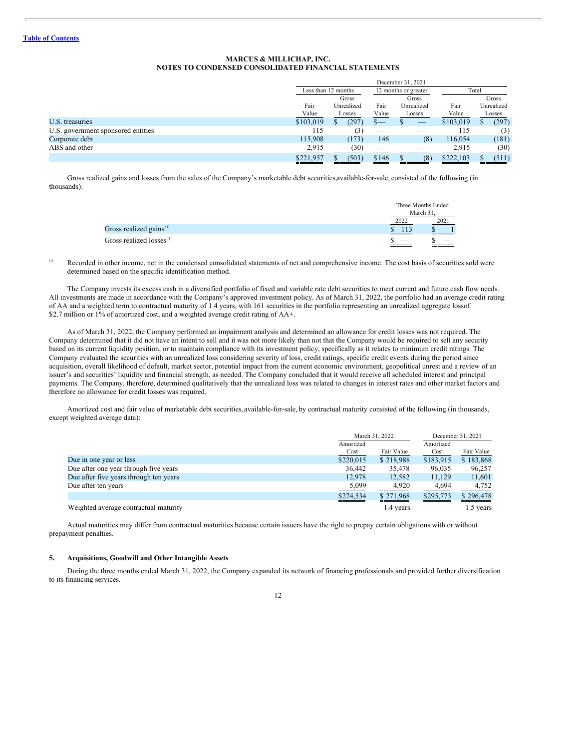**MARCUS & MILLICHAP, INC.**
**NOTES TO CONDENSED CONSOLIDATED FINANCIAL STATEMENTS**

| | December 31, 2021 | | | | | |
|---|---|---|---|---|---|---|
| | Less than 12 months | | 12 months or greater | | Total | |
| | Fair Value | Gross Unrealized Losses | Fair Value | Gross Unrealized Losses | Fair Value | Gross Unrealized Losses |
| U.S. treasuries | $103,019 | $ (297) | $— | $ — | $103,019 | $ (297) |
| U.S. government sponsored entities | 115 | (3) | — | — | 115 | (3) |
| Corporate debt | 115,908 | (173) | 146 | (8) | 116,054 | (181) |
| ABS and other | 2,915 | (30) | — | — | 2,915 | (30) |
| | $221,957 | $ (503) | $146 | $ (8) | $222,103 | $ (511) |

Gross realized gains and losses from the sales of the Company's marketable debt securities,available-for-sale, consisted of the following (in thousands):

| | Three Months Ended March 31, | |
|---|---|---|
| | 2022 | 2021 |
| Gross realized gains [(1)] | $ 113 | $ 1 |
| Gross realized losses [(1)] | $ — | $ — |

[(1)] Recorded in other income, net in the condensed consolidated statements of net and comprehensive income. The cost basis of securities sold were determined based on the specific identification method.

The Company invests its excess cash in a diversified portfolio of fixed and variable rate debt securities to meet current and future cash flow needs. All investments are made in accordance with the Company's approved investment policy. As of March 31, 2022, the portfolio had an average credit rating of AA and a weighted term to contractual maturity of 1.4 years, with 161 securities in the portfolio representing an unrealized aggregate lossof $2.7 million or 1% of amortized cost, and a weighted average credit rating of AA+.

As of March 31, 2022, the Company performed an impairment analysis and determined an allowance for credit losses was not required. The Company determined that it did not have an intent to sell and it was not more likely than not that the Company would be required to sell any security based on its current liquidity position, or to maintain compliance with its investment policy, specifically as it relates to minimum credit ratings. The Company evaluated the securities with an unrealized loss considering severity of loss, credit ratings, specific credit events during the period since acquisition, overall likelihood of default, market sector, potential impact from the current economic environment, geopolitical unrest and a review of an issuer's and securities' liquidity and financial strength, as needed. The Company concluded that it would receive all scheduled interest and principal payments. The Company, therefore, determined qualitatively that the unrealized loss was related to changes in interest rates and other market factors and therefore no allowance for credit losses was required.

Amortized cost and fair value of marketable debt securities,available-for-sale, by contractual maturity consisted of the following (in thousands, except weighted average data):

| | March 31, 2022 | | December 31, 2021 | |
|---|---|---|---|---|
| | Amortized Cost | Fair Value | Amortized Cost | Fair Value |
| Due in one year or less | $220,015 | $ 218,988 | $183,915 | $ 183,868 |
| Due after one year through five years | 36,442 | 35,478 | 96,035 | 96,257 |
| Due after five years through ten years | 12,978 | 12,582 | 11,129 | 11,601 |
| Due after ten years | 5,099 | 4,920 | 4,694 | 4,752 |
| | $274,534 | $ 271,968 | $295,773 | $ 296,478 |
| Weighted average contractual maturity | | 1.4 years | | 1.5 years |

Actual maturities may differ from contractual maturities because certain issuers have the right to prepay certain obligations with or without prepayment penalties.

### 5. Acquisitions, Goodwill and Other Intangible Assets

During the three months ended March 31, 2022, the Company expanded its network of financing professionals and provided further diversification to its financing services.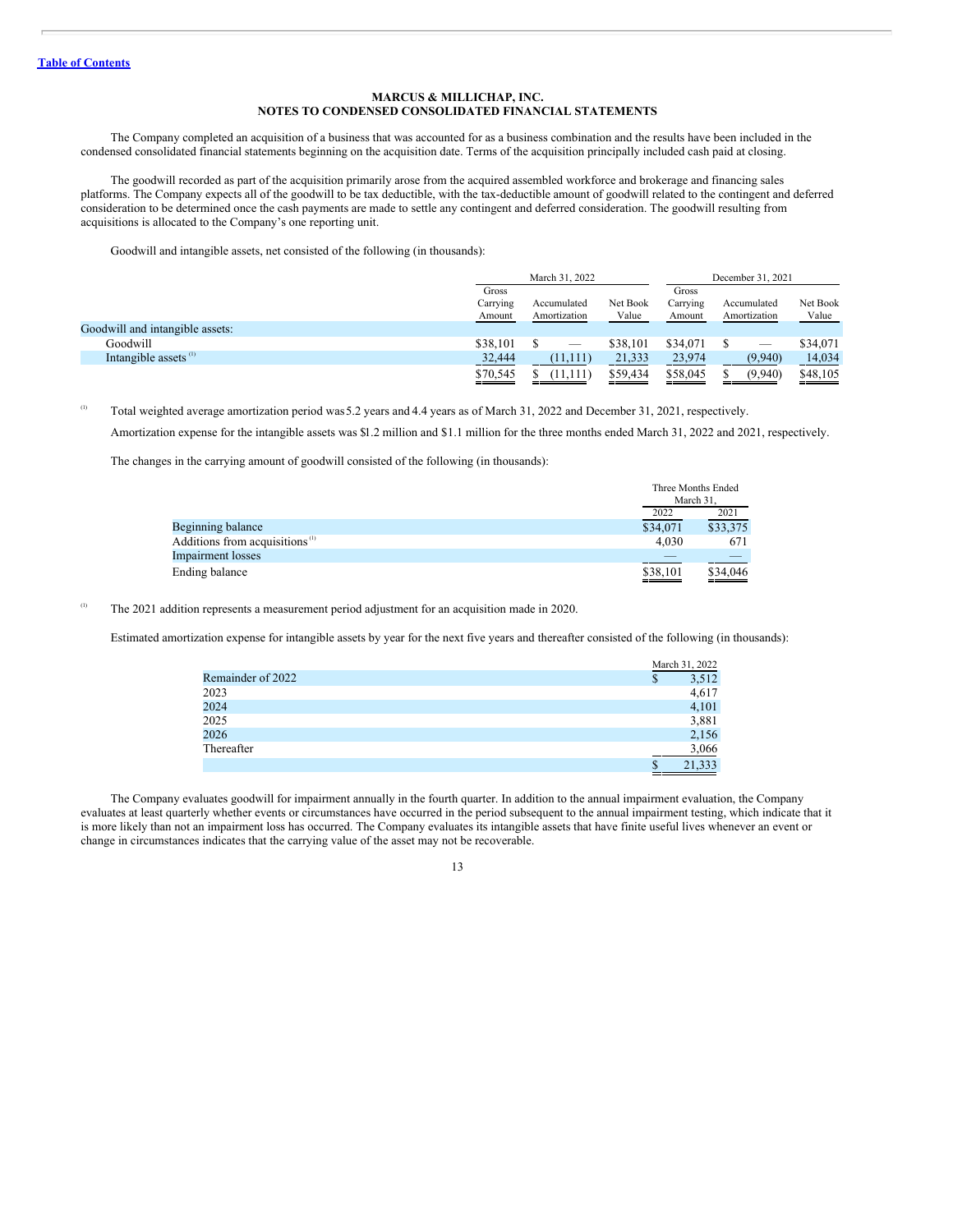**MARCUS & MILLICHAP, INC.**
**NOTES TO CONDENSED CONSOLIDATED FINANCIAL STATEMENTS**

The Company completed an acquisition of a business that was accounted for as a business combination and the results have been included in the condensed consolidated financial statements beginning on the acquisition date. Terms of the acquisition principally included cash paid at closing.

The goodwill recorded as part of the acquisition primarily arose from the acquired assembled workforce and brokerage and financing sales platforms. The Company expects all of the goodwill to be tax deductible, with the tax-deductible amount of goodwill related to the contingent and deferred consideration to be determined once the cash payments are made to settle any contingent and deferred consideration. The goodwill resulting from acquisitions is allocated to the Company's one reporting unit.

Goodwill and intangible assets, net consisted of the following (in thousands):

| | March 31, 2022 | | | December 31, 2021 | | |
|---|---|---|---|---|---|---|
| | Gross Carrying Amount | Accumulated Amortization | Net Book Value | Gross Carrying Amount | Accumulated Amortization | Net Book Value |
| Goodwill and intangible assets: | | | | | | |
| Goodwill | $38,101 | $ — | $38,101 | $34,071 | $ — | $34,071 |
| Intangible assets [1] | 32,444 | (11,111) | 21,333 | 23,974 | (9,940) | 14,034 |
| | $70,545 | $ (11,111) | $59,434 | $58,045 | $ (9,940) | $48,105 |

[1] Total weighted average amortization period was 5.2 years and 4.4 years as of March 31, 2022 and December 31, 2021, respectively.

Amortization expense for the intangible assets was $1.2 million and $1.1 million for the three months ended March 31, 2022 and 2021, respectively.

The changes in the carrying amount of goodwill consisted of the following (in thousands):

| | Three Months Ended March 31, | |
|---|---|---|
| | 2022 | 2021 |
| Beginning balance | $34,071 | $33,375 |
| Additions from acquisitions [1] | 4,030 | 671 |
| Impairment losses | — | — |
| Ending balance | $38,101 | $34,046 |

[1] The 2021 addition represents a measurement period adjustment for an acquisition made in 2020.

Estimated amortization expense for intangible assets by year for the next five years and thereafter consisted of the following (in thousands):

| | March 31, 2022 |
|---|---|
| Remainder of 2022 | $ 3,512 |
| 2023 | 4,617 |
| 2024 | 4,101 |
| 2025 | 3,881 |
| 2026 | 2,156 |
| Thereafter | 3,066 |
| | $ 21,333 |

The Company evaluates goodwill for impairment annually in the fourth quarter. In addition to the annual impairment evaluation, the Company evaluates at least quarterly whether events or circumstances have occurred in the period subsequent to the annual impairment testing, which indicate that it is more likely than not an impairment loss has occurred. The Company evaluates its intangible assets that have finite useful lives whenever an event or change in circumstances indicates that the carrying value of the asset may not be recoverable.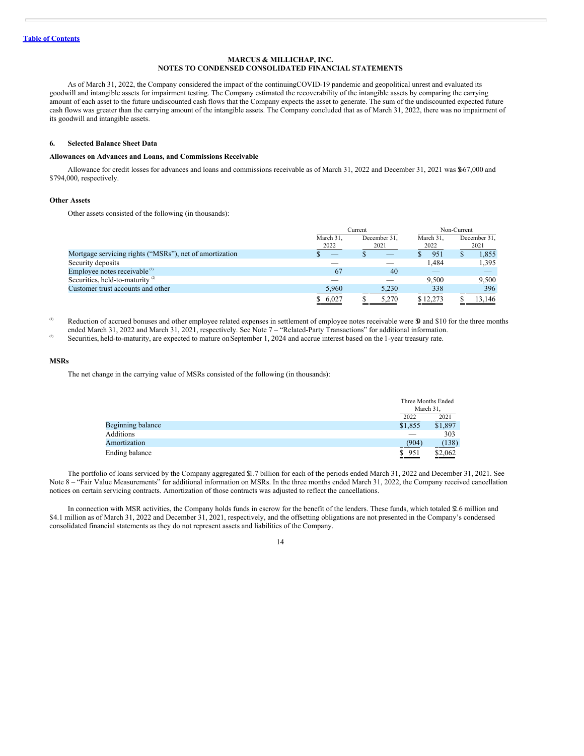**Table of Contents**

**MARCUS & MILLICHAP, INC.**
**NOTES TO CONDENSED CONSOLIDATED FINANCIAL STATEMENTS**

As of March 31, 2022, the Company considered the impact of the continuing COVID-19 pandemic and geopolitical unrest and evaluated its goodwill and intangible assets for impairment testing. The Company estimated the recoverability of the intangible assets by comparing the carrying amount of each asset to the future undiscounted cash flows that the Company expects the asset to generate. The sum of the undiscounted expected future cash flows was greater than the carrying amount of the intangible assets. The Company concluded that as of March 31, 2022, there was no impairment of its goodwill and intangible assets.

### 6. Selected Balance Sheet Data

**Allowances on Advances and Loans, and Commissions Receivable**

Allowance for credit losses for advances and loans and commissions receivable as of March 31, 2022 and December 31, 2021 was $667,000 and $794,000, respectively.

**Other Assets**

Other assets consisted of the following (in thousands):

| | Current | | Non-Current | |
|---|---|---|---|---|
| | March 31, 2022 | December 31, 2021 | March 31, 2022 | December 31, 2021 |
| Mortgage servicing rights ("MSRs"), net of amortization | $ — | $ — | $ 951 | $ 1,855 |
| Security deposits | — | — | 1,484 | 1,395 |
| Employee notes receivable [1] | 67 | 40 | — | — |
| Securities, held-to-maturity [2] | — | — | 9,500 | 9,500 |
| Customer trust accounts and other | 5,960 | 5,230 | 338 | 396 |
| | $ 6,027 | $ 5,270 | $ 12,273 | $ 13,146 |

[1] Reduction of accrued bonuses and other employee related expenses in settlement of employee notes receivable were $0 and $10 for the three months ended March 31, 2022 and March 31, 2021, respectively. See Note 7 – "Related-Party Transactions" for additional information.

[2] Securities, held-to-maturity, are expected to mature on September 1, 2024 and accrue interest based on the 1-year treasury rate.

**MSRs**

The net change in the carrying value of MSRs consisted of the following (in thousands):

| | Three Months Ended March 31, | |
|---|---|---|
| | 2022 | 2021 |
| Beginning balance | $1,855 | $1,897 |
| Additions | — | 303 |
| Amortization | (904) | (138) |
| Ending balance | $ 951 | $2,062 |

The portfolio of loans serviced by the Company aggregated $1.7 billion for each of the periods ended March 31, 2022 and December 31, 2021. See Note 8 – "Fair Value Measurements" for additional information on MSRs. In the three months ended March 31, 2022, the Company received cancellation notices on certain servicing contracts. Amortization of those contracts was adjusted to reflect the cancellations.

In connection with MSR activities, the Company holds funds in escrow for the benefit of the lenders. These funds, which totaled $2.6 million and $4.1 million as of March 31, 2022 and December 31, 2021, respectively, and the offsetting obligations are not presented in the Company's condensed consolidated financial statements as they do not represent assets and liabilities of the Company.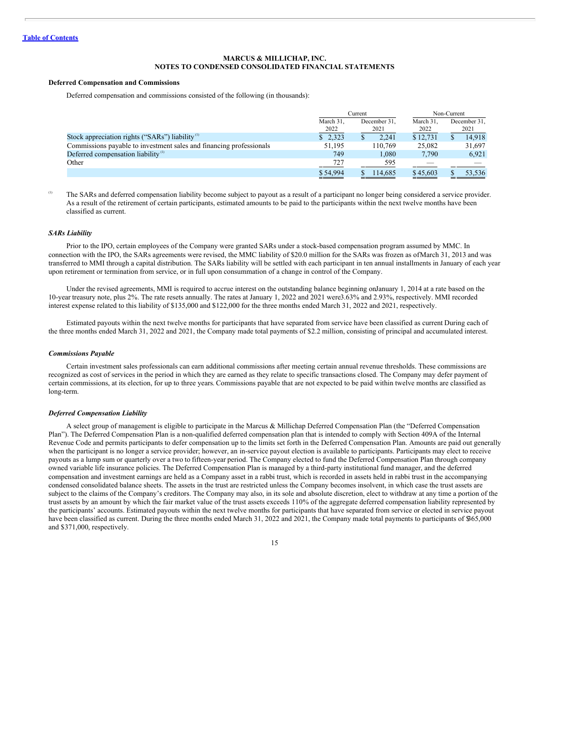**MARCUS & MILLICHAP, INC.**
**NOTES TO CONDENSED CONSOLIDATED FINANCIAL STATEMENTS**

**Deferred Compensation and Commissions**

Deferred compensation and commissions consisted of the following (in thousands):

| | Current | | Non-Current | |
|---|---|---|---|---|
| | March 31, 2022 | December 31, 2021 | March 31, 2022 | December 31, 2021 |
| Stock appreciation rights ("SARs") liability [(1)] | $ 2,323 | $ 2,241 | $ 12,731 | $ 14,918 |
| Commissions payable to investment sales and financing professionals | 51,195 | 110,769 | 25,082 | 31,697 |
| Deferred compensation liability [(1)] | 749 | 1,080 | 7,790 | 6,921 |
| Other | 727 | 595 | — | — |
| | $ 54,994 | $ 114,685 | $ 45,603 | $ 53,536 |

[(1)] The SARs and deferred compensation liability become subject to payout as a result of a participant no longer being considered a service provider. As a result of the retirement of certain participants, estimated amounts to be paid to the participants within the next twelve months have been classified as current.

***SARs Liability***

Prior to the IPO, certain employees of the Company were granted SARs under a stock-based compensation program assumed by MMC. In connection with the IPO, the SARs agreements were revised, the MMC liability of $20.0 million for the SARs was frozen as of March 31, 2013 and was transferred to MMI through a capital distribution. The SARs liability will be settled with each participant in ten annual installments in January of each year upon retirement or termination from service, or in full upon consummation of a change in control of the Company.

Under the revised agreements, MMI is required to accrue interest on the outstanding balance beginning on January 1, 2014 at a rate based on the 10-year treasury note, plus 2%. The rate resets annually. The rates at January 1, 2022 and 2021 were 3.63% and 2.93%, respectively. MMI recorded interest expense related to this liability of $135,000 and $122,000 for the three months ended March 31, 2022 and 2021, respectively.

Estimated payouts within the next twelve months for participants that have separated from service have been classified as current During each of the three months ended March 31, 2022 and 2021, the Company made total payments of $2.2 million, consisting of principal and accumulated interest.

***Commissions Payable***

Certain investment sales professionals can earn additional commissions after meeting certain annual revenue thresholds. These commissions are recognized as cost of services in the period in which they are earned as they relate to specific transactions closed. The Company may defer payment of certain commissions, at its election, for up to three years. Commissions payable that are not expected to be paid within twelve months are classified as long-term.

***Deferred Compensation Liability***

A select group of management is eligible to participate in the Marcus & Millichap Deferred Compensation Plan (the "Deferred Compensation Plan"). The Deferred Compensation Plan is a non-qualified deferred compensation plan that is intended to comply with Section 409A of the Internal Revenue Code and permits participants to defer compensation up to the limits set forth in the Deferred Compensation Plan. Amounts are paid out generally when the participant is no longer a service provider; however, an in-service payout election is available to participants. Participants may elect to receive payouts as a lump sum or quarterly over a two to fifteen-year period. The Company elected to fund the Deferred Compensation Plan through company owned variable life insurance policies. The Deferred Compensation Plan is managed by a third-party institutional fund manager, and the deferred compensation and investment earnings are held as a Company asset in a rabbi trust, which is recorded in assets held in rabbi trust in the accompanying condensed consolidated balance sheets. The assets in the trust are restricted unless the Company becomes insolvent, in which case the trust assets are subject to the claims of the Company's creditors. The Company may also, in its sole and absolute discretion, elect to withdraw at any time a portion of the trust assets by an amount by which the fair market value of the trust assets exceeds 110% of the aggregate deferred compensation liability represented by the participants' accounts. Estimated payouts within the next twelve months for participants that have separated from service or elected in service payout have been classified as current. During the three months ended March 31, 2022 and 2021, the Company made total payments to participants of $365,000 and $371,000, respectively.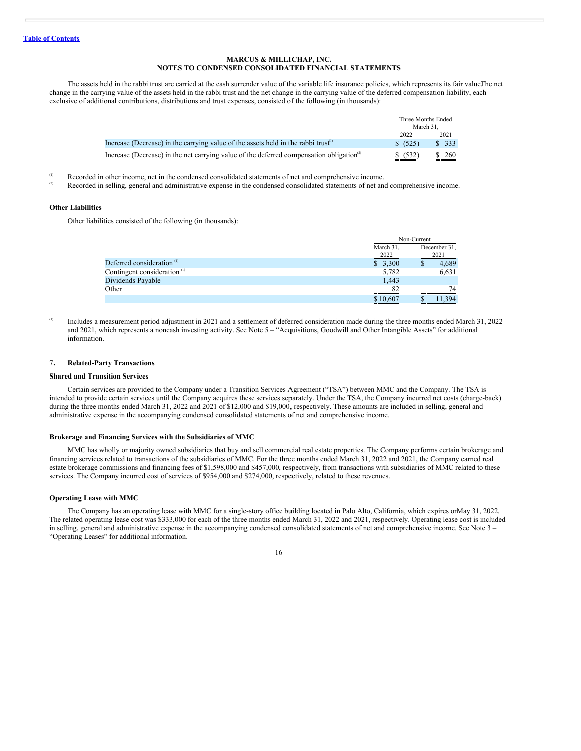MARCUS & MILLICHAP, INC.
NOTES TO CONDENSED CONSOLIDATED FINANCIAL STATEMENTS

The assets held in the rabbi trust are carried at the cash surrender value of the variable life insurance policies, which represents its fair value. The net change in the carrying value of the assets held in the rabbi trust and the net change in the carrying value of the deferred compensation liability, each exclusive of additional contributions, distributions and trust expenses, consisted of the following (in thousands):

| | Three Months Ended March 31, | |
|---|---|---|
| | 2022 | 2021 |
| Increase (Decrease) in the carrying value of the assets held in the rabbi trust [1] | $ (525) | $ 333 |
| Increase (Decrease) in the net carrying value of the deferred compensation obligation [2] | $ (532) | $ 260 |

[1] Recorded in other income, net in the condensed consolidated statements of net and comprehensive income.
[2] Recorded in selling, general and administrative expense in the condensed consolidated statements of net and comprehensive income.

### Other Liabilities

Other liabilities consisted of the following (in thousands):

| | Non-Current | |
|---|---|---|
| | March 31, 2022 | December 31, 2021 |
| Deferred consideration [1] | $ 3,300 | $ 4,689 |
| Contingent consideration [1] | 5,782 | 6,631 |
| Dividends Payable | 1,443 | — |
| Other | 82 | 74 |
| | $ 10,607 | $ 11,394 |

[1] Includes a measurement period adjustment in 2021 and a settlement of deferred consideration made during the three months ended March 31, 2022 and 2021, which represents a noncash investing activity. See Note 5 – "Acquisitions, Goodwill and Other Intangible Assets" for additional information.

## 7. Related-Party Transactions

### Shared and Transition Services

Certain services are provided to the Company under a Transition Services Agreement ("TSA") between MMC and the Company. The TSA is intended to provide certain services until the Company acquires these services separately. Under the TSA, the Company incurred net costs (charge-back) during the three months ended March 31, 2022 and 2021 of $12,000 and $19,000, respectively. These amounts are included in selling, general and administrative expense in the accompanying condensed consolidated statements of net and comprehensive income.

### Brokerage and Financing Services with the Subsidiaries of MMC

MMC has wholly or majority owned subsidiaries that buy and sell commercial real estate properties. The Company performs certain brokerage and financing services related to transactions of the subsidiaries of MMC. For the three months ended March 31, 2022 and 2021, the Company earned real estate brokerage commissions and financing fees of $1,598,000 and $457,000, respectively, from transactions with subsidiaries of MMC related to these services. The Company incurred cost of services of $954,000 and $274,000, respectively, related to these revenues.

### Operating Lease with MMC

The Company has an operating lease with MMC for a single-story office building located in Palo Alto, California, which expires on May 31, 2022. The related operating lease cost was $333,000 for each of the three months ended March 31, 2022 and 2021, respectively. Operating lease cost is included in selling, general and administrative expense in the accompanying condensed consolidated statements of net and comprehensive income. See Note 3 – "Operating Leases" for additional information.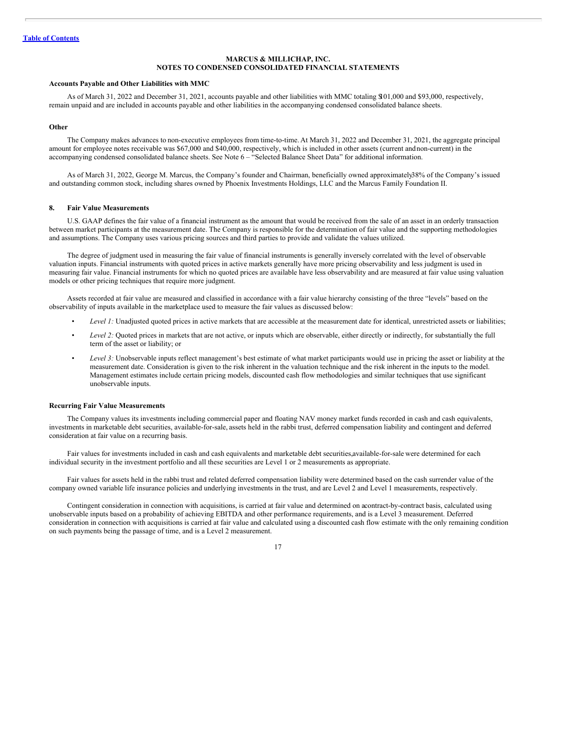**MARCUS & MILLICHAP, INC.**
**NOTES TO CONDENSED CONSOLIDATED FINANCIAL STATEMENTS**

**Accounts Payable and Other Liabilities with MMC**

As of March 31, 2022 and December 31, 2021, accounts payable and other liabilities with MMC totaling $101,000 and $93,000, respectively, remain unpaid and are included in accounts payable and other liabilities in the accompanying condensed consolidated balance sheets.

**Other**

The Company makes advances to non-executive employees from time-to-time. At March 31, 2022 and December 31, 2021, the aggregate principal amount for employee notes receivable was $67,000 and $40,000, respectively, which is included in other assets (current and non-current) in the accompanying condensed consolidated balance sheets. See Note 6 – "Selected Balance Sheet Data" for additional information.

As of March 31, 2022, George M. Marcus, the Company's founder and Chairman, beneficially owned approximately 38% of the Company's issued and outstanding common stock, including shares owned by Phoenix Investments Holdings, LLC and the Marcus Family Foundation II.

## 8. Fair Value Measurements

U.S. GAAP defines the fair value of a financial instrument as the amount that would be received from the sale of an asset in an orderly transaction between market participants at the measurement date. The Company is responsible for the determination of fair value and the supporting methodologies and assumptions. The Company uses various pricing sources and third parties to provide and validate the values utilized.

The degree of judgment used in measuring the fair value of financial instruments is generally inversely correlated with the level of observable valuation inputs. Financial instruments with quoted prices in active markets generally have more pricing observability and less judgment is used in measuring fair value. Financial instruments for which no quoted prices are available have less observability and are measured at fair value using valuation models or other pricing techniques that require more judgment.

Assets recorded at fair value are measured and classified in accordance with a fair value hierarchy consisting of the three "levels" based on the observability of inputs available in the marketplace used to measure the fair values as discussed below:

- *Level 1:* Unadjusted quoted prices in active markets that are accessible at the measurement date for identical, unrestricted assets or liabilities;
- *Level 2:* Quoted prices in markets that are not active, or inputs which are observable, either directly or indirectly, for substantially the full term of the asset or liability; or
- *Level 3:* Unobservable inputs reflect management's best estimate of what market participants would use in pricing the asset or liability at the measurement date. Consideration is given to the risk inherent in the valuation technique and the risk inherent in the inputs to the model. Management estimates include certain pricing models, discounted cash flow methodologies and similar techniques that use significant unobservable inputs.

**Recurring Fair Value Measurements**

The Company values its investments including commercial paper and floating NAV money market funds recorded in cash and cash equivalents, investments in marketable debt securities, available-for-sale, assets held in the rabbi trust, deferred compensation liability and contingent and deferred consideration at fair value on a recurring basis.

Fair values for investments included in cash and cash equivalents and marketable debt securities, available-for-sale were determined for each individual security in the investment portfolio and all these securities are Level 1 or 2 measurements as appropriate.

Fair values for assets held in the rabbi trust and related deferred compensation liability were determined based on the cash surrender value of the company owned variable life insurance policies and underlying investments in the trust, and are Level 2 and Level 1 measurements, respectively.

Contingent consideration in connection with acquisitions, is carried at fair value and determined on a contract-by-contract basis, calculated using unobservable inputs based on a probability of achieving EBITDA and other performance requirements, and is a Level 3 measurement. Deferred consideration in connection with acquisitions is carried at fair value and calculated using a discounted cash flow estimate with the only remaining condition on such payments being the passage of time, and is a Level 2 measurement.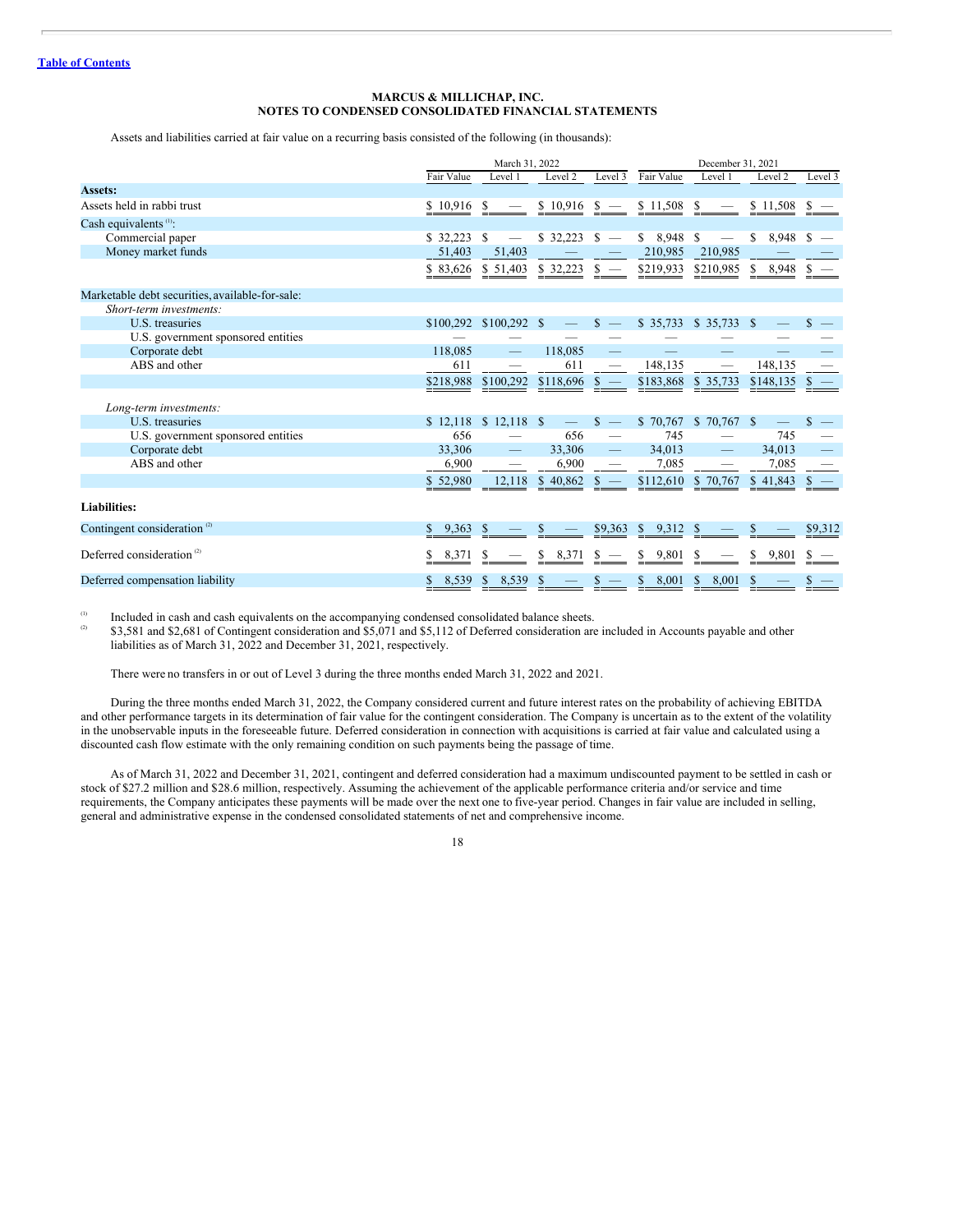**MARCUS & MILLICHAP, INC.**
**NOTES TO CONDENSED CONSOLIDATED FINANCIAL STATEMENTS**

Assets and liabilities carried at fair value on a recurring basis consisted of the following (in thousands):

| | March 31, 2022 | | | | December 31, 2021 | | | |
|---|---|---|---|---|---|---|---|---|
| | Fair Value | Level 1 | Level 2 | Level 3 | Fair Value | Level 1 | Level 2 | Level 3 |
| **Assets:** | | | | | | | | |
| Assets held in rabbi trust | $ 10,916 | $ — | $ 10,916 | $ — | $ 11,508 | $ — | $ 11,508 | $ — |
| Cash equivalents [(1)]: | | | | | | | | |
| Commercial paper | $ 32,223 | $ — | $ 32,223 | $ — | $ 8,948 | $ — | $ 8,948 | $ — |
| Money market funds | 51,403 | 51,403 | — | — | 210,985 | 210,985 | — | — |
| | $ 83,626 | $ 51,403 | $ 32,223 | $ — | $219,933 | $210,985 | $ 8,948 | $ — |
| Marketable debt securities, available-for-sale: | | | | | | | | |
| *Short-term investments:* | | | | | | | | |
| U.S. treasuries | $100,292 | $100,292 | $ — | $ — | $ 35,733 | $ 35,733 | $ — | $ — |
| U.S. government sponsored entities | — | — | — | — | — | — | — | — |
| Corporate debt | 118,085 | — | 118,085 | — | — | — | — | — |
| ABS and other | 611 | — | 611 | — | 148,135 | — | 148,135 | — |
| | $218,988 | $100,292 | $118,696 | $ — | $183,868 | $ 35,733 | $148,135 | $ — |
| *Long-term investments:* | | | | | | | | |
| U.S. treasuries | $ 12,118 | $ 12,118 | $ — | $ — | $ 70,767 | $ 70,767 | $ — | $ — |
| U.S. government sponsored entities | 656 | — | 656 | — | 745 | — | 745 | — |
| Corporate debt | 33,306 | — | 33,306 | — | 34,013 | — | 34,013 | — |
| ABS and other | 6,900 | — | 6,900 | — | 7,085 | — | 7,085 | — |
| | $ 52,980 | 12,118 | $ 40,862 | $ — | $112,610 | $ 70,767 | $ 41,843 | $ — |
| **Liabilities:** | | | | | | | | |
| Contingent consideration [(2)] | $ 9,363 | $ — | $ — | $9,363 | $ 9,312 | $ — | $ — | $9,312 |
| Deferred consideration [(2)] | $ 8,371 | $ — | $ 8,371 | $ — | $ 9,801 | $ — | $ 9,801 | $ — |
| Deferred compensation liability | $ 8,539 | $ 8,539 | $ — | $ — | $ 8,001 | $ 8,001 | $ — | $ — |

(1) Included in cash and cash equivalents on the accompanying condensed consolidated balance sheets.
(2) $3,581 and $2,681 of Contingent consideration and $5,071 and $5,112 of Deferred consideration are included in Accounts payable and other liabilities as of March 31, 2022 and December 31, 2021, respectively.

There were no transfers in or out of Level 3 during the three months ended March 31, 2022 and 2021.

During the three months ended March 31, 2022, the Company considered current and future interest rates on the probability of achieving EBITDA and other performance targets in its determination of fair value for the contingent consideration. The Company is uncertain as to the extent of the volatility in the unobservable inputs in the foreseeable future. Deferred consideration in connection with acquisitions is carried at fair value and calculated using a discounted cash flow estimate with the only remaining condition on such payments being the passage of time.

As of March 31, 2022 and December 31, 2021, contingent and deferred consideration had a maximum undiscounted payment to be settled in cash or stock of $27.2 million and $28.6 million, respectively. Assuming the achievement of the applicable performance criteria and/or service and time requirements, the Company anticipates these payments will be made over the next one to five-year period. Changes in fair value are included in selling, general and administrative expense in the condensed consolidated statements of net and comprehensive income.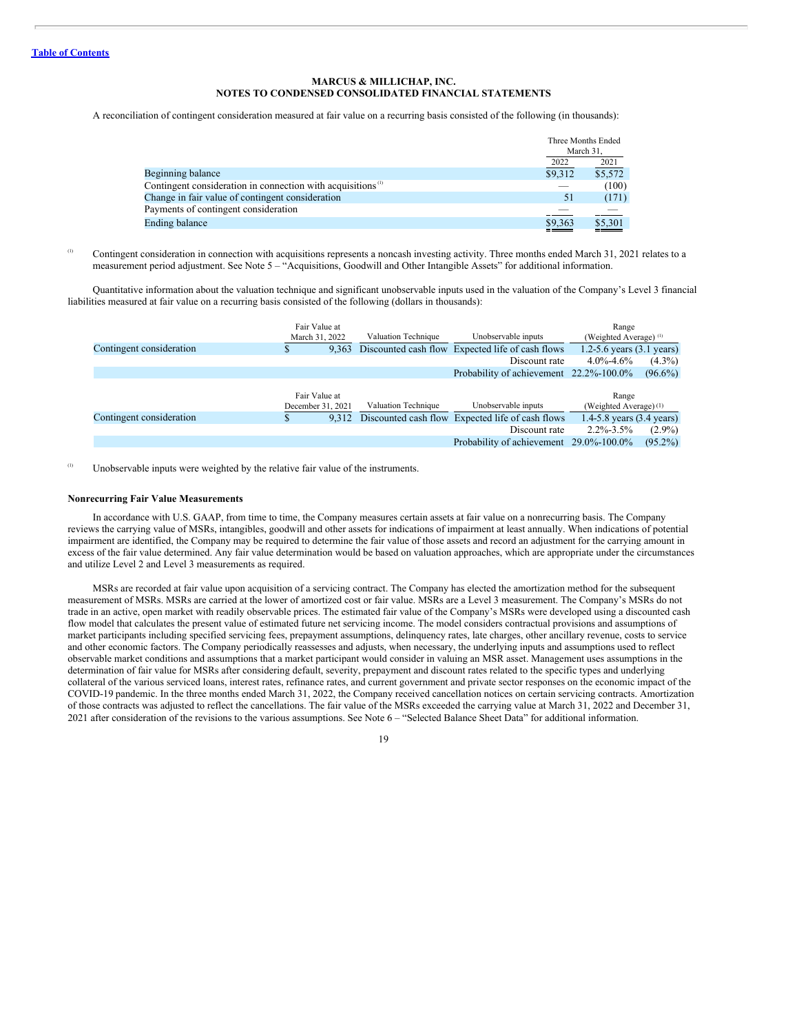**MARCUS & MILLICHAP, INC.**
**NOTES TO CONDENSED CONSOLIDATED FINANCIAL STATEMENTS**

A reconciliation of contingent consideration measured at fair value on a recurring basis consisted of the following (in thousands):

| | Three Months Ended March 31, | |
|---|---|---|
| | 2022 | 2021 |
| Beginning balance | $9,312 | $5,572 |
| Contingent consideration in connection with acquisitions [(1)] | — | (100) |
| Change in fair value of contingent consideration | 51 | (171) |
| Payments of contingent consideration | — | — |
| Ending balance | $9,363 | $5,301 |

[(1)] Contingent consideration in connection with acquisitions represents a noncash investing activity. Three months ended March 31, 2021 relates to a measurement period adjustment. See Note 5 – "Acquisitions, Goodwill and Other Intangible Assets" for additional information.

Quantitative information about the valuation technique and significant unobservable inputs used in the valuation of the Company's Level 3 financial liabilities measured at fair value on a recurring basis consisted of the following (dollars in thousands):

| | Fair Value at March 31, 2022 | Valuation Technique | Unobservable inputs | Range (Weighted Average) [(1)] |
|---|---|---|---|---|
| Contingent consideration | $ 9,363 | Discounted cash flow | Expected life of cash flows | 1.2-5.6 years (3.1 years) |
| | | | Discount rate | 4.0%-4.6% (4.3%) |
| | | | Probability of achievement | 22.2%-100.0% (96.6%) |

| | Fair Value at December 31, 2021 | Valuation Technique | Unobservable inputs | Range (Weighted Average) [(1)] |
|---|---|---|---|---|
| Contingent consideration | $ 9,312 | Discounted cash flow | Expected life of cash flows | 1.4-5.8 years (3.4 years) |
| | | | Discount rate | 2.2%-3.5% (2.9%) |
| | | | Probability of achievement | 29.0%-100.0% (95.2%) |

[(1)] Unobservable inputs were weighted by the relative fair value of the instruments.

**Nonrecurring Fair Value Measurements**

In accordance with U.S. GAAP, from time to time, the Company measures certain assets at fair value on a nonrecurring basis. The Company reviews the carrying value of MSRs, intangibles, goodwill and other assets for indications of impairment at least annually. When indications of potential impairment are identified, the Company may be required to determine the fair value of those assets and record an adjustment for the carrying amount in excess of the fair value determined. Any fair value determination would be based on valuation approaches, which are appropriate under the circumstances and utilize Level 2 and Level 3 measurements as required.

MSRs are recorded at fair value upon acquisition of a servicing contract. The Company has elected the amortization method for the subsequent measurement of MSRs. MSRs are carried at the lower of amortized cost or fair value. MSRs are a Level 3 measurement. The Company's MSRs do not trade in an active, open market with readily observable prices. The estimated fair value of the Company's MSRs were developed using a discounted cash flow model that calculates the present value of estimated future net servicing income. The model considers contractual provisions and assumptions of market participants including specified servicing fees, prepayment assumptions, delinquency rates, late charges, other ancillary revenue, costs to service and other economic factors. The Company periodically reassesses and adjusts, when necessary, the underlying inputs and assumptions used to reflect observable market conditions and assumptions that a market participant would consider in valuing an MSR asset. Management uses assumptions in the determination of fair value for MSRs after considering default, severity, prepayment and discount rates related to the specific types and underlying collateral of the various serviced loans, interest rates, refinance rates, and current government and private sector responses on the economic impact of the COVID-19 pandemic. In the three months ended March 31, 2022, the Company received cancellation notices on certain servicing contracts. Amortization of those contracts was adjusted to reflect the cancellations. The fair value of the MSRs exceeded the carrying value at March 31, 2022 and December 31, 2021 after consideration of the revisions to the various assumptions. See Note 6 – "Selected Balance Sheet Data" for additional information.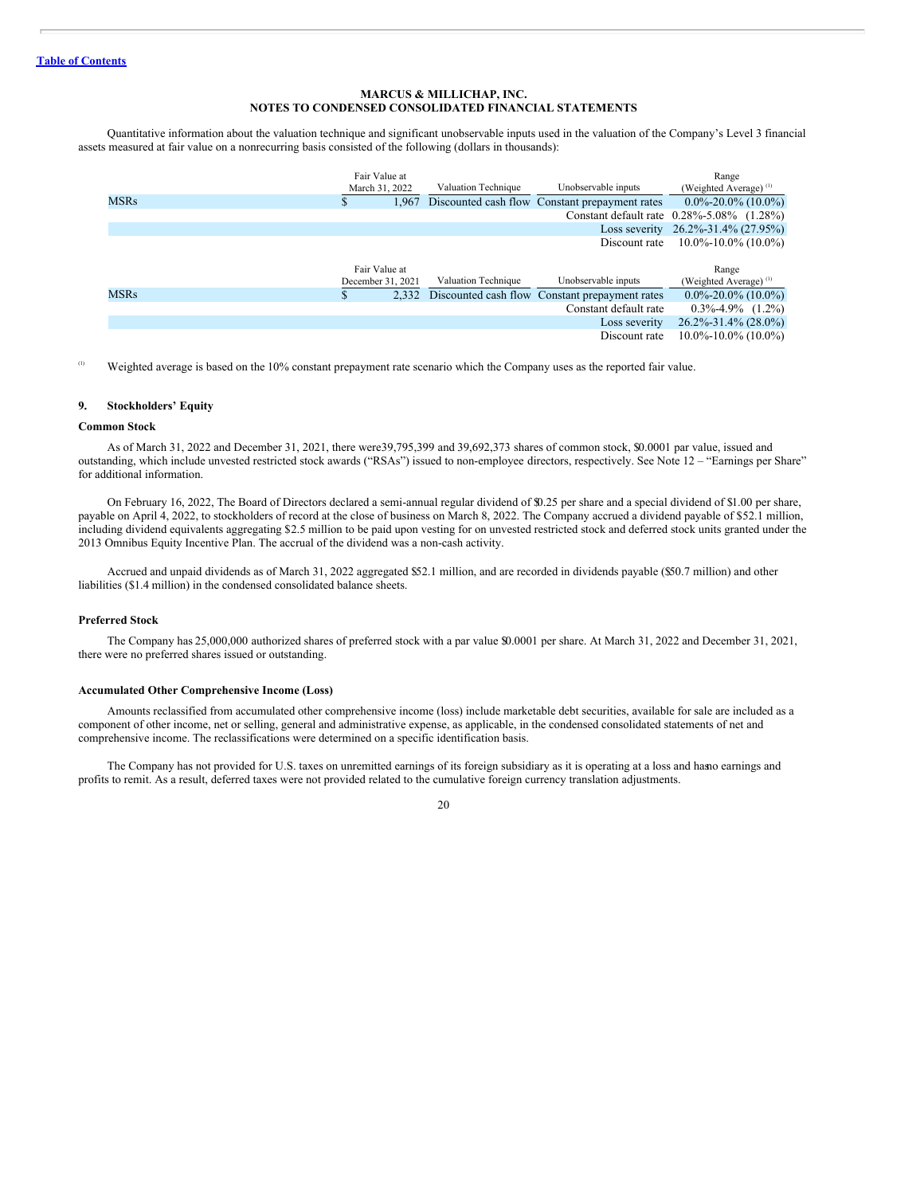**MARCUS & MILLICHAP, INC.**
**NOTES TO CONDENSED CONSOLIDATED FINANCIAL STATEMENTS**

Quantitative information about the valuation technique and significant unobservable inputs used in the valuation of the Company's Level 3 financial assets measured at fair value on a nonrecurring basis consisted of the following (dollars in thousands):

| | Fair Value at March 31, 2022 | Valuation Technique | Unobservable inputs | Range (Weighted Average) [(1)] |
|---|---|---|---|---|
| MSRs | $ 1,967 | Discounted cash flow | Constant prepayment rates | 0.0%-20.0% (10.0%) |
| | | | Constant default rate | 0.28%-5.08% (1.28%) |
| | | | Loss severity | 26.2%-31.4% (27.95%) |
| | | | Discount rate | 10.0%-10.0% (10.0%) |

| | Fair Value at December 31, 2021 | Valuation Technique | Unobservable inputs | Range (Weighted Average) [(1)] |
|---|---|---|---|---|
| MSRs | $ 2,332 | Discounted cash flow | Constant prepayment rates | 0.0%-20.0% (10.0%) |
| | | | Constant default rate | 0.3%-4.9% (1.2%) |
| | | | Loss severity | 26.2%-31.4% (28.0%) |
| | | | Discount rate | 10.0%-10.0% (10.0%) |

[(1)] Weighted average is based on the 10% constant prepayment rate scenario which the Company uses as the reported fair value.

## 9. Stockholders' Equity

### Common Stock

As of March 31, 2022 and December 31, 2021, there were 39,795,399 and 39,692,373 shares of common stock, $0.0001 par value, issued and outstanding, which include unvested restricted stock awards ("RSAs") issued to non-employee directors, respectively. See Note 12 – "Earnings per Share" for additional information.

On February 16, 2022, The Board of Directors declared a semi-annual regular dividend of $0.25 per share and a special dividend of $1.00 per share, payable on April 4, 2022, to stockholders of record at the close of business on March 8, 2022. The Company accrued a dividend payable of $52.1 million, including dividend equivalents aggregating $2.5 million to be paid upon vesting for on unvested restricted stock and deferred stock units granted under the 2013 Omnibus Equity Incentive Plan. The accrual of the dividend was a non-cash activity.

Accrued and unpaid dividends as of March 31, 2022 aggregated $52.1 million, and are recorded in dividends payable ($50.7 million) and other liabilities ($1.4 million) in the condensed consolidated balance sheets.

### Preferred Stock

The Company has 25,000,000 authorized shares of preferred stock with a par value $0.0001 per share. At March 31, 2022 and December 31, 2021, there were no preferred shares issued or outstanding.

### Accumulated Other Comprehensive Income (Loss)

Amounts reclassified from accumulated other comprehensive income (loss) include marketable debt securities, available for sale are included as a component of other income, net or selling, general and administrative expense, as applicable, in the condensed consolidated statements of net and comprehensive income. The reclassifications were determined on a specific identification basis.

The Company has not provided for U.S. taxes on unremitted earnings of its foreign subsidiary as it is operating at a loss and has no earnings and profits to remit. As a result, deferred taxes were not provided related to the cumulative foreign currency translation adjustments.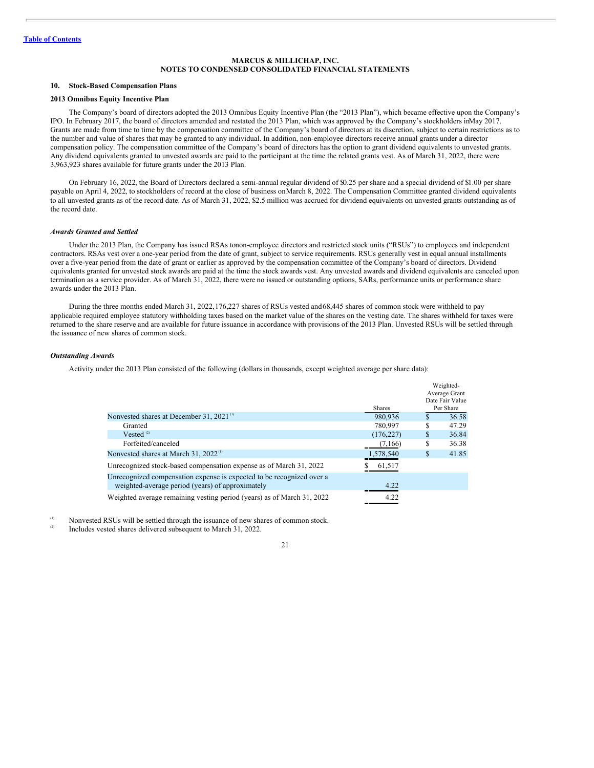MARCUS & MILLICHAP, INC.
NOTES TO CONDENSED CONSOLIDATED FINANCIAL STATEMENTS

### 10. Stock-Based Compensation Plans

#### 2013 Omnibus Equity Incentive Plan

The Company's board of directors adopted the 2013 Omnibus Equity Incentive Plan (the "2013 Plan"), which became effective upon the Company's IPO. In February 2017, the board of directors amended and restated the 2013 Plan, which was approved by the Company's stockholders in May 2017. Grants are made from time to time by the compensation committee of the Company's board of directors at its discretion, subject to certain restrictions as to the number and value of shares that may be granted to any individual. In addition, non-employee directors receive annual grants under a director compensation policy. The compensation committee of the Company's board of directors has the option to grant dividend equivalents to unvested grants. Any dividend equivalents granted to unvested awards are paid to the participant at the time the related grants vest. As of March 31, 2022, there were 3,963,923 shares available for future grants under the 2013 Plan.

On February 16, 2022, the Board of Directors declared a semi-annual regular dividend of $0.25 per share and a special dividend of $1.00 per share payable on April 4, 2022, to stockholders of record at the close of business on March 8, 2022. The Compensation Committee granted dividend equivalents to all unvested grants as of the record date. As of March 31, 2022, $2.5 million was accrued for dividend equivalents on unvested grants outstanding as of the record date.

*Awards Granted and Settled*

Under the 2013 Plan, the Company has issued RSAs to non-employee directors and restricted stock units ("RSUs") to employees and independent contractors. RSAs vest over a one-year period from the date of grant, subject to service requirements. RSUs generally vest in equal annual installments over a five-year period from the date of grant or earlier as approved by the compensation committee of the Company's board of directors. Dividend equivalents granted for unvested stock awards are paid at the time the stock awards vest. Any unvested awards and dividend equivalents are canceled upon termination as a service provider. As of March 31, 2022, there were no issued or outstanding options, SARs, performance units or performance share awards under the 2013 Plan.

During the three months ended March 31, 2022, 176,227 shares of RSUs vested and 68,445 shares of common stock were withheld to pay applicable required employee statutory withholding taxes based on the market value of the shares on the vesting date. The shares withheld for taxes were returned to the share reserve and are available for future issuance in accordance with provisions of the 2013 Plan. Unvested RSUs will be settled through the issuance of new shares of common stock.

*Outstanding Awards*

Activity under the 2013 Plan consisted of the following (dollars in thousands, except weighted average per share data):

| | Shares | Weighted-Average Grant Date Fair Value Per Share |
|---|---|---|
| Nonvested shares at December 31, 2021 [1] | 980,936 | $ 36.58 |
| Granted | 780,997 | $ 47.29 |
| Vested [2] | (176,227) | $ 36.84 |
| Forfeited/canceled | (7,166) | $ 36.38 |
| Nonvested shares at March 31, 2022 [1] | 1,578,540 | $ 41.85 |
| Unrecognized stock-based compensation expense as of March 31, 2022 | $ 61,517 | |
| Unrecognized compensation expense is expected to be recognized over a weighted-average period (years) of approximately | 4.22 | |
| Weighted average remaining vesting period (years) as of March 31, 2022 | 4.22 | |

[1] Nonvested RSUs will be settled through the issuance of new shares of common stock.

[2] Includes vested shares delivered subsequent to March 31, 2022.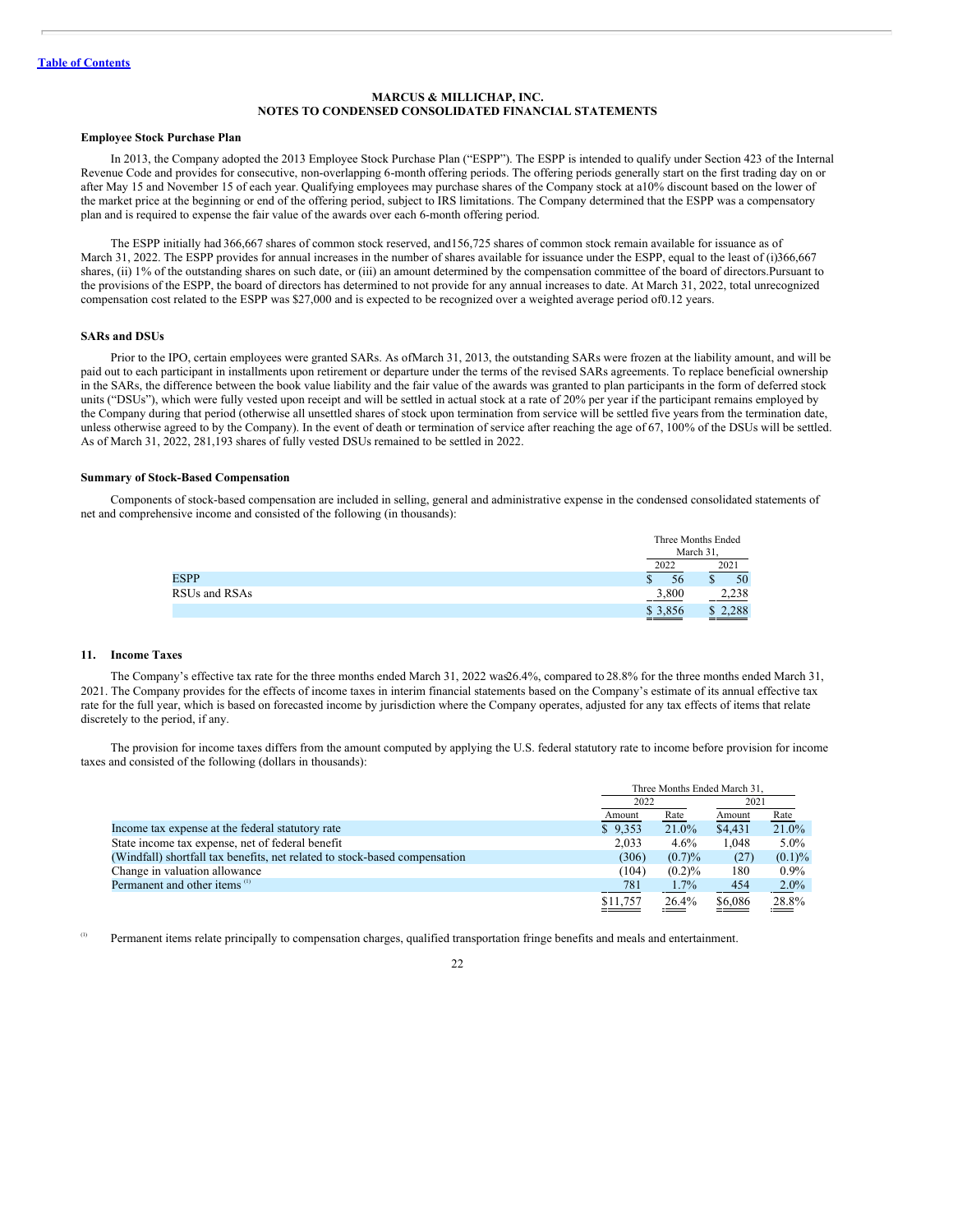**MARCUS & MILLICHAP, INC.**
**NOTES TO CONDENSED CONSOLIDATED FINANCIAL STATEMENTS**

**Employee Stock Purchase Plan**

In 2013, the Company adopted the 2013 Employee Stock Purchase Plan ("ESPP"). The ESPP is intended to qualify under Section 423 of the Internal Revenue Code and provides for consecutive, non-overlapping 6-month offering periods. The offering periods generally start on the first trading day on or after May 15 and November 15 of each year. Qualifying employees may purchase shares of the Company stock at a10% discount based on the lower of the market price at the beginning or end of the offering period, subject to IRS limitations. The Company determined that the ESPP was a compensatory plan and is required to expense the fair value of the awards over each 6-month offering period.

The ESPP initially had 366,667 shares of common stock reserved, and156,725 shares of common stock remain available for issuance as of March 31, 2022. The ESPP provides for annual increases in the number of shares available for issuance under the ESPP, equal to the least of (i)366,667 shares, (ii) 1% of the outstanding shares on such date, or (iii) an amount determined by the compensation committee of the board of directors.Pursuant to the provisions of the ESPP, the board of directors has determined to not provide for any annual increases to date. At March 31, 2022, total unrecognized compensation cost related to the ESPP was $27,000 and is expected to be recognized over a weighted average period of0.12 years.

**SARs and DSUs**

Prior to the IPO, certain employees were granted SARs. As ofMarch 31, 2013, the outstanding SARs were frozen at the liability amount, and will be paid out to each participant in installments upon retirement or departure under the terms of the revised SARs agreements. To replace beneficial ownership in the SARs, the difference between the book value liability and the fair value of the awards was granted to plan participants in the form of deferred stock units ("DSUs"), which were fully vested upon receipt and will be settled in actual stock at a rate of 20% per year if the participant remains employed by the Company during that period (otherwise all unsettled shares of stock upon termination from service will be settled five years from the termination date, unless otherwise agreed to by the Company). In the event of death or termination of service after reaching the age of 67, 100% of the DSUs will be settled. As of March 31, 2022, 281,193 shares of fully vested DSUs remained to be settled in 2022.

**Summary of Stock-Based Compensation**

Components of stock-based compensation are included in selling, general and administrative expense in the condensed consolidated statements of net and comprehensive income and consisted of the following (in thousands):

| | Three Months Ended March 31, | |
|---|---|---|
| | 2022 | 2021 |
| ESPP | $ 56 | $ 50 |
| RSUs and RSAs | 3,800 | 2,238 |
| | $ 3,856 | $ 2,288 |

## 11. Income Taxes

The Company's effective tax rate for the three months ended March 31, 2022 was26.4%, compared to 28.8% for the three months ended March 31, 2021. The Company provides for the effects of income taxes in interim financial statements based on the Company's estimate of its annual effective tax rate for the full year, which is based on forecasted income by jurisdiction where the Company operates, adjusted for any tax effects of items that relate discretely to the period, if any.

The provision for income taxes differs from the amount computed by applying the U.S. federal statutory rate to income before provision for income taxes and consisted of the following (dollars in thousands):

| | Three Months Ended March 31, | | | |
|---|---|---|---|---|
| | 2022 | | 2021 | |
| | Amount | Rate | Amount | Rate |
| Income tax expense at the federal statutory rate | $ 9,353 | 21.0% | $4,431 | 21.0% |
| State income tax expense, net of federal benefit | 2,033 | 4.6% | 1,048 | 5.0% |
| (Windfall) shortfall tax benefits, net related to stock-based compensation | (306) | (0.7)% | (27) | (0.1)% |
| Change in valuation allowance | (104) | (0.2)% | 180 | 0.9% |
| Permanent and other items [(1)] | 781 | 1.7% | 454 | 2.0% |
| | $11,757 | 26.4% | $6,086 | 28.8% |

[(1)] Permanent items relate principally to compensation charges, qualified transportation fringe benefits and meals and entertainment.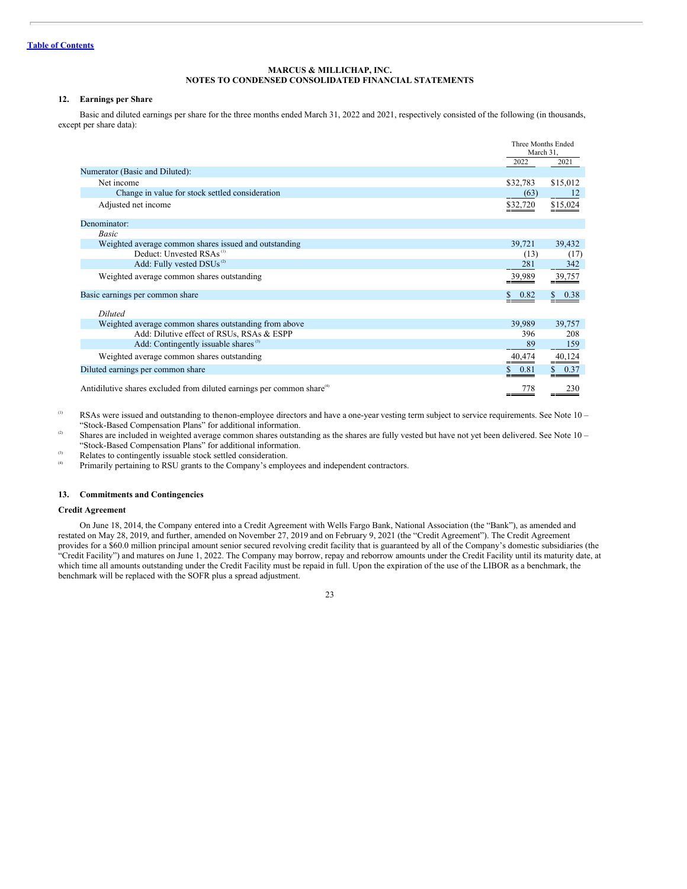[Table of Contents](#)

**MARCUS & MILLICHAP, INC.**
**NOTES TO CONDENSED CONSOLIDATED FINANCIAL STATEMENTS**

## 12. Earnings per Share

Basic and diluted earnings per share for the three months ended March 31, 2022 and 2021, respectively consisted of the following (in thousands, except per share data):

| | Three Months Ended March 31, | |
|---|---|---|
| | 2022 | 2021 |
| Numerator (Basic and Diluted): | | |
| Net income | $32,783 | $15,012 |
| Change in value for stock settled consideration | (63) | 12 |
| Adjusted net income | $32,720 | $15,024 |
| Denominator: | | |
| *Basic* | | |
| Weighted average common shares issued and outstanding | 39,721 | 39,432 |
| Deduct: Unvested RSAs [1] | (13) | (17) |
| Add: Fully vested DSUs [2] | 281 | 342 |
| Weighted average common shares outstanding | 39,989 | 39,757 |
| Basic earnings per common share | $ 0.82 | $ 0.38 |
| *Diluted* | | |
| Weighted average common shares outstanding from above | 39,989 | 39,757 |
| Add: Dilutive effect of RSUs, RSAs & ESPP | 396 | 208 |
| Add: Contingently issuable shares [3] | 89 | 159 |
| Weighted average common shares outstanding | 40,474 | 40,124 |
| Diluted earnings per common share | $ 0.81 | $ 0.37 |
| Antidilutive shares excluded from diluted earnings per common share [4] | 778 | 230 |

[1] RSAs were issued and outstanding to the non-employee directors and have a one-year vesting term subject to service requirements. See Note 10 – "Stock-Based Compensation Plans" for additional information.

[2] Shares are included in weighted average common shares outstanding as the shares are fully vested but have not yet been delivered. See Note 10 – "Stock-Based Compensation Plans" for additional information.

[3] Relates to contingently issuable stock settled consideration.

[4] Primarily pertaining to RSU grants to the Company's employees and independent contractors.

## 13. Commitments and Contingencies

### Credit Agreement

On June 18, 2014, the Company entered into a Credit Agreement with Wells Fargo Bank, National Association (the "Bank"), as amended and restated on May 28, 2019, and further, amended on November 27, 2019 and on February 9, 2021 (the "Credit Agreement"). The Credit Agreement provides for a $60.0 million principal amount senior secured revolving credit facility that is guaranteed by all of the Company's domestic subsidiaries (the "Credit Facility") and matures on June 1, 2022. The Company may borrow, repay and reborrow amounts under the Credit Facility until its maturity date, at which time all amounts outstanding under the Credit Facility must be repaid in full. Upon the expiration of the use of the LIBOR as a benchmark, the benchmark will be replaced with the SOFR plus a spread adjustment.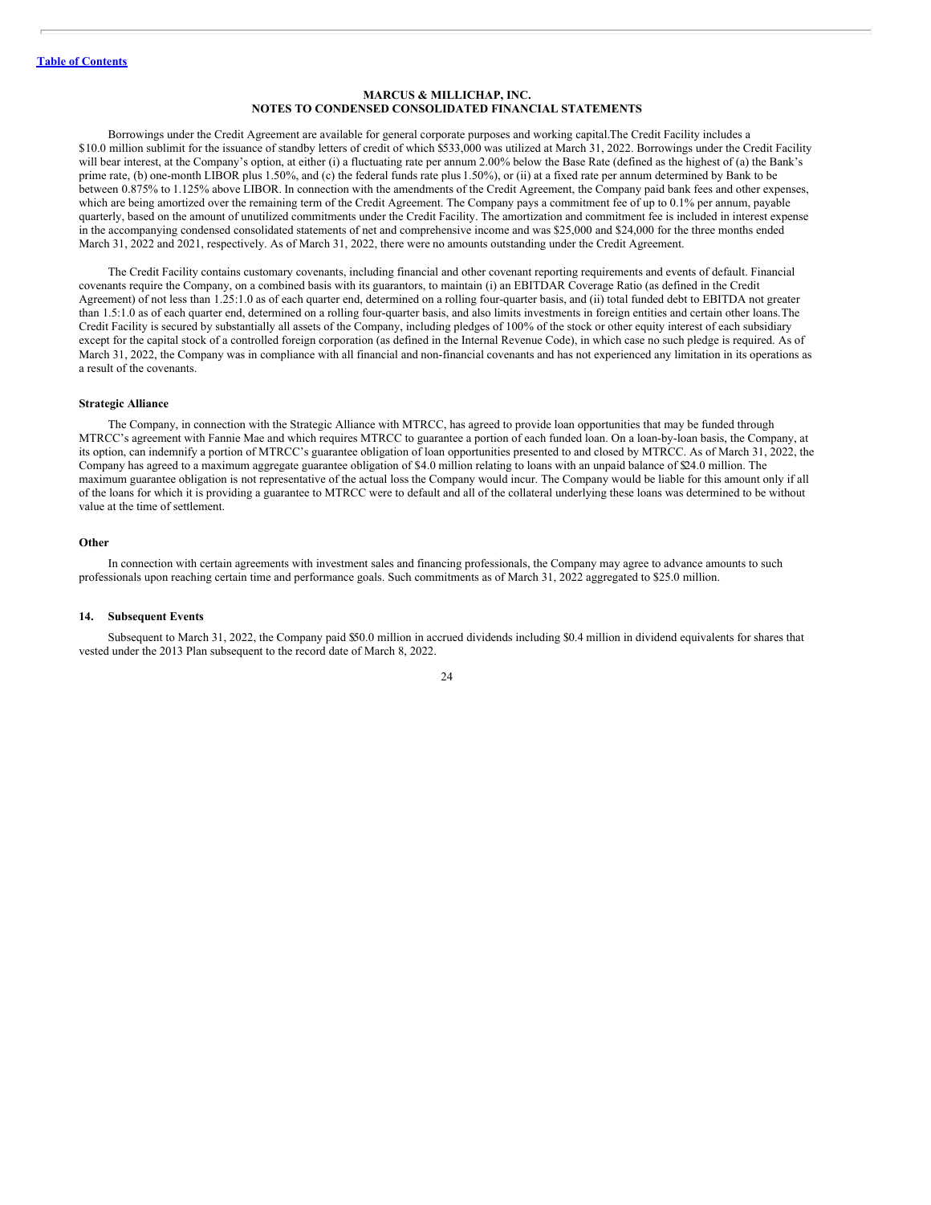Borrowings under the Credit Agreement are available for general corporate purposes and working capital.The Credit Facility includes a $10.0 million sublimit for the issuance of standby letters of credit of which $533,000 was utilized at March 31, 2022. Borrowings under the Credit Facility will bear interest, at the Company's option, at either (i) a fluctuating rate per annum 2.00% below the Base Rate (defined as the highest of (a) the Bank's prime rate, (b) one-month LIBOR plus 1.50%, and (c) the federal funds rate plus 1.50%), or (ii) at a fixed rate per annum determined by Bank to be between 0.875% to 1.125% above LIBOR. In connection with the amendments of the Credit Agreement, the Company paid bank fees and other expenses, which are being amortized over the remaining term of the Credit Agreement. The Company pays a commitment fee of up to 0.1% per annum, payable quarterly, based on the amount of unutilized commitments under the Credit Facility. The amortization and commitment fee is included in interest expense in the accompanying condensed consolidated statements of net and comprehensive income and was $25,000 and $24,000 for the three months ended March 31, 2022 and 2021, respectively. As of March 31, 2022, there were no amounts outstanding under the Credit Agreement.

The Credit Facility contains customary covenants, including financial and other covenant reporting requirements and events of default. Financial covenants require the Company, on a combined basis with its guarantors, to maintain (i) an EBITDAR Coverage Ratio (as defined in the Credit Agreement) of not less than 1.25:1.0 as of each quarter end, determined on a rolling four-quarter basis, and (ii) total funded debt to EBITDA not greater than 1.5:1.0 as of each quarter end, determined on a rolling four-quarter basis, and also limits investments in foreign entities and certain other loans.The Credit Facility is secured by substantially all assets of the Company, including pledges of 100% of the stock or other equity interest of each subsidiary except for the capital stock of a controlled foreign corporation (as defined in the Internal Revenue Code), in which case no such pledge is required. As of March 31, 2022, the Company was in compliance with all financial and non-financial covenants and has not experienced any limitation in its operations as a result of the covenants.

**Strategic Alliance**

The Company, in connection with the Strategic Alliance with MTRCC, has agreed to provide loan opportunities that may be funded through MTRCC's agreement with Fannie Mae and which requires MTRCC to guarantee a portion of each funded loan. On a loan-by-loan basis, the Company, at its option, can indemnify a portion of MTRCC's guarantee obligation of loan opportunities presented to and closed by MTRCC. As of March 31, 2022, the Company has agreed to a maximum aggregate guarantee obligation of $4.0 million relating to loans with an unpaid balance of $24.0 million. The maximum guarantee obligation is not representative of the actual loss the Company would incur. The Company would be liable for this amount only if all of the loans for which it is providing a guarantee to MTRCC were to default and all of the collateral underlying these loans was determined to be without value at the time of settlement.

**Other**

In connection with certain agreements with investment sales and financing professionals, the Company may agree to advance amounts to such professionals upon reaching certain time and performance goals. Such commitments as of March 31, 2022 aggregated to $25.0 million.

### 14. Subsequent Events

Subsequent to March 31, 2022, the Company paid $50.0 million in accrued dividends including $0.4 million in dividend equivalents for shares that vested under the 2013 Plan subsequent to the record date of March 8, 2022.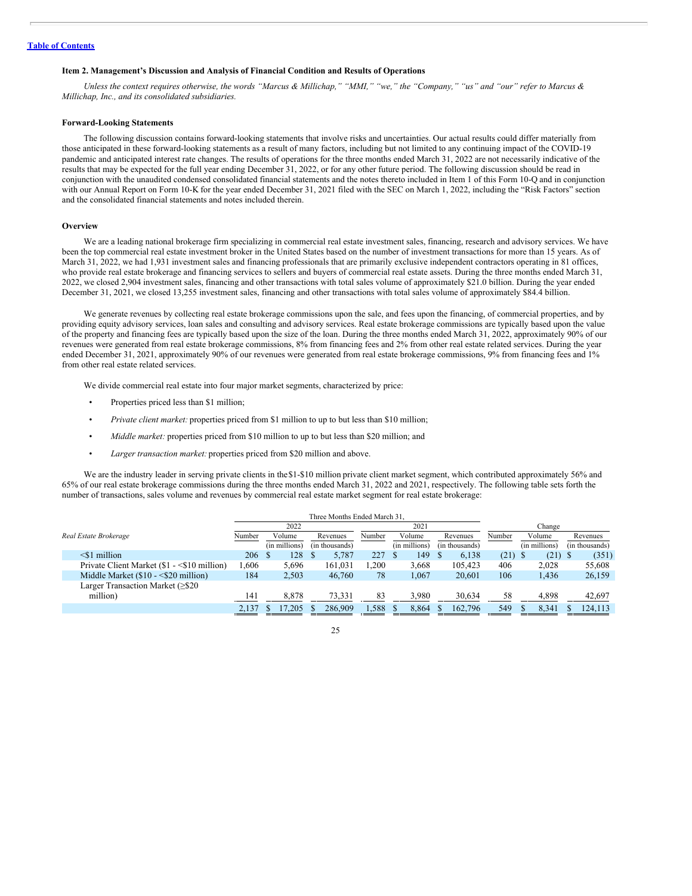[Table of Contents](#)

### Item 2. Management's Discussion and Analysis of Financial Condition and Results of Operations

*Unless the context requires otherwise, the words "Marcus & Millichap," "MMI," "we," the "Company," "us" and "our" refer to Marcus & Millichap, Inc., and its consolidated subsidiaries.*

#### Forward-Looking Statements

The following discussion contains forward-looking statements that involve risks and uncertainties. Our actual results could differ materially from those anticipated in these forward-looking statements as a result of many factors, including but not limited to any continuing impact of the COVID-19 pandemic and anticipated interest rate changes. The results of operations for the three months ended March 31, 2022 are not necessarily indicative of the results that may be expected for the full year ending December 31, 2022, or for any other future period. The following discussion should be read in conjunction with the unaudited condensed consolidated financial statements and the notes thereto included in Item 1 of this Form 10-Q and in conjunction with our Annual Report on Form 10-K for the year ended December 31, 2021 filed with the SEC on March 1, 2022, including the "Risk Factors" section and the consolidated financial statements and notes included therein.

#### Overview

We are a leading national brokerage firm specializing in commercial real estate investment sales, financing, research and advisory services. We have been the top commercial real estate investment broker in the United States based on the number of investment transactions for more than 15 years. As of March 31, 2022, we had 1,931 investment sales and financing professionals that are primarily exclusive independent contractors operating in 81 offices, who provide real estate brokerage and financing services to sellers and buyers of commercial real estate assets. During the three months ended March 31, 2022, we closed 2,904 investment sales, financing and other transactions with total sales volume of approximately $21.0 billion. During the year ended December 31, 2021, we closed 13,255 investment sales, financing and other transactions with total sales volume of approximately $84.4 billion.

We generate revenues by collecting real estate brokerage commissions upon the sale, and fees upon the financing, of commercial properties, and by providing equity advisory services, loan sales and consulting and advisory services. Real estate brokerage commissions are typically based upon the value of the property and financing fees are typically based upon the size of the loan. During the three months ended March 31, 2022, approximately 90% of our revenues were generated from real estate brokerage commissions, 8% from financing fees and 2% from other real estate related services. During the year ended December 31, 2021, approximately 90% of our revenues were generated from real estate brokerage commissions, 9% from financing fees and 1% from other real estate related services.

We divide commercial real estate into four major market segments, characterized by price:

- Properties priced less than $1 million;
- *Private client market:* properties priced from $1 million to up to but less than $10 million;
- *Middle market:* properties priced from $10 million to up to but less than $20 million; and
- *Larger transaction market:* properties priced from $20 million and above.

We are the industry leader in serving private clients in the $1-$10 million private client market segment, which contributed approximately 56% and 65% of our real estate brokerage commissions during the three months ended March 31, 2022 and 2021, respectively. The following table sets forth the number of transactions, sales volume and revenues by commercial real estate market segment for real estate brokerage:

| | Three Months Ended March 31, | | | | | | | | |
|---|---|---|---|---|---|---|---|---|---|
| | 2022 | | | 2021 | | | Change | | |
| *Real Estate Brokerage* | Number | Volume (in millions) | Revenues (in thousands) | Number | Volume (in millions) | Revenues (in thousands) | Number | Volume (in millions) | Revenues (in thousands) |
| <$1 million | 206 | $ 128 | $ 5,787 | 227 | $ 149 | $ 6,138 | (21) | $ (21) | $ (351) |
| Private Client Market ($1 - <$10 million) | 1,606 | 5,696 | 161,031 | 1,200 | 3,668 | 105,423 | 406 | 2,028 | 55,608 |
| Middle Market ($10 - <$20 million) | 184 | 2,503 | 46,760 | 78 | 1,067 | 20,601 | 106 | 1,436 | 26,159 |
| Larger Transaction Market (≥$20 million) | 141 | 8,878 | 73,331 | 83 | 3,980 | 30,634 | 58 | 4,898 | 42,697 |
| | 2,137 | $ 17,205 | $ 286,909 | 1,588 | $ 8,864 | $ 162,796 | 549 | $ 8,341 | $ 124,113 |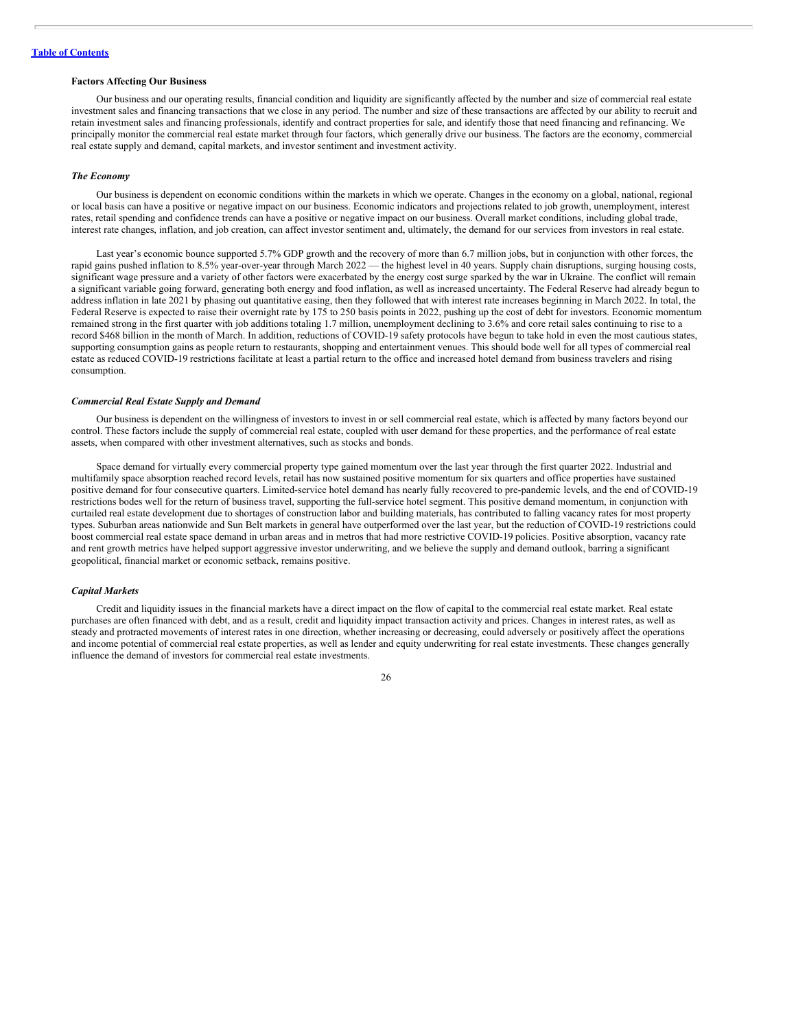### Factors Affecting Our Business

Our business and our operating results, financial condition and liquidity are significantly affected by the number and size of commercial real estate investment sales and financing transactions that we close in any period. The number and size of these transactions are affected by our ability to recruit and retain investment sales and financing professionals, identify and contract properties for sale, and identify those that need financing and refinancing. We principally monitor the commercial real estate market through four factors, which generally drive our business. The factors are the economy, commercial real estate supply and demand, capital markets, and investor sentiment and investment activity.

#### *The Economy*

Our business is dependent on economic conditions within the markets in which we operate. Changes in the economy on a global, national, regional or local basis can have a positive or negative impact on our business. Economic indicators and projections related to job growth, unemployment, interest rates, retail spending and confidence trends can have a positive or negative impact on our business. Overall market conditions, including global trade, interest rate changes, inflation, and job creation, can affect investor sentiment and, ultimately, the demand for our services from investors in real estate.

Last year's economic bounce supported 5.7% GDP growth and the recovery of more than 6.7 million jobs, but in conjunction with other forces, the rapid gains pushed inflation to 8.5% year-over-year through March 2022 — the highest level in 40 years. Supply chain disruptions, surging housing costs, significant wage pressure and a variety of other factors were exacerbated by the energy cost surge sparked by the war in Ukraine. The conflict will remain a significant variable going forward, generating both energy and food inflation, as well as increased uncertainty. The Federal Reserve had already begun to address inflation in late 2021 by phasing out quantitative easing, then they followed that with interest rate increases beginning in March 2022. In total, the Federal Reserve is expected to raise their overnight rate by 175 to 250 basis points in 2022, pushing up the cost of debt for investors. Economic momentum remained strong in the first quarter with job additions totaling 1.7 million, unemployment declining to 3.6% and core retail sales continuing to rise to a record $468 billion in the month of March. In addition, reductions of COVID-19 safety protocols have begun to take hold in even the most cautious states, supporting consumption gains as people return to restaurants, shopping and entertainment venues. This should bode well for all types of commercial real estate as reduced COVID-19 restrictions facilitate at least a partial return to the office and increased hotel demand from business travelers and rising consumption.

#### *Commercial Real Estate Supply and Demand*

Our business is dependent on the willingness of investors to invest in or sell commercial real estate, which is affected by many factors beyond our control. These factors include the supply of commercial real estate, coupled with user demand for these properties, and the performance of real estate assets, when compared with other investment alternatives, such as stocks and bonds.

Space demand for virtually every commercial property type gained momentum over the last year through the first quarter 2022. Industrial and multifamily space absorption reached record levels, retail has now sustained positive momentum for six quarters and office properties have sustained positive demand for four consecutive quarters. Limited-service hotel demand has nearly fully recovered to pre-pandemic levels, and the end of COVID-19 restrictions bodes well for the return of business travel, supporting the full-service hotel segment. This positive demand momentum, in conjunction with curtailed real estate development due to shortages of construction labor and building materials, has contributed to falling vacancy rates for most property types. Suburban areas nationwide and Sun Belt markets in general have outperformed over the last year, but the reduction of COVID-19 restrictions could boost commercial real estate space demand in urban areas and in metros that had more restrictive COVID-19 policies. Positive absorption, vacancy rate and rent growth metrics have helped support aggressive investor underwriting, and we believe the supply and demand outlook, barring a significant geopolitical, financial market or economic setback, remains positive.

#### *Capital Markets*

Credit and liquidity issues in the financial markets have a direct impact on the flow of capital to the commercial real estate market. Real estate purchases are often financed with debt, and as a result, credit and liquidity impact transaction activity and prices. Changes in interest rates, as well as steady and protracted movements of interest rates in one direction, whether increasing or decreasing, could adversely or positively affect the operations and income potential of commercial real estate properties, as well as lender and equity underwriting for real estate investments. These changes generally influence the demand of investors for commercial real estate investments.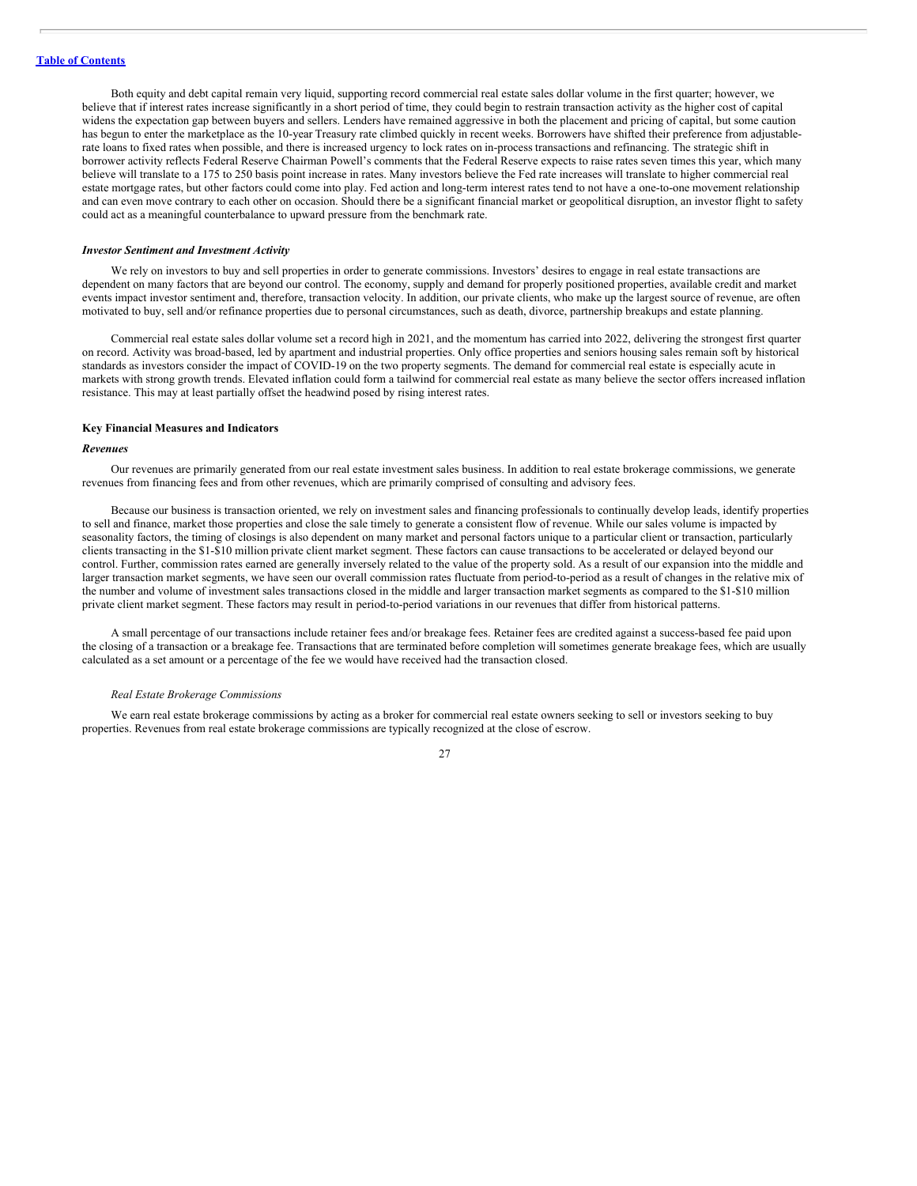Both equity and debt capital remain very liquid, supporting record commercial real estate sales dollar volume in the first quarter; however, we believe that if interest rates increase significantly in a short period of time, they could begin to restrain transaction activity as the higher cost of capital widens the expectation gap between buyers and sellers. Lenders have remained aggressive in both the placement and pricing of capital, but some caution has begun to enter the marketplace as the 10-year Treasury rate climbed quickly in recent weeks. Borrowers have shifted their preference from adjustable-rate loans to fixed rates when possible, and there is increased urgency to lock rates on in-process transactions and refinancing. The strategic shift in borrower activity reflects Federal Reserve Chairman Powell's comments that the Federal Reserve expects to raise rates seven times this year, which many believe will translate to a 175 to 250 basis point increase in rates. Many investors believe the Fed rate increases will translate to higher commercial real estate mortgage rates, but other factors could come into play. Fed action and long-term interest rates tend to not have a one-to-one movement relationship and can even move contrary to each other on occasion. Should there be a significant financial market or geopolitical disruption, an investor flight to safety could act as a meaningful counterbalance to upward pressure from the benchmark rate.

***Investor Sentiment and Investment Activity***

We rely on investors to buy and sell properties in order to generate commissions. Investors' desires to engage in real estate transactions are dependent on many factors that are beyond our control. The economy, supply and demand for properly positioned properties, available credit and market events impact investor sentiment and, therefore, transaction velocity. In addition, our private clients, who make up the largest source of revenue, are often motivated to buy, sell and/or refinance properties due to personal circumstances, such as death, divorce, partnership breakups and estate planning.

Commercial real estate sales dollar volume set a record high in 2021, and the momentum has carried into 2022, delivering the strongest first quarter on record. Activity was broad-based, led by apartment and industrial properties. Only office properties and seniors housing sales remain soft by historical standards as investors consider the impact of COVID-19 on the two property segments. The demand for commercial real estate is especially acute in markets with strong growth trends. Elevated inflation could form a tailwind for commercial real estate as many believe the sector offers increased inflation resistance. This may at least partially offset the headwind posed by rising interest rates.

**Key Financial Measures and Indicators**

***Revenues***

Our revenues are primarily generated from our real estate investment sales business. In addition to real estate brokerage commissions, we generate revenues from financing fees and from other revenues, which are primarily comprised of consulting and advisory fees.

Because our business is transaction oriented, we rely on investment sales and financing professionals to continually develop leads, identify properties to sell and finance, market those properties and close the sale timely to generate a consistent flow of revenue. While our sales volume is impacted by seasonality factors, the timing of closings is also dependent on many market and personal factors unique to a particular client or transaction, particularly clients transacting in the $1-$10 million private client market segment. These factors can cause transactions to be accelerated or delayed beyond our control. Further, commission rates earned are generally inversely related to the value of the property sold. As a result of our expansion into the middle and larger transaction market segments, we have seen our overall commission rates fluctuate from period-to-period as a result of changes in the relative mix of the number and volume of investment sales transactions closed in the middle and larger transaction market segments as compared to the $1-$10 million private client market segment. These factors may result in period-to-period variations in our revenues that differ from historical patterns.

A small percentage of our transactions include retainer fees and/or breakage fees. Retainer fees are credited against a success-based fee paid upon the closing of a transaction or a breakage fee. Transactions that are terminated before completion will sometimes generate breakage fees, which are usually calculated as a set amount or a percentage of the fee we would have received had the transaction closed.

*Real Estate Brokerage Commissions*

We earn real estate brokerage commissions by acting as a broker for commercial real estate owners seeking to sell or investors seeking to buy properties. Revenues from real estate brokerage commissions are typically recognized at the close of escrow.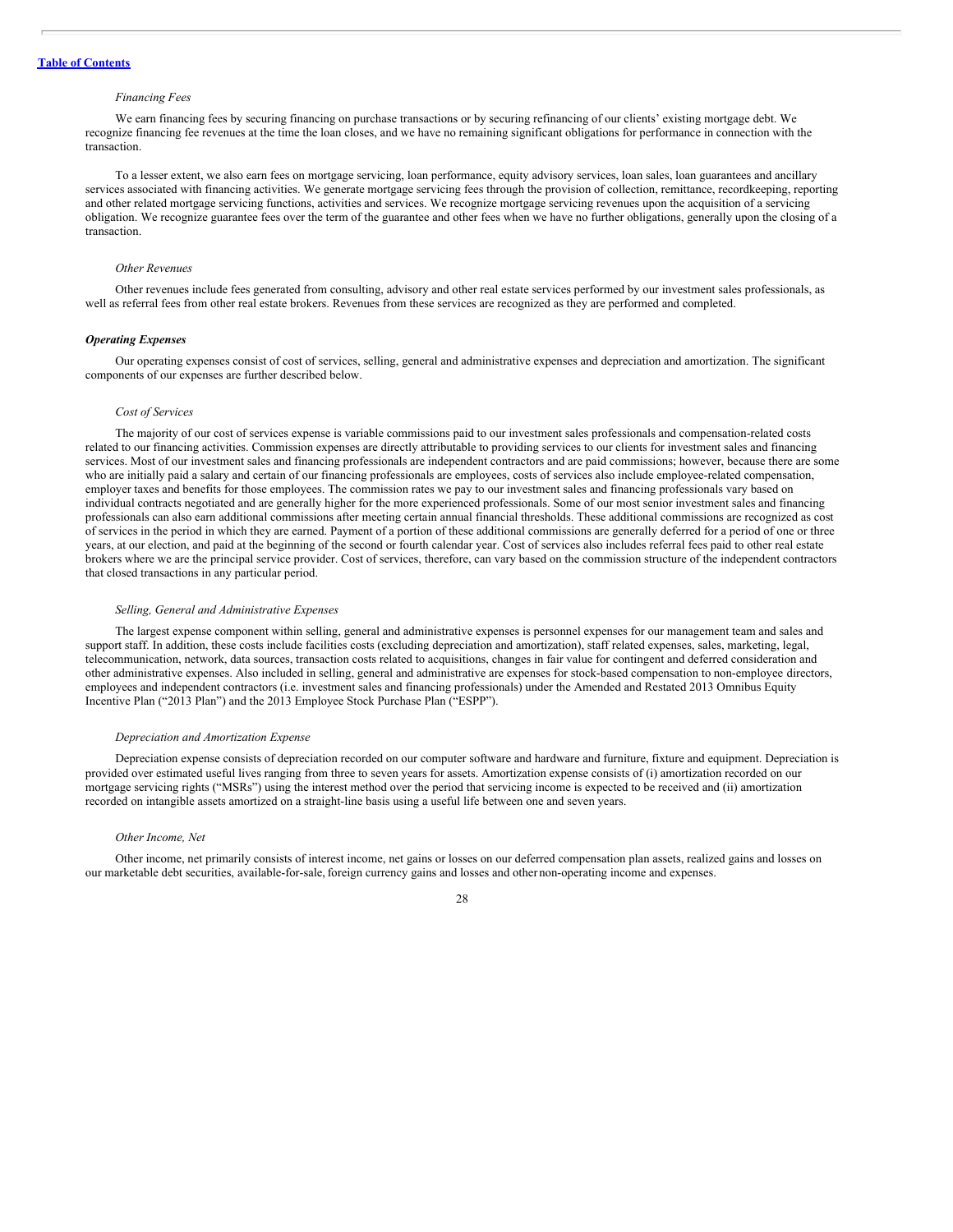*Financing Fees*

We earn financing fees by securing financing on purchase transactions or by securing refinancing of our clients' existing mortgage debt. We recognize financing fee revenues at the time the loan closes, and we have no remaining significant obligations for performance in connection with the transaction.

To a lesser extent, we also earn fees on mortgage servicing, loan performance, equity advisory services, loan sales, loan guarantees and ancillary services associated with financing activities. We generate mortgage servicing fees through the provision of collection, remittance, recordkeeping, reporting and other related mortgage servicing functions, activities and services. We recognize mortgage servicing revenues upon the acquisition of a servicing obligation. We recognize guarantee fees over the term of the guarantee and other fees when we have no further obligations, generally upon the closing of a transaction.

*Other Revenues*

Other revenues include fees generated from consulting, advisory and other real estate services performed by our investment sales professionals, as well as referral fees from other real estate brokers. Revenues from these services are recognized as they are performed and completed.

***Operating Expenses***

Our operating expenses consist of cost of services, selling, general and administrative expenses and depreciation and amortization. The significant components of our expenses are further described below.

*Cost of Services*

The majority of our cost of services expense is variable commissions paid to our investment sales professionals and compensation-related costs related to our financing activities. Commission expenses are directly attributable to providing services to our clients for investment sales and financing services. Most of our investment sales and financing professionals are independent contractors and are paid commissions; however, because there are some who are initially paid a salary and certain of our financing professionals are employees, costs of services also include employee-related compensation, employer taxes and benefits for those employees. The commission rates we pay to our investment sales and financing professionals vary based on individual contracts negotiated and are generally higher for the more experienced professionals. Some of our most senior investment sales and financing professionals can also earn additional commissions after meeting certain annual financial thresholds. These additional commissions are recognized as cost of services in the period in which they are earned. Payment of a portion of these additional commissions are generally deferred for a period of one or three years, at our election, and paid at the beginning of the second or fourth calendar year. Cost of services also includes referral fees paid to other real estate brokers where we are the principal service provider. Cost of services, therefore, can vary based on the commission structure of the independent contractors that closed transactions in any particular period.

*Selling, General and Administrative Expenses*

The largest expense component within selling, general and administrative expenses is personnel expenses for our management team and sales and support staff. In addition, these costs include facilities costs (excluding depreciation and amortization), staff related expenses, sales, marketing, legal, telecommunication, network, data sources, transaction costs related to acquisitions, changes in fair value for contingent and deferred consideration and other administrative expenses. Also included in selling, general and administrative are expenses for stock-based compensation to non-employee directors, employees and independent contractors (i.e. investment sales and financing professionals) under the Amended and Restated 2013 Omnibus Equity Incentive Plan ("2013 Plan") and the 2013 Employee Stock Purchase Plan ("ESPP").

*Depreciation and Amortization Expense*

Depreciation expense consists of depreciation recorded on our computer software and hardware and furniture, fixture and equipment. Depreciation is provided over estimated useful lives ranging from three to seven years for assets. Amortization expense consists of (i) amortization recorded on our mortgage servicing rights ("MSRs") using the interest method over the period that servicing income is expected to be received and (ii) amortization recorded on intangible assets amortized on a straight-line basis using a useful life between one and seven years.

*Other Income, Net*

Other income, net primarily consists of interest income, net gains or losses on our deferred compensation plan assets, realized gains and losses on our marketable debt securities, available-for-sale, foreign currency gains and losses and other non-operating income and expenses.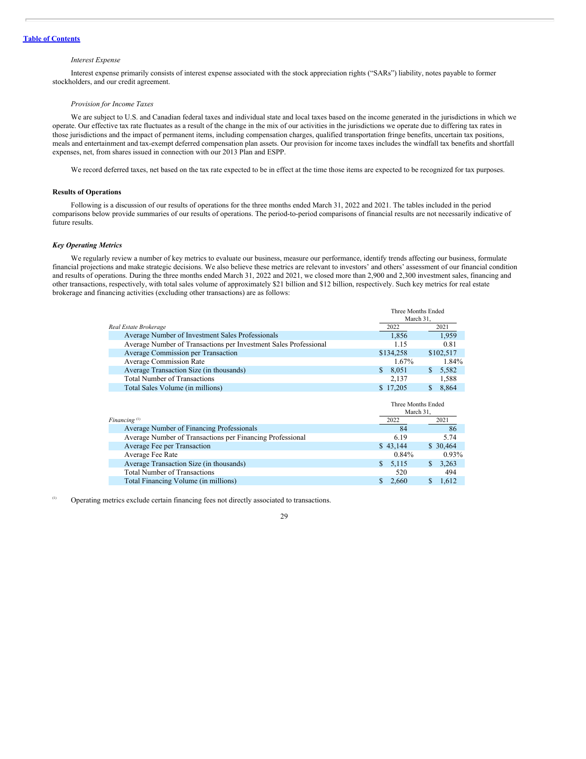*Interest Expense*

Interest expense primarily consists of interest expense associated with the stock appreciation rights ("SARs") liability, notes payable to former stockholders, and our credit agreement.

*Provision for Income Taxes*

We are subject to U.S. and Canadian federal taxes and individual state and local taxes based on the income generated in the jurisdictions in which we operate. Our effective tax rate fluctuates as a result of the change in the mix of our activities in the jurisdictions we operate due to differing tax rates in those jurisdictions and the impact of permanent items, including compensation charges, qualified transportation fringe benefits, uncertain tax positions, meals and entertainment and tax-exempt deferred compensation plan assets. Our provision for income taxes includes the windfall tax benefits and shortfall expenses, net, from shares issued in connection with our 2013 Plan and ESPP.

We record deferred taxes, net based on the tax rate expected to be in effect at the time those items are expected to be recognized for tax purposes.

**Results of Operations**

Following is a discussion of our results of operations for the three months ended March 31, 2022 and 2021. The tables included in the period comparisons below provide summaries of our results of operations. The period-to-period comparisons of financial results are not necessarily indicative of future results.

***Key Operating Metrics***

We regularly review a number of key metrics to evaluate our business, measure our performance, identify trends affecting our business, formulate financial projections and make strategic decisions. We also believe these metrics are relevant to investors' and others' assessment of our financial condition and results of operations. During the three months ended March 31, 2022 and 2021, we closed more than 2,900 and 2,300 investment sales, financing and other transactions, respectively, with total sales volume of approximately $21 billion and $12 billion, respectively. Such key metrics for real estate brokerage and financing activities (excluding other transactions) are as follows:

| | Three Months Ended March 31, | |
|---|---|---|
| *Real Estate Brokerage* | 2022 | 2021 |
| Average Number of Investment Sales Professionals | 1,856 | 1,959 |
| Average Number of Transactions per Investment Sales Professional | 1.15 | 0.81 |
| Average Commission per Transaction | $134,258 | $102,517 |
| Average Commission Rate | 1.67% | 1.84% |
| Average Transaction Size (in thousands) | $ 8,051 | $ 5,582 |
| Total Number of Transactions | 2,137 | 1,588 |
| Total Sales Volume (in millions) | $ 17,205 | $ 8,864 |

| | Three Months Ended March 31, | |
|---|---|---|
| *Financing* [(1)] | 2022 | 2021 |
| Average Number of Financing Professionals | 84 | 86 |
| Average Number of Transactions per Financing Professional | 6.19 | 5.74 |
| Average Fee per Transaction | $ 43,144 | $ 30,464 |
| Average Fee Rate | 0.84% | 0.93% |
| Average Transaction Size (in thousands) | $ 5,115 | $ 3,263 |
| Total Number of Transactions | 520 | 494 |
| Total Financing Volume (in millions) | $ 2,660 | $ 1,612 |

(1) Operating metrics exclude certain financing fees not directly associated to transactions.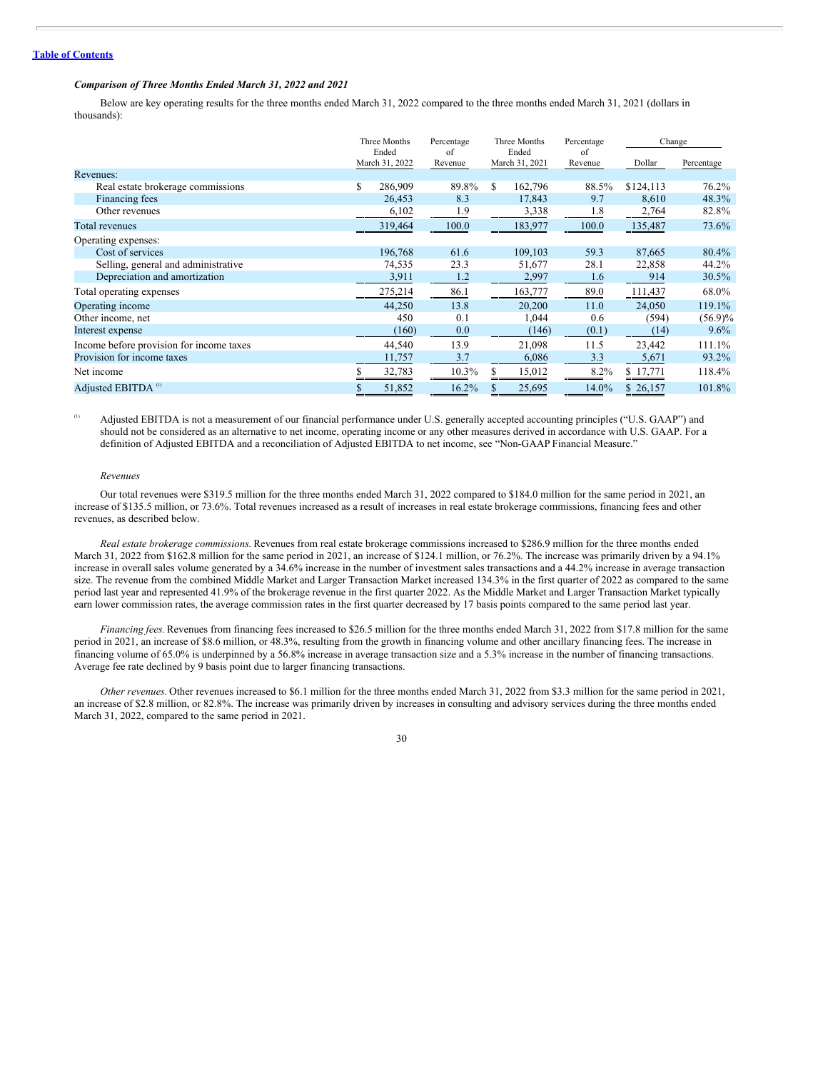### *Comparison of Three Months Ended March 31, 2022 and 2021*

Below are key operating results for the three months ended March 31, 2022 compared to the three months ended March 31, 2021 (dollars in thousands):

| | Three Months Ended March 31, 2022 | Percentage of Revenue | Three Months Ended March 31, 2021 | Percentage of Revenue | Change | |
|---|---|---|---|---|---|---|
| | | | | | Dollar | Percentage |
| Revenues: | | | | | | |
| Real estate brokerage commissions | $ 286,909 | 89.8% | $ 162,796 | 88.5% | $124,113 | 76.2% |
| Financing fees | 26,453 | 8.3 | 17,843 | 9.7 | 8,610 | 48.3% |
| Other revenues | 6,102 | 1.9 | 3,338 | 1.8 | 2,764 | 82.8% |
| Total revenues | 319,464 | 100.0 | 183,977 | 100.0 | 135,487 | 73.6% |
| Operating expenses: | | | | | | |
| Cost of services | 196,768 | 61.6 | 109,103 | 59.3 | 87,665 | 80.4% |
| Selling, general and administrative | 74,535 | 23.3 | 51,677 | 28.1 | 22,858 | 44.2% |
| Depreciation and amortization | 3,911 | 1.2 | 2,997 | 1.6 | 914 | 30.5% |
| Total operating expenses | 275,214 | 86.1 | 163,777 | 89.0 | 111,437 | 68.0% |
| Operating income | 44,250 | 13.8 | 20,200 | 11.0 | 24,050 | 119.1% |
| Other income, net | 450 | 0.1 | 1,044 | 0.6 | (594) | (56.9)% |
| Interest expense | (160) | 0.0 | (146) | (0.1) | (14) | 9.6% |
| Income before provision for income taxes | 44,540 | 13.9 | 21,098 | 11.5 | 23,442 | 111.1% |
| Provision for income taxes | 11,757 | 3.7 | 6,086 | 3.3 | 5,671 | 93.2% |
| Net income | $ 32,783 | 10.3% | $ 15,012 | 8.2% | $ 17,771 | 118.4% |
| Adjusted EBITDA [(1)] | $ 51,852 | 16.2% | $ 25,695 | 14.0% | $ 26,157 | 101.8% |

[(1)] Adjusted EBITDA is not a measurement of our financial performance under U.S. generally accepted accounting principles ("U.S. GAAP") and should not be considered as an alternative to net income, operating income or any other measures derived in accordance with U.S. GAAP. For a definition of Adjusted EBITDA and a reconciliation of Adjusted EBITDA to net income, see "Non-GAAP Financial Measure."

*Revenues*

Our total revenues were $319.5 million for the three months ended March 31, 2022 compared to $184.0 million for the same period in 2021, an increase of $135.5 million, or 73.6%. Total revenues increased as a result of increases in real estate brokerage commissions, financing fees and other revenues, as described below.

*Real estate brokerage commissions.* Revenues from real estate brokerage commissions increased to $286.9 million for the three months ended March 31, 2022 from $162.8 million for the same period in 2021, an increase of $124.1 million, or 76.2%. The increase was primarily driven by a 94.1% increase in overall sales volume generated by a 34.6% increase in the number of investment sales transactions and a 44.2% increase in average transaction size. The revenue from the combined Middle Market and Larger Transaction Market increased 134.3% in the first quarter of 2022 as compared to the same period last year and represented 41.9% of the brokerage revenue in the first quarter 2022. As the Middle Market and Larger Transaction Market typically earn lower commission rates, the average commission rates in the first quarter decreased by 17 basis points compared to the same period last year.

*Financing fees.* Revenues from financing fees increased to $26.5 million for the three months ended March 31, 2022 from $17.8 million for the same period in 2021, an increase of $8.6 million, or 48.3%, resulting from the growth in financing volume and other ancillary financing fees. The increase in financing volume of 65.0% is underpinned by a 56.8% increase in average transaction size and a 5.3% increase in the number of financing transactions. Average fee rate declined by 9 basis point due to larger financing transactions.

*Other revenues.* Other revenues increased to $6.1 million for the three months ended March 31, 2022 from $3.3 million for the same period in 2021, an increase of $2.8 million, or 82.8%. The increase was primarily driven by increases in consulting and advisory services during the three months ended March 31, 2022, compared to the same period in 2021.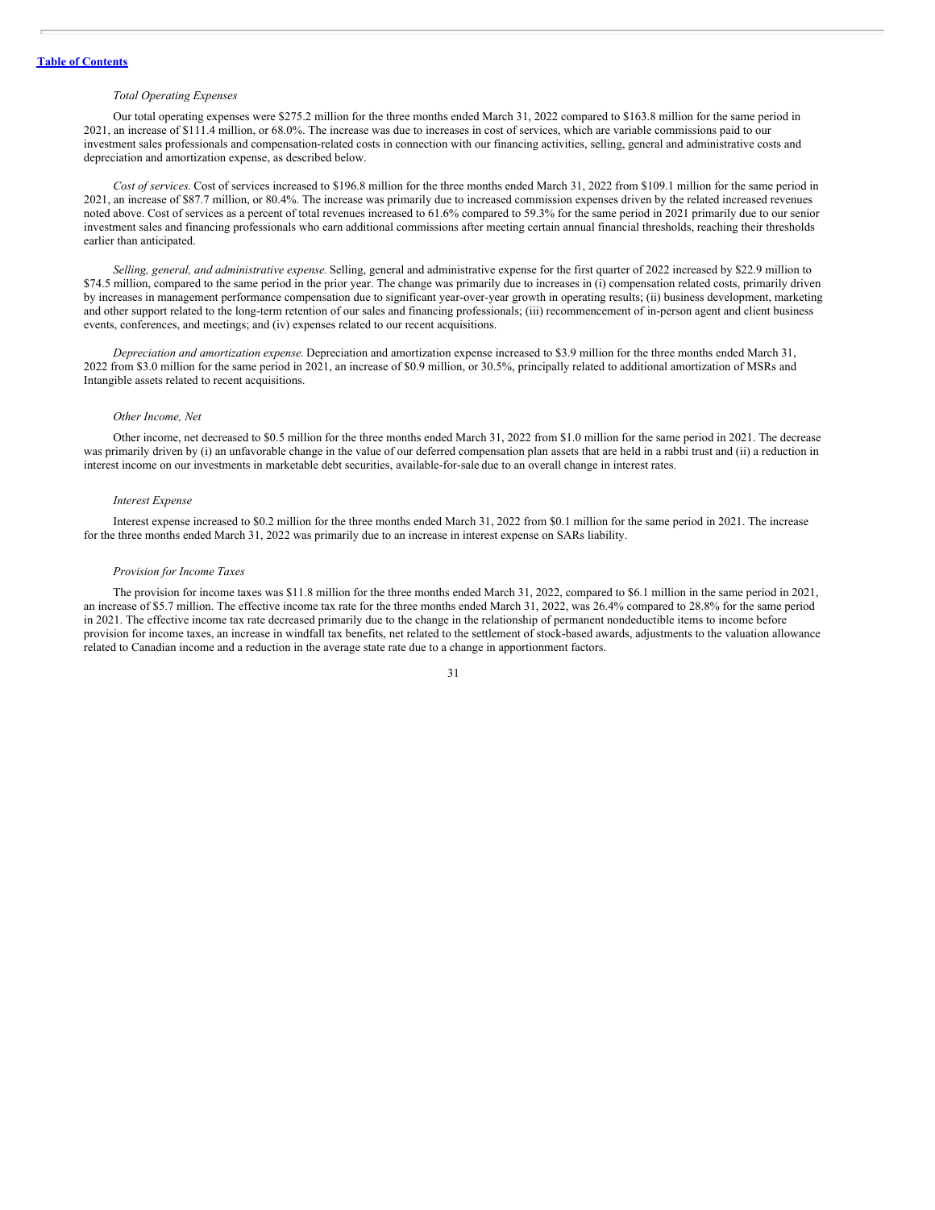*Total Operating Expenses*

Our total operating expenses were $275.2 million for the three months ended March 31, 2022 compared to $163.8 million for the same period in 2021, an increase of $111.4 million, or 68.0%. The increase was due to increases in cost of services, which are variable commissions paid to our investment sales professionals and compensation-related costs in connection with our financing activities, selling, general and administrative costs and depreciation and amortization expense, as described below.

*Cost of services.* Cost of services increased to $196.8 million for the three months ended March 31, 2022 from $109.1 million for the same period in 2021, an increase of $87.7 million, or 80.4%. The increase was primarily due to increased commission expenses driven by the related increased revenues noted above. Cost of services as a percent of total revenues increased to 61.6% compared to 59.3% for the same period in 2021 primarily due to our senior investment sales and financing professionals who earn additional commissions after meeting certain annual financial thresholds, reaching their thresholds earlier than anticipated.

*Selling, general, and administrative expense.* Selling, general and administrative expense for the first quarter of 2022 increased by $22.9 million to $74.5 million, compared to the same period in the prior year. The change was primarily due to increases in (i) compensation related costs, primarily driven by increases in management performance compensation due to significant year-over-year growth in operating results; (ii) business development, marketing and other support related to the long-term retention of our sales and financing professionals; (iii) recommencement of in-person agent and client business events, conferences, and meetings; and (iv) expenses related to our recent acquisitions.

*Depreciation and amortization expense.* Depreciation and amortization expense increased to $3.9 million for the three months ended March 31, 2022 from $3.0 million for the same period in 2021, an increase of $0.9 million, or 30.5%, principally related to additional amortization of MSRs and Intangible assets related to recent acquisitions.

*Other Income, Net*

Other income, net decreased to $0.5 million for the three months ended March 31, 2022 from $1.0 million for the same period in 2021. The decrease was primarily driven by (i) an unfavorable change in the value of our deferred compensation plan assets that are held in a rabbi trust and (ii) a reduction in interest income on our investments in marketable debt securities, available-for-sale due to an overall change in interest rates.

*Interest Expense*

Interest expense increased to $0.2 million for the three months ended March 31, 2022 from $0.1 million for the same period in 2021. The increase for the three months ended March 31, 2022 was primarily due to an increase in interest expense on SARs liability.

*Provision for Income Taxes*

The provision for income taxes was $11.8 million for the three months ended March 31, 2022, compared to $6.1 million in the same period in 2021, an increase of $5.7 million. The effective income tax rate for the three months ended March 31, 2022, was 26.4% compared to 28.8% for the same period in 2021. The effective income tax rate decreased primarily due to the change in the relationship of permanent nondeductible items to income before provision for income taxes, an increase in windfall tax benefits, net related to the settlement of stock-based awards, adjustments to the valuation allowance related to Canadian income and a reduction in the average state rate due to a change in apportionment factors.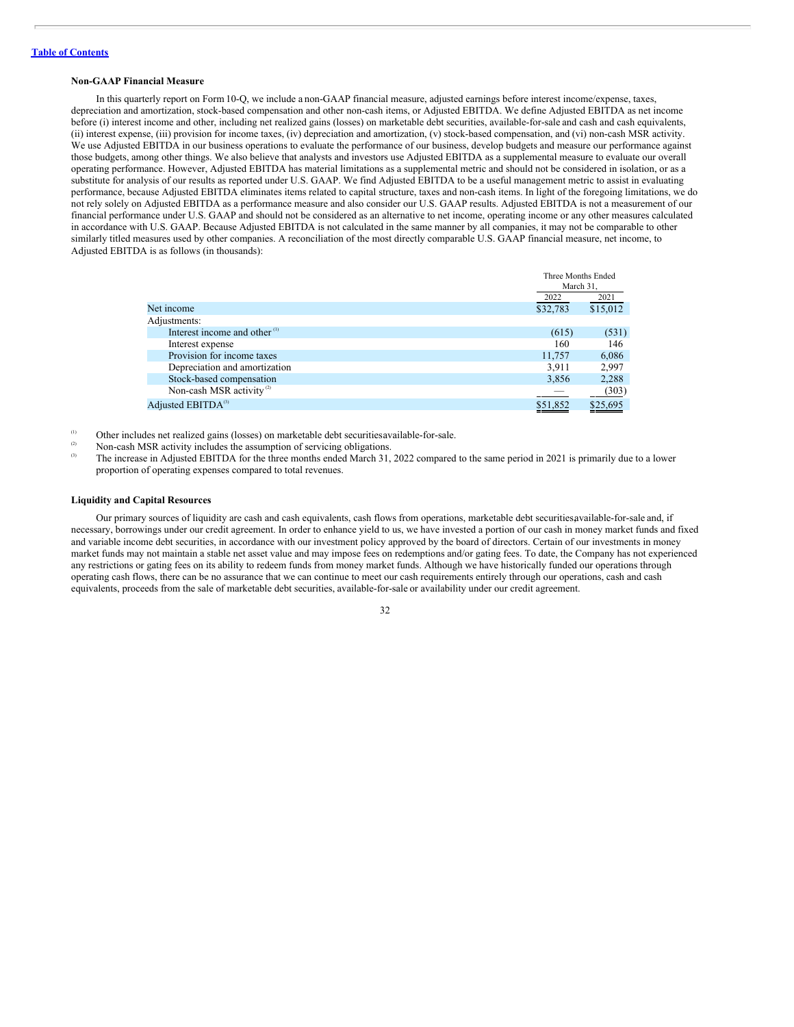**Non-GAAP Financial Measure**

In this quarterly report on Form 10-Q, we include a non-GAAP financial measure, adjusted earnings before interest income/expense, taxes, depreciation and amortization, stock-based compensation and other non-cash items, or Adjusted EBITDA. We define Adjusted EBITDA as net income before (i) interest income and other, including net realized gains (losses) on marketable debt securities, available-for-sale and cash and cash equivalents, (ii) interest expense, (iii) provision for income taxes, (iv) depreciation and amortization, (v) stock-based compensation, and (vi) non-cash MSR activity. We use Adjusted EBITDA in our business operations to evaluate the performance of our business, develop budgets and measure our performance against those budgets, among other things. We also believe that analysts and investors use Adjusted EBITDA as a supplemental measure to evaluate our overall operating performance. However, Adjusted EBITDA has material limitations as a supplemental metric and should not be considered in isolation, or as a substitute for analysis of our results as reported under U.S. GAAP. We find Adjusted EBITDA to be a useful management metric to assist in evaluating performance, because Adjusted EBITDA eliminates items related to capital structure, taxes and non-cash items. In light of the foregoing limitations, we do not rely solely on Adjusted EBITDA as a performance measure and also consider our U.S. GAAP results. Adjusted EBITDA is not a measurement of our financial performance under U.S. GAAP and should not be considered as an alternative to net income, operating income or any other measures calculated in accordance with U.S. GAAP. Because Adjusted EBITDA is not calculated in the same manner by all companies, it may not be comparable to other similarly titled measures used by other companies. A reconciliation of the most directly comparable U.S. GAAP financial measure, net income, to Adjusted EBITDA is as follows (in thousands):

| | Three Months Ended March 31, | |
|---|---|---|
| | 2022 | 2021 |
| Net income | $32,783 | $15,012 |
| Adjustments: | | |
| Interest income and other [1] | (615) | (531) |
| Interest expense | 160 | 146 |
| Provision for income taxes | 11,757 | 6,086 |
| Depreciation and amortization | 3,911 | 2,997 |
| Stock-based compensation | 3,856 | 2,288 |
| Non-cash MSR activity [2] | — | (303) |
| Adjusted EBITDA[3] | $51,852 | $25,695 |

[1] Other includes net realized gains (losses) on marketable debt securities available-for-sale.

[2] Non-cash MSR activity includes the assumption of servicing obligations.

[3] The increase in Adjusted EBITDA for the three months ended March 31, 2022 compared to the same period in 2021 is primarily due to a lower proportion of operating expenses compared to total revenues.

**Liquidity and Capital Resources**

Our primary sources of liquidity are cash and cash equivalents, cash flows from operations, marketable debt securities, available-for-sale and, if necessary, borrowings under our credit agreement. In order to enhance yield to us, we have invested a portion of our cash in money market funds and fixed and variable income debt securities, in accordance with our investment policy approved by the board of directors. Certain of our investments in money market funds may not maintain a stable net asset value and may impose fees on redemptions and/or gating fees. To date, the Company has not experienced any restrictions or gating fees on its ability to redeem funds from money market funds. Although we have historically funded our operations through operating cash flows, there can be no assurance that we can continue to meet our cash requirements entirely through our operations, cash and cash equivalents, proceeds from the sale of marketable debt securities, available-for-sale or availability under our credit agreement.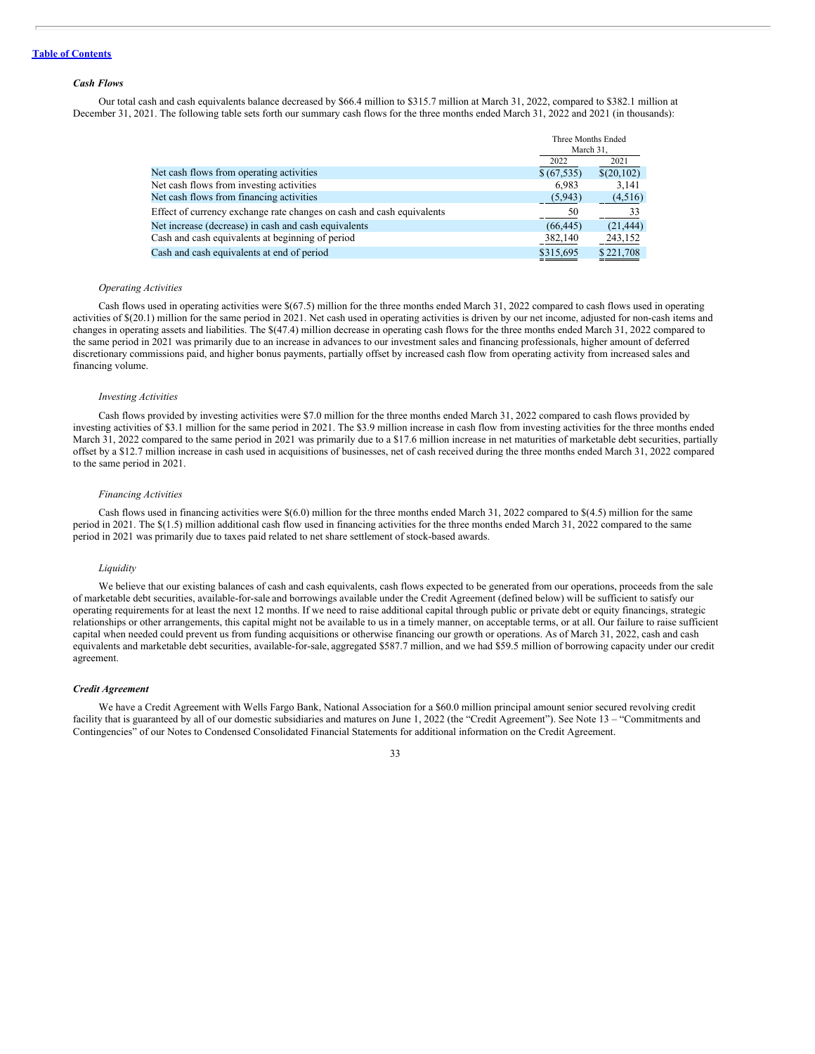### *Cash Flows*

Our total cash and cash equivalents balance decreased by $66.4 million to $315.7 million at March 31, 2022, compared to $382.1 million at December 31, 2021. The following table sets forth our summary cash flows for the three months ended March 31, 2022 and 2021 (in thousands):

| | Three Months Ended March 31, | |
|---|---|---|
| | 2022 | 2021 |
| Net cash flows from operating activities | $ (67,535) | $(20,102) |
| Net cash flows from investing activities | 6,983 | 3,141 |
| Net cash flows from financing activities | (5,943) | (4,516) |
| Effect of currency exchange rate changes on cash and cash equivalents | 50 | 33 |
| Net increase (decrease) in cash and cash equivalents | (66,445) | (21,444) |
| Cash and cash equivalents at beginning of period | 382,140 | 243,152 |
| Cash and cash equivalents at end of period | $315,695 | $ 221,708 |

*Operating Activities*

Cash flows used in operating activities were $(67.5) million for the three months ended March 31, 2022 compared to cash flows used in operating activities of $(20.1) million for the same period in 2021. Net cash used in operating activities is driven by our net income, adjusted for non-cash items and changes in operating assets and liabilities. The $(47.4) million decrease in operating cash flows for the three months ended March 31, 2022 compared to the same period in 2021 was primarily due to an increase in advances to our investment sales and financing professionals, higher amount of deferred discretionary commissions paid, and higher bonus payments, partially offset by increased cash flow from operating activity from increased sales and financing volume.

*Investing Activities*

Cash flows provided by investing activities were $7.0 million for the three months ended March 31, 2022 compared to cash flows provided by investing activities of $3.1 million for the same period in 2021. The $3.9 million increase in cash flow from investing activities for the three months ended March 31, 2022 compared to the same period in 2021 was primarily due to a $17.6 million increase in net maturities of marketable debt securities, partially offset by a $12.7 million increase in cash used in acquisitions of businesses, net of cash received during the three months ended March 31, 2022 compared to the same period in 2021.

*Financing Activities*

Cash flows used in financing activities were $(6.0) million for the three months ended March 31, 2022 compared to $(4.5) million for the same period in 2021. The $(1.5) million additional cash flow used in financing activities for the three months ended March 31, 2022 compared to the same period in 2021 was primarily due to taxes paid related to net share settlement of stock-based awards.

*Liquidity*

We believe that our existing balances of cash and cash equivalents, cash flows expected to be generated from our operations, proceeds from the sale of marketable debt securities, available-for-sale and borrowings available under the Credit Agreement (defined below) will be sufficient to satisfy our operating requirements for at least the next 12 months. If we need to raise additional capital through public or private debt or equity financings, strategic relationships or other arrangements, this capital might not be available to us in a timely manner, on acceptable terms, or at all. Our failure to raise sufficient capital when needed could prevent us from funding acquisitions or otherwise financing our growth or operations. As of March 31, 2022, cash and cash equivalents and marketable debt securities, available-for-sale, aggregated $587.7 million, and we had $59.5 million of borrowing capacity under our credit agreement.

### *Credit Agreement*

We have a Credit Agreement with Wells Fargo Bank, National Association for a $60.0 million principal amount senior secured revolving credit facility that is guaranteed by all of our domestic subsidiaries and matures on June 1, 2022 (the "Credit Agreement"). See Note 13 – "Commitments and Contingencies" of our Notes to Condensed Consolidated Financial Statements for additional information on the Credit Agreement.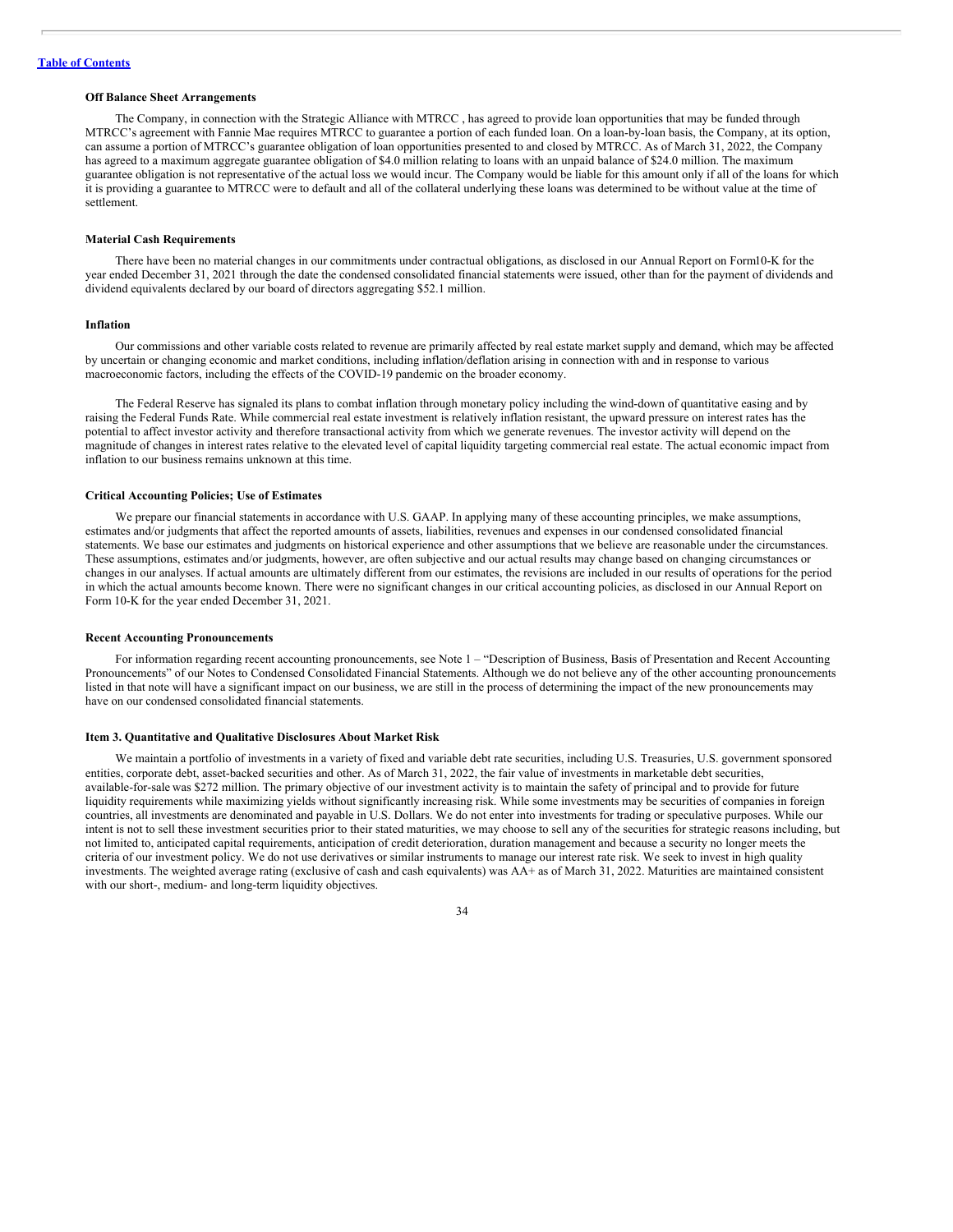**Off Balance Sheet Arrangements**

The Company, in connection with the Strategic Alliance with MTRCC , has agreed to provide loan opportunities that may be funded through MTRCC's agreement with Fannie Mae requires MTRCC to guarantee a portion of each funded loan. On a loan-by-loan basis, the Company, at its option, can assume a portion of MTRCC's guarantee obligation of loan opportunities presented to and closed by MTRCC. As of March 31, 2022, the Company has agreed to a maximum aggregate guarantee obligation of $4.0 million relating to loans with an unpaid balance of $24.0 million. The maximum guarantee obligation is not representative of the actual loss we would incur. The Company would be liable for this amount only if all of the loans for which it is providing a guarantee to MTRCC were to default and all of the collateral underlying these loans was determined to be without value at the time of settlement.

**Material Cash Requirements**

There have been no material changes in our commitments under contractual obligations, as disclosed in our Annual Report on Form10-K for the year ended December 31, 2021 through the date the condensed consolidated financial statements were issued, other than for the payment of dividends and dividend equivalents declared by our board of directors aggregating $52.1 million.

**Inflation**

Our commissions and other variable costs related to revenue are primarily affected by real estate market supply and demand, which may be affected by uncertain or changing economic and market conditions, including inflation/deflation arising in connection with and in response to various macroeconomic factors, including the effects of the COVID-19 pandemic on the broader economy.

The Federal Reserve has signaled its plans to combat inflation through monetary policy including the wind-down of quantitative easing and by raising the Federal Funds Rate. While commercial real estate investment is relatively inflation resistant, the upward pressure on interest rates has the potential to affect investor activity and therefore transactional activity from which we generate revenues. The investor activity will depend on the magnitude of changes in interest rates relative to the elevated level of capital liquidity targeting commercial real estate. The actual economic impact from inflation to our business remains unknown at this time.

**Critical Accounting Policies; Use of Estimates**

We prepare our financial statements in accordance with U.S. GAAP. In applying many of these accounting principles, we make assumptions, estimates and/or judgments that affect the reported amounts of assets, liabilities, revenues and expenses in our condensed consolidated financial statements. We base our estimates and judgments on historical experience and other assumptions that we believe are reasonable under the circumstances. These assumptions, estimates and/or judgments, however, are often subjective and our actual results may change based on changing circumstances or changes in our analyses. If actual amounts are ultimately different from our estimates, the revisions are included in our results of operations for the period in which the actual amounts become known. There were no significant changes in our critical accounting policies, as disclosed in our Annual Report on Form 10-K for the year ended December 31, 2021.

**Recent Accounting Pronouncements**

For information regarding recent accounting pronouncements, see Note 1 – "Description of Business, Basis of Presentation and Recent Accounting Pronouncements" of our Notes to Condensed Consolidated Financial Statements. Although we do not believe any of the other accounting pronouncements listed in that note will have a significant impact on our business, we are still in the process of determining the impact of the new pronouncements may have on our condensed consolidated financial statements.

**Item 3. Quantitative and Qualitative Disclosures About Market Risk**

We maintain a portfolio of investments in a variety of fixed and variable debt rate securities, including U.S. Treasuries, U.S. government sponsored entities, corporate debt, asset-backed securities and other. As of March 31, 2022, the fair value of investments in marketable debt securities, available-for-sale was $272 million. The primary objective of our investment activity is to maintain the safety of principal and to provide for future liquidity requirements while maximizing yields without significantly increasing risk. While some investments may be securities of companies in foreign countries, all investments are denominated and payable in U.S. Dollars. We do not enter into investments for trading or speculative purposes. While our intent is not to sell these investment securities prior to their stated maturities, we may choose to sell any of the securities for strategic reasons including, but not limited to, anticipated capital requirements, anticipation of credit deterioration, duration management and because a security no longer meets the criteria of our investment policy. We do not use derivatives or similar instruments to manage our interest rate risk. We seek to invest in high quality investments. The weighted average rating (exclusive of cash and cash equivalents) was AA+ as of March 31, 2022. Maturities are maintained consistent with our short-, medium- and long-term liquidity objectives.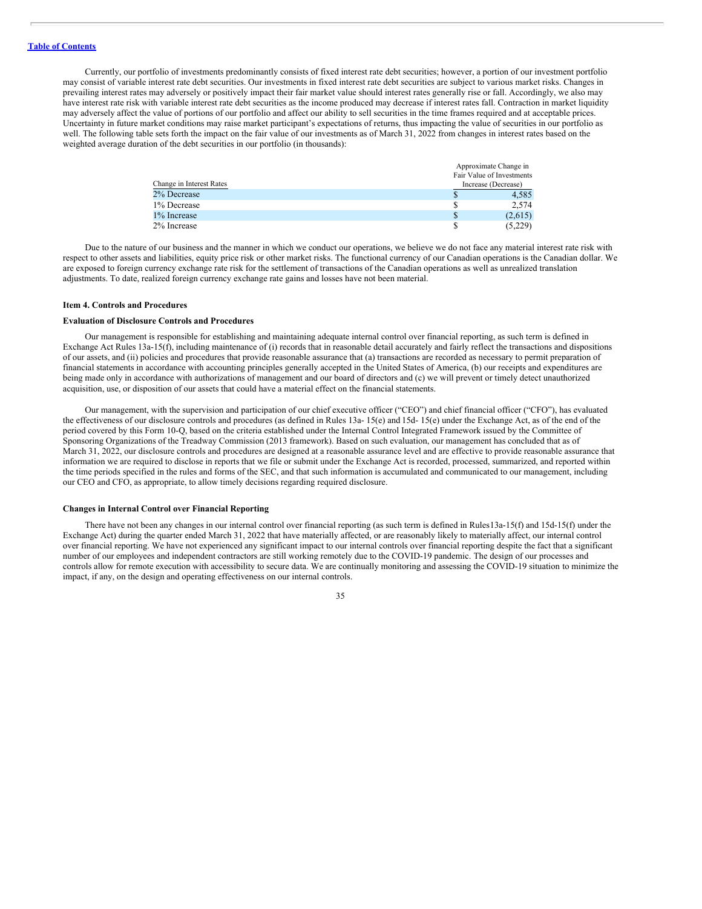Currently, our portfolio of investments predominantly consists of fixed interest rate debt securities; however, a portion of our investment portfolio may consist of variable interest rate debt securities. Our investments in fixed interest rate debt securities are subject to various market risks. Changes in prevailing interest rates may adversely or positively impact their fair market value should interest rates generally rise or fall. Accordingly, we also may have interest rate risk with variable interest rate debt securities as the income produced may decrease if interest rates fall. Contraction in market liquidity may adversely affect the value of portions of our portfolio and affect our ability to sell securities in the time frames required and at acceptable prices. Uncertainty in future market conditions may raise market participant's expectations of returns, thus impacting the value of securities in our portfolio as well. The following table sets forth the impact on the fair value of our investments as of March 31, 2022 from changes in interest rates based on the weighted average duration of the debt securities in our portfolio (in thousands):

| Change in Interest Rates | Approximate Change in Fair Value of Investments Increase (Decrease) |
|---|---|
| 2% Decrease | $ 4,585 |
| 1% Decrease | $ 2,574 |
| 1% Increase | $ (2,615) |
| 2% Increase | $ (5,229) |

Due to the nature of our business and the manner in which we conduct our operations, we believe we do not face any material interest rate risk with respect to other assets and liabilities, equity price risk or other market risks. The functional currency of our Canadian operations is the Canadian dollar. We are exposed to foreign currency exchange rate risk for the settlement of transactions of the Canadian operations as well as unrealized translation adjustments. To date, realized foreign currency exchange rate gains and losses have not been material.

### Item 4. Controls and Procedures

#### Evaluation of Disclosure Controls and Procedures

Our management is responsible for establishing and maintaining adequate internal control over financial reporting, as such term is defined in Exchange Act Rules 13a-15(f), including maintenance of (i) records that in reasonable detail accurately and fairly reflect the transactions and dispositions of our assets, and (ii) policies and procedures that provide reasonable assurance that (a) transactions are recorded as necessary to permit preparation of financial statements in accordance with accounting principles generally accepted in the United States of America, (b) our receipts and expenditures are being made only in accordance with authorizations of management and our board of directors and (c) we will prevent or timely detect unauthorized acquisition, use, or disposition of our assets that could have a material effect on the financial statements.

Our management, with the supervision and participation of our chief executive officer ("CEO") and chief financial officer ("CFO"), has evaluated the effectiveness of our disclosure controls and procedures (as defined in Rules 13a- 15(e) and 15d- 15(e) under the Exchange Act, as of the end of the period covered by this Form 10-Q, based on the criteria established under the Internal Control Integrated Framework issued by the Committee of Sponsoring Organizations of the Treadway Commission (2013 framework). Based on such evaluation, our management has concluded that as of March 31, 2022, our disclosure controls and procedures are designed at a reasonable assurance level and are effective to provide reasonable assurance that information we are required to disclose in reports that we file or submit under the Exchange Act is recorded, processed, summarized, and reported within the time periods specified in the rules and forms of the SEC, and that such information is accumulated and communicated to our management, including our CEO and CFO, as appropriate, to allow timely decisions regarding required disclosure.

#### Changes in Internal Control over Financial Reporting

There have not been any changes in our internal control over financial reporting (as such term is defined in Rules13a-15(f) and 15d-15(f) under the Exchange Act) during the quarter ended March 31, 2022 that have materially affected, or are reasonably likely to materially affect, our internal control over financial reporting. We have not experienced any significant impact to our internal controls over financial reporting despite the fact that a significant number of our employees and independent contractors are still working remotely due to the COVID-19 pandemic. The design of our processes and controls allow for remote execution with accessibility to secure data. We are continually monitoring and assessing the COVID-19 situation to minimize the impact, if any, on the design and operating effectiveness on our internal controls.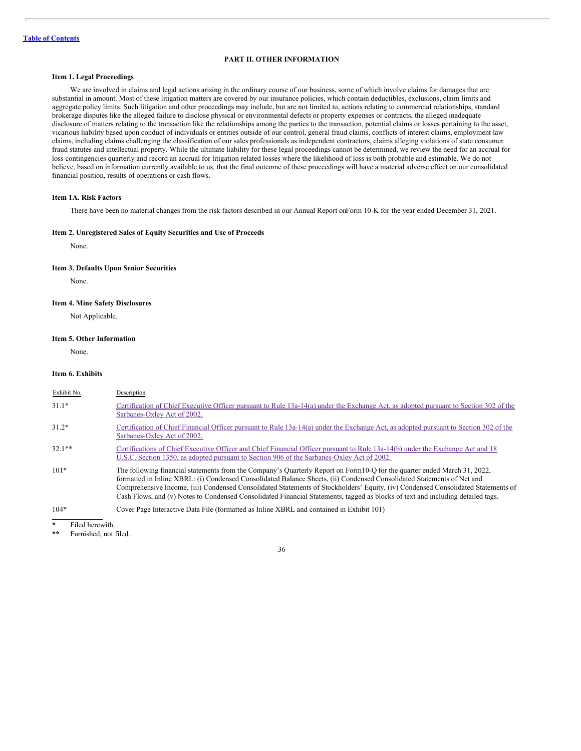Table of Contents

## PART II. OTHER INFORMATION

### Item 1. Legal Proceedings

We are involved in claims and legal actions arising in the ordinary course of our business, some of which involve claims for damages that are substantial in amount. Most of these litigation matters are covered by our insurance policies, which contain deductibles, exclusions, claim limits and aggregate policy limits. Such litigation and other proceedings may include, but are not limited to, actions relating to commercial relationships, standard brokerage disputes like the alleged failure to disclose physical or environmental defects or property expenses or contracts, the alleged inadequate disclosure of matters relating to the transaction like the relationships among the parties to the transaction, potential claims or losses pertaining to the asset, vicarious liability based upon conduct of individuals or entities outside of our control, general fraud claims, conflicts of interest claims, employment law claims, including claims challenging the classification of our sales professionals as independent contractors, claims alleging violations of state consumer fraud statutes and intellectual property. While the ultimate liability for these legal proceedings cannot be determined, we review the need for an accrual for loss contingencies quarterly and record an accrual for litigation related losses where the likelihood of loss is both probable and estimable. We do not believe, based on information currently available to us, that the final outcome of these proceedings will have a material adverse effect on our consolidated financial position, results of operations or cash flows.

### Item 1A. Risk Factors

There have been no material changes from the risk factors described in our Annual Report on Form 10-K for the year ended December 31, 2021.

### Item 2. Unregistered Sales of Equity Securities and Use of Proceeds

None.

### Item 3. Defaults Upon Senior Securities

None.

### Item 4. Mine Safety Disclosures

Not Applicable.

### Item 5. Other Information

None.

### Item 6. Exhibits

| Exhibit No. | Description |
|---|---|
| 31.1* | Certification of Chief Executive Officer pursuant to Rule 13a-14(a) under the Exchange Act, as adopted pursuant to Section 302 of the Sarbanes-Oxley Act of 2002. |
| 31.2* | Certification of Chief Financial Officer pursuant to Rule 13a-14(a) under the Exchange Act, as adopted pursuant to Section 302 of the Sarbanes-Oxley Act of 2002. |
| 32.1** | Certifications of Chief Executive Officer and Chief Financial Officer pursuant to Rule 13a-14(b) under the Exchange Act and 18 U.S.C. Section 1350, as adopted pursuant to Section 906 of the Sarbanes-Oxley Act of 2002. |
| 101* | The following financial statements from the Company's Quarterly Report on Form10-Q for the quarter ended March 31, 2022, formatted in Inline XBRL: (i) Condensed Consolidated Balance Sheets, (ii) Condensed Consolidated Statements of Net and Comprehensive Income, (iii) Condensed Consolidated Statements of Stockholders' Equity, (iv) Condensed Consolidated Statements of Cash Flows, and (v) Notes to Condensed Consolidated Financial Statements, tagged as blocks of text and including detailed tags. |
| 104* | Cover Page Interactive Data File (formatted as Inline XBRL and contained in Exhibit 101) |

\* Filed herewith.

\*\* Furnished, not filed.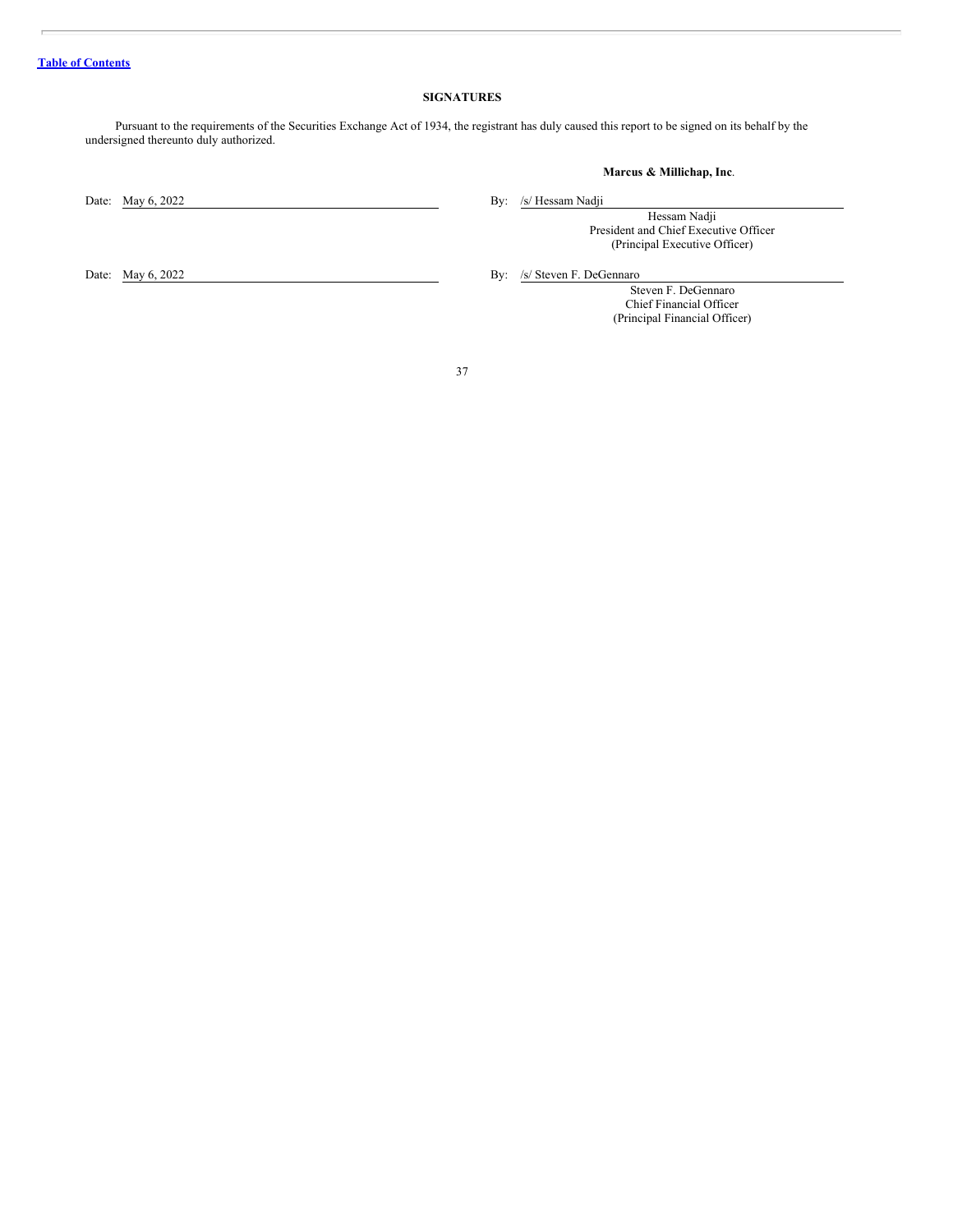## SIGNATURES

Pursuant to the requirements of the Securities Exchange Act of 1934, the registrant has duly caused this report to be signed on its behalf by the undersigned thereunto duly authorized.

**Marcus & Millichap, Inc**.

Date: May 6, 2022

By: /s/ Hessam Nadji

Hessam Nadji
President and Chief Executive Officer
(Principal Executive Officer)

Date: May 6, 2022

By: /s/ Steven F. DeGennaro

Steven F. DeGennaro
Chief Financial Officer
(Principal Financial Officer)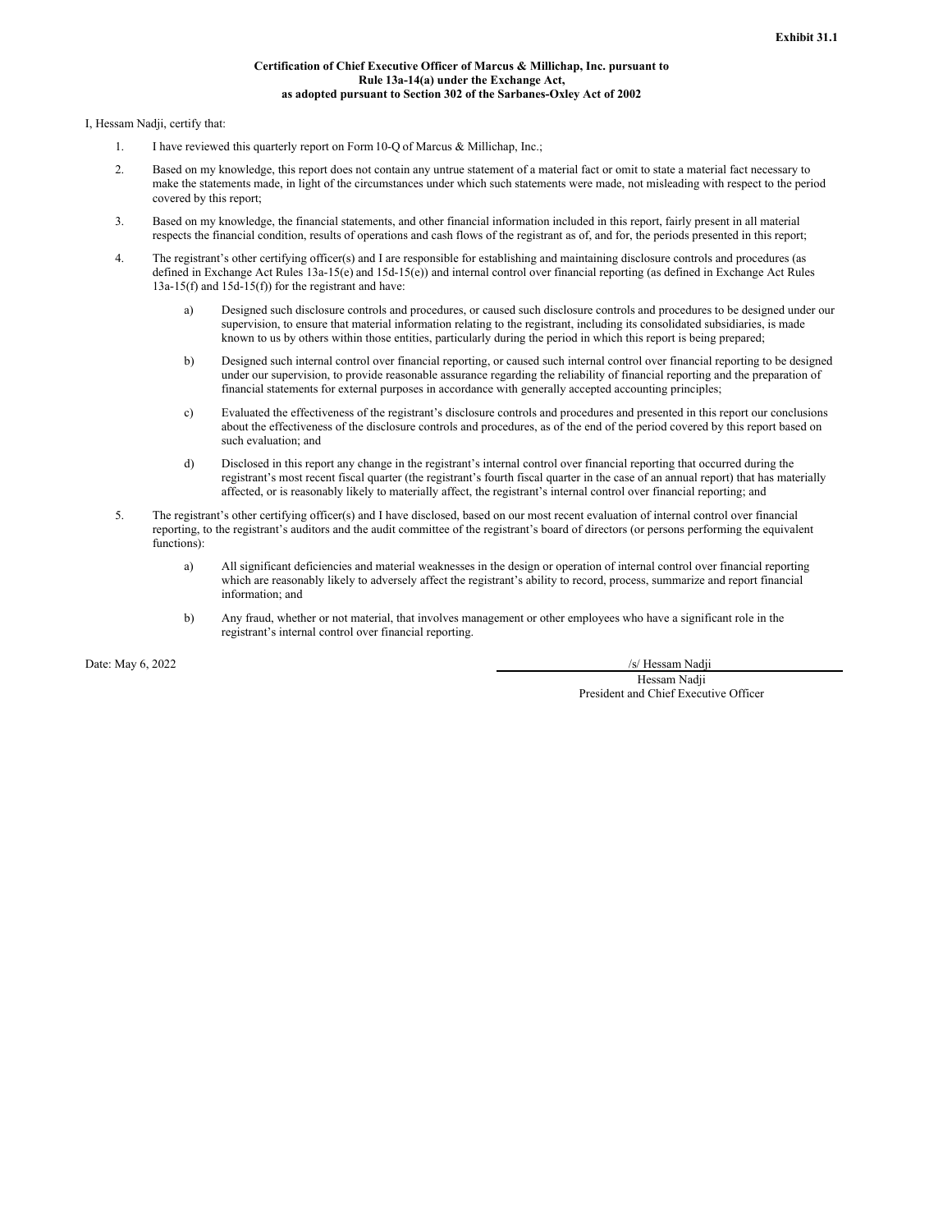**Exhibit 31.1**

**Certification of Chief Executive Officer of Marcus & Millichap, Inc. pursuant to Rule 13a-14(a) under the Exchange Act, as adopted pursuant to Section 302 of the Sarbanes-Oxley Act of 2002**

I, Hessam Nadji, certify that:

1. I have reviewed this quarterly report on Form 10-Q of Marcus & Millichap, Inc.;

2. Based on my knowledge, this report does not contain any untrue statement of a material fact or omit to state a material fact necessary to make the statements made, in light of the circumstances under which such statements were made, not misleading with respect to the period covered by this report;

3. Based on my knowledge, the financial statements, and other financial information included in this report, fairly present in all material respects the financial condition, results of operations and cash flows of the registrant as of, and for, the periods presented in this report;

4. The registrant's other certifying officer(s) and I are responsible for establishing and maintaining disclosure controls and procedures (as defined in Exchange Act Rules 13a-15(e) and 15d-15(e)) and internal control over financial reporting (as defined in Exchange Act Rules 13a-15(f) and 15d-15(f)) for the registrant and have:

   a) Designed such disclosure controls and procedures, or caused such disclosure controls and procedures to be designed under our supervision, to ensure that material information relating to the registrant, including its consolidated subsidiaries, is made known to us by others within those entities, particularly during the period in which this report is being prepared;

   b) Designed such internal control over financial reporting, or caused such internal control over financial reporting to be designed under our supervision, to provide reasonable assurance regarding the reliability of financial reporting and the preparation of financial statements for external purposes in accordance with generally accepted accounting principles;

   c) Evaluated the effectiveness of the registrant's disclosure controls and procedures and presented in this report our conclusions about the effectiveness of the disclosure controls and procedures, as of the end of the period covered by this report based on such evaluation; and

   d) Disclosed in this report any change in the registrant's internal control over financial reporting that occurred during the registrant's most recent fiscal quarter (the registrant's fourth fiscal quarter in the case of an annual report) that has materially affected, or is reasonably likely to materially affect, the registrant's internal control over financial reporting; and

5. The registrant's other certifying officer(s) and I have disclosed, based on our most recent evaluation of internal control over financial reporting, to the registrant's auditors and the audit committee of the registrant's board of directors (or persons performing the equivalent functions):

   a) All significant deficiencies and material weaknesses in the design or operation of internal control over financial reporting which are reasonably likely to adversely affect the registrant's ability to record, process, summarize and report financial information; and

   b) Any fraud, whether or not material, that involves management or other employees who have a significant role in the registrant's internal control over financial reporting.

Date: May 6, 2022

/s/ Hessam Nadji

Hessam Nadji
President and Chief Executive Officer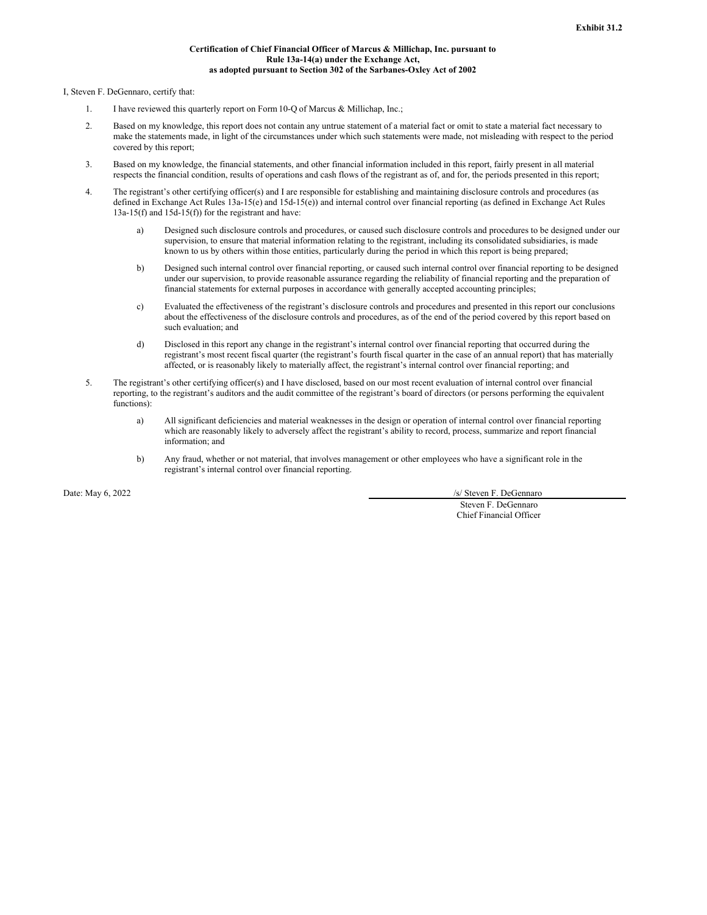**Exhibit 31.2**

**Certification of Chief Financial Officer of Marcus & Millichap, Inc. pursuant to Rule 13a-14(a) under the Exchange Act, as adopted pursuant to Section 302 of the Sarbanes-Oxley Act of 2002**

I, Steven F. DeGennaro, certify that:

1. I have reviewed this quarterly report on Form 10-Q of Marcus & Millichap, Inc.;
2. Based on my knowledge, this report does not contain any untrue statement of a material fact or omit to state a material fact necessary to make the statements made, in light of the circumstances under which such statements were made, not misleading with respect to the period covered by this report;
3. Based on my knowledge, the financial statements, and other financial information included in this report, fairly present in all material respects the financial condition, results of operations and cash flows of the registrant as of, and for, the periods presented in this report;
4. The registrant's other certifying officer(s) and I are responsible for establishing and maintaining disclosure controls and procedures (as defined in Exchange Act Rules 13a-15(e) and 15d-15(e)) and internal control over financial reporting (as defined in Exchange Act Rules 13a-15(f) and 15d-15(f)) for the registrant and have:
   a) Designed such disclosure controls and procedures, or caused such disclosure controls and procedures to be designed under our supervision, to ensure that material information relating to the registrant, including its consolidated subsidiaries, is made known to us by others within those entities, particularly during the period in which this report is being prepared;
   b) Designed such internal control over financial reporting, or caused such internal control over financial reporting to be designed under our supervision, to provide reasonable assurance regarding the reliability of financial reporting and the preparation of financial statements for external purposes in accordance with generally accepted accounting principles;
   c) Evaluated the effectiveness of the registrant's disclosure controls and procedures and presented in this report our conclusions about the effectiveness of the disclosure controls and procedures, as of the end of the period covered by this report based on such evaluation; and
   d) Disclosed in this report any change in the registrant's internal control over financial reporting that occurred during the registrant's most recent fiscal quarter (the registrant's fourth fiscal quarter in the case of an annual report) that has materially affected, or is reasonably likely to materially affect, the registrant's internal control over financial reporting; and
5. The registrant's other certifying officer(s) and I have disclosed, based on our most recent evaluation of internal control over financial reporting, to the registrant's auditors and the audit committee of the registrant's board of directors (or persons performing the equivalent functions):
   a) All significant deficiencies and material weaknesses in the design or operation of internal control over financial reporting which are reasonably likely to adversely affect the registrant's ability to record, process, summarize and report financial information; and
   b) Any fraud, whether or not material, that involves management or other employees who have a significant role in the registrant's internal control over financial reporting.

Date: May 6, 2022

/s/ Steven F. DeGennaro

Steven F. DeGennaro
Chief Financial Officer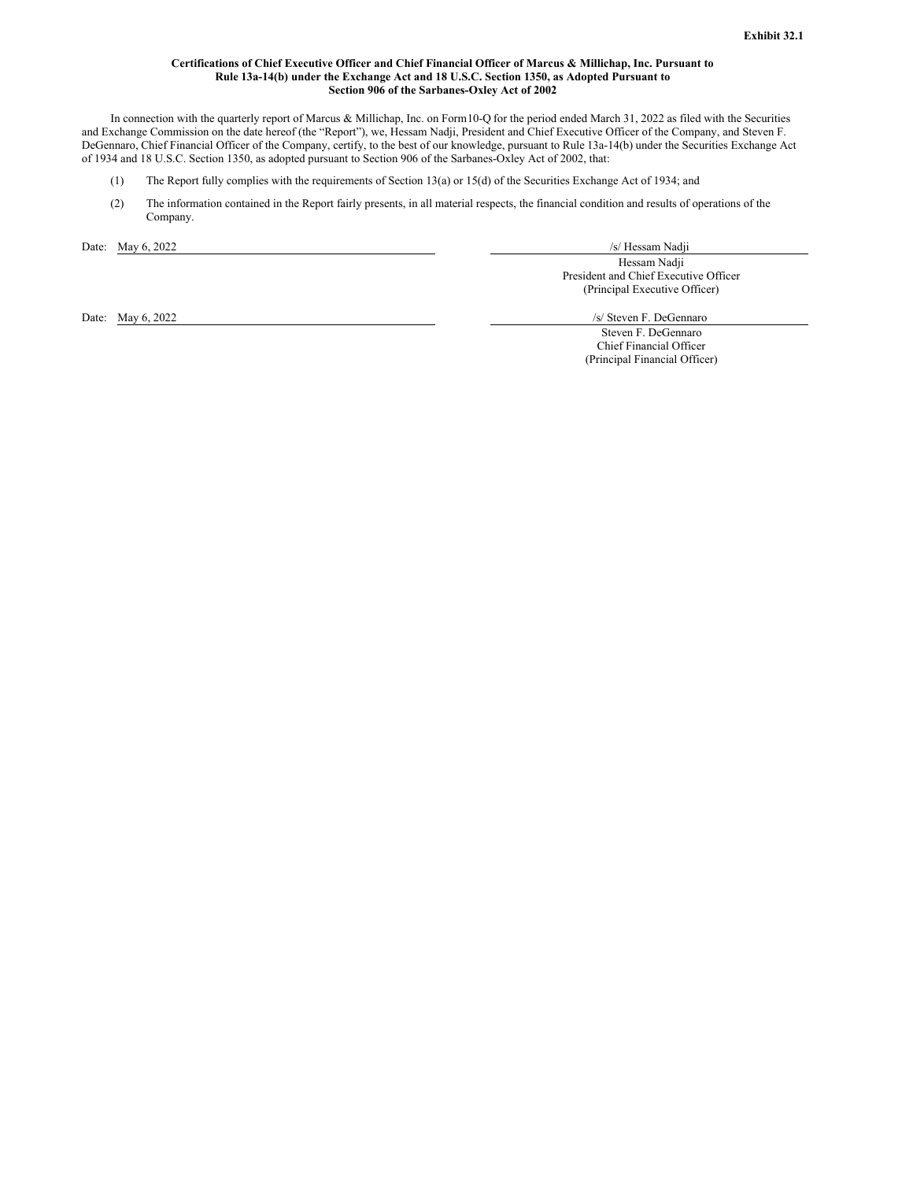**Exhibit 32.1**

**Certifications of Chief Executive Officer and Chief Financial Officer of Marcus & Millichap, Inc. Pursuant to Rule 13a-14(b) under the Exchange Act and 18 U.S.C. Section 1350, as Adopted Pursuant to Section 906 of the Sarbanes-Oxley Act of 2002**

In connection with the quarterly report of Marcus & Millichap, Inc. on Form10-Q for the period ended March 31, 2022 as filed with the Securities and Exchange Commission on the date hereof (the "Report"), we, Hessam Nadji, President and Chief Executive Officer of the Company, and Steven F. DeGennaro, Chief Financial Officer of the Company, certify, to the best of our knowledge, pursuant to Rule 13a-14(b) under the Securities Exchange Act of 1934 and 18 U.S.C. Section 1350, as adopted pursuant to Section 906 of the Sarbanes-Oxley Act of 2002, that:

(1) The Report fully complies with the requirements of Section 13(a) or 15(d) of the Securities Exchange Act of 1934; and

(2) The information contained in the Report fairly presents, in all material respects, the financial condition and results of operations of the Company.

Date: May 6, 2022

/s/ Hessam Nadji
Hessam Nadji
President and Chief Executive Officer
(Principal Executive Officer)

Date: May 6, 2022

/s/ Steven F. DeGennaro
Steven F. DeGennaro
Chief Financial Officer
(Principal Financial Officer)